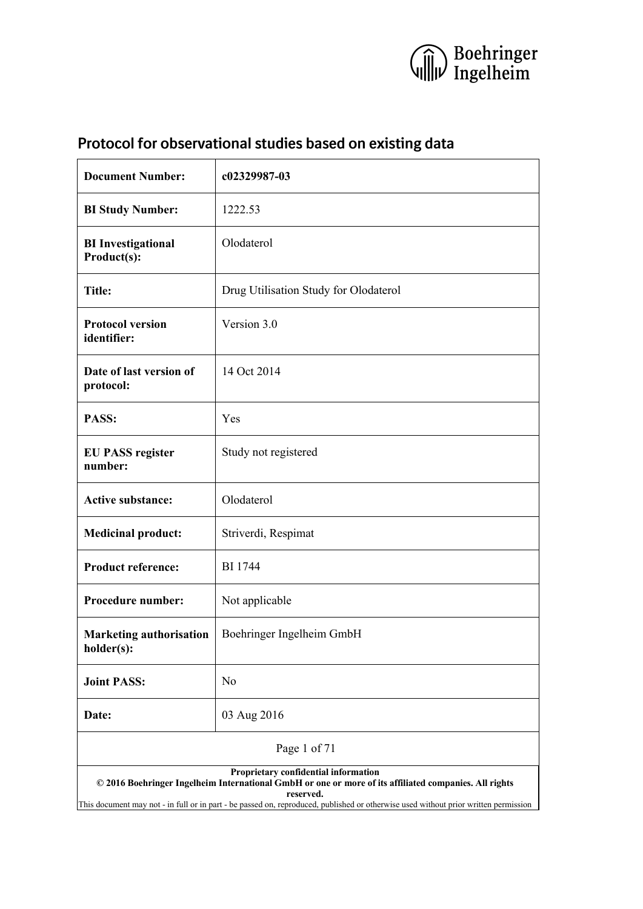Boehringer Ingelheim

# Protocol for observational studies based on existing data

| | |
|---|---|
| **Document Number:** | **c02329987-03** |
| **BI Study Number:** | 1222.53 |
| **BI Investigational Product(s):** | Olodaterol |
| **Title:** | Drug Utilisation Study for Olodaterol |
| **Protocol version identifier:** | Version 3.0 |
| **Date of last version of protocol:** | 14 Oct 2014 |
| **PASS:** | Yes |
| **EU PASS register number:** | Study not registered |
| **Active substance:** | Olodaterol |
| **Medicinal product:** | Striverdi, Respimat |
| **Product reference:** | BI 1744 |
| **Procedure number:** | Not applicable |
| **Marketing authorisation holder(s):** | Boehringer Ingelheim GmbH |
| **Joint PASS:** | No |
| **Date:** | 03 Aug 2016 |

**Proprietary confidential information**
**© 2016 Boehringer Ingelheim International GmbH or one or more of its affiliated companies. All rights reserved.**
This document may not - in full or in part - be passed on, reproduced, published or otherwise used without prior written permission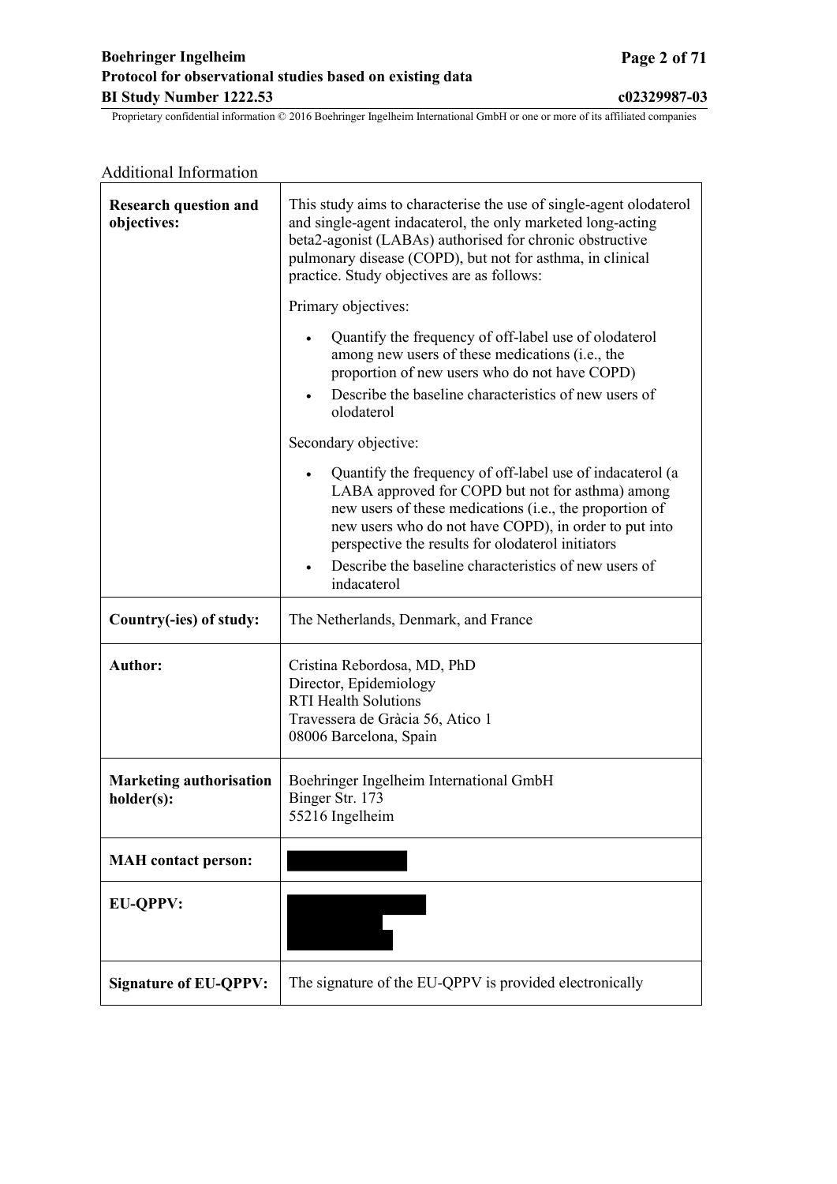Additional Information

| | |
|---|---|
| **Research question and objectives:** | This study aims to characterise the use of single-agent olodaterol and single-agent indacaterol, the only marketed long-acting beta2-agonist (LABAs) authorised for chronic obstructive pulmonary disease (COPD), but not for asthma, in clinical practice. Study objectives are as follows:<br><br>Primary objectives:<br><br>• Quantify the frequency of off-label use of olodaterol among new users of these medications (i.e., the proportion of new users who do not have COPD)<br>• Describe the baseline characteristics of new users of olodaterol<br><br>Secondary objective:<br><br>• Quantify the frequency of off-label use of indacaterol (a LABA approved for COPD but not for asthma) among new users of these medications (i.e., the proportion of new users who do not have COPD), in order to put into perspective the results for olodaterol initiators<br>• Describe the baseline characteristics of new users of indacaterol |
| **Country(-ies) of study:** | The Netherlands, Denmark, and France |
| **Author:** | Cristina Rebordosa, MD, PhD<br>Director, Epidemiology<br>RTI Health Solutions<br>Travessera de Gràcia 56, Atico 1<br>08006 Barcelona, Spain |
| **Marketing authorisation holder(s):** | Boehringer Ingelheim International GmbH<br>Binger Str. 173<br>55216 Ingelheim |
| **MAH contact person:** | |
| **EU-QPPV:** | |
| **Signature of EU-QPPV:** | The signature of the EU-QPPV is provided electronically |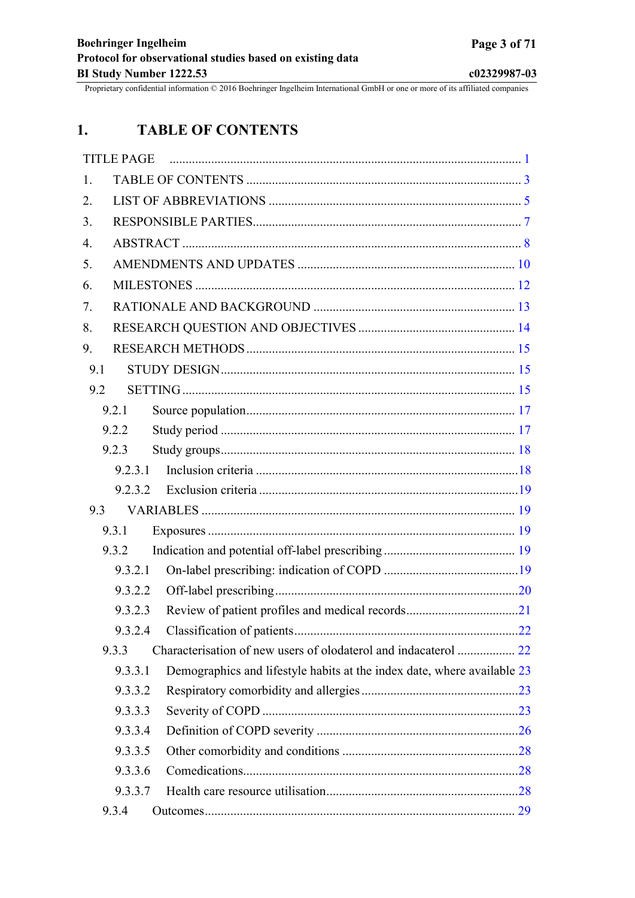# 1. TABLE OF CONTENTS

TITLE PAGE ..... 1

1. TABLE OF CONTENTS ..... 3
2. LIST OF ABBREVIATIONS ..... 5
3. RESPONSIBLE PARTIES ..... 7
4. ABSTRACT ..... 8
5. AMENDMENTS AND UPDATES ..... 10
6. MILESTONES ..... 12
7. RATIONALE AND BACKGROUND ..... 13
8. RESEARCH QUESTION AND OBJECTIVES ..... 14
9. RESEARCH METHODS ..... 15
   - 9.1 STUDY DESIGN ..... 15
   - 9.2 SETTING ..... 15
     - 9.2.1 Source population ..... 17
     - 9.2.2 Study period ..... 17
     - 9.2.3 Study groups ..... 18
       - 9.2.3.1 Inclusion criteria ..... 18
       - 9.2.3.2 Exclusion criteria ..... 19
   - 9.3 VARIABLES ..... 19
     - 9.3.1 Exposures ..... 19
     - 9.3.2 Indication and potential off-label prescribing ..... 19
       - 9.3.2.1 On-label prescribing: indication of COPD ..... 19
       - 9.3.2.2 Off-label prescribing ..... 20
       - 9.3.2.3 Review of patient profiles and medical records ..... 21
       - 9.3.2.4 Classification of patients ..... 22
     - 9.3.3 Characterisation of new users of olodaterol and indacaterol ..... 22
       - 9.3.3.1 Demographics and lifestyle habits at the index date, where available 23
       - 9.3.3.2 Respiratory comorbidity and allergies ..... 23
       - 9.3.3.3 Severity of COPD ..... 23
       - 9.3.3.4 Definition of COPD severity ..... 26
       - 9.3.3.5 Other comorbidity and conditions ..... 28
       - 9.3.3.6 Comedications ..... 28
       - 9.3.3.7 Health care resource utilisation ..... 28
     - 9.3.4 Outcomes ..... 29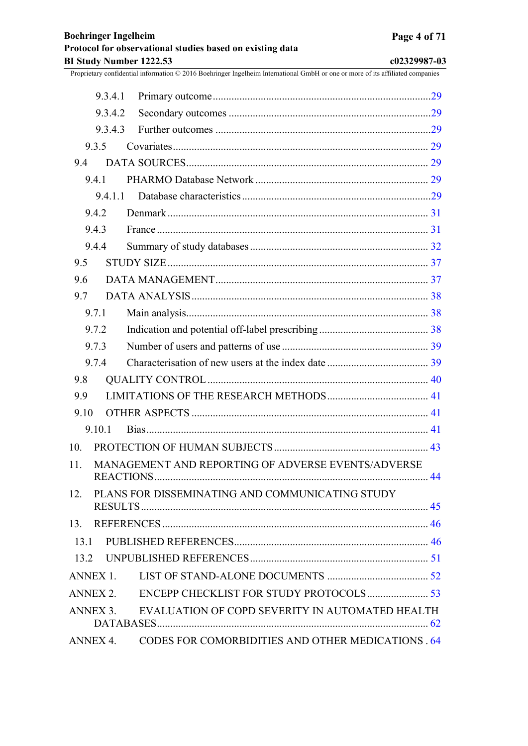9.3.4.1 Primary outcome ........................................................................ 29

9.3.4.2 Secondary outcomes .................................................................. 29

9.3.4.3 Further outcomes ....................................................................... 29

9.3.5 Covariates ......................................................................................... 29

9.4 DATA SOURCES ..................................................................................... 29

9.4.1 PHARMO Database Network ........................................................... 29

9.4.1.1 Database characteristics ............................................................. 29

9.4.2 Denmark ............................................................................................ 31

9.4.3 France ................................................................................................ 31

9.4.4 Summary of study databases ............................................................. 32

9.5 STUDY SIZE ........................................................................................... 37

9.6 DATA MANAGEMENT .......................................................................... 37

9.7 DATA ANALYSIS ................................................................................... 38

9.7.1 Main analysis ..................................................................................... 38

9.7.2 Indication and potential off-label prescribing ................................... 38

9.7.3 Number of users and patterns of use ................................................ 39

9.7.4 Characterisation of new users at the index date ................................ 39

9.8 QUALITY CONTROL ............................................................................. 40

9.9 LIMITATIONS OF THE RESEARCH METHODS ................................ 41

9.10 OTHER ASPECTS ................................................................................... 41

9.10.1 Bias ................................................................................................... 41

10. PROTECTION OF HUMAN SUBJECTS .................................................... 43

11. MANAGEMENT AND REPORTING OF ADVERSE EVENTS/ADVERSE REACTIONS ................................................................................................ 44

12. PLANS FOR DISSEMINATING AND COMMUNICATING STUDY RESULTS ..................................................................................................... 45

13. REFERENCES ............................................................................................. 46

13.1 PUBLISHED REFERENCES ................................................................... 46

13.2 UNPUBLISHED REFERENCES ............................................................. 51

ANNEX 1. LIST OF STAND-ALONE DOCUMENTS ..................................... 52

ANNEX 2. ENCEPP CHECKLIST FOR STUDY PROTOCOLS ...................... 53

ANNEX 3. EVALUATION OF COPD SEVERITY IN AUTOMATED HEALTH DATABASES ................................................................................................ 62

ANNEX 4. CODES FOR COMORBIDITIES AND OTHER MEDICATIONS . 64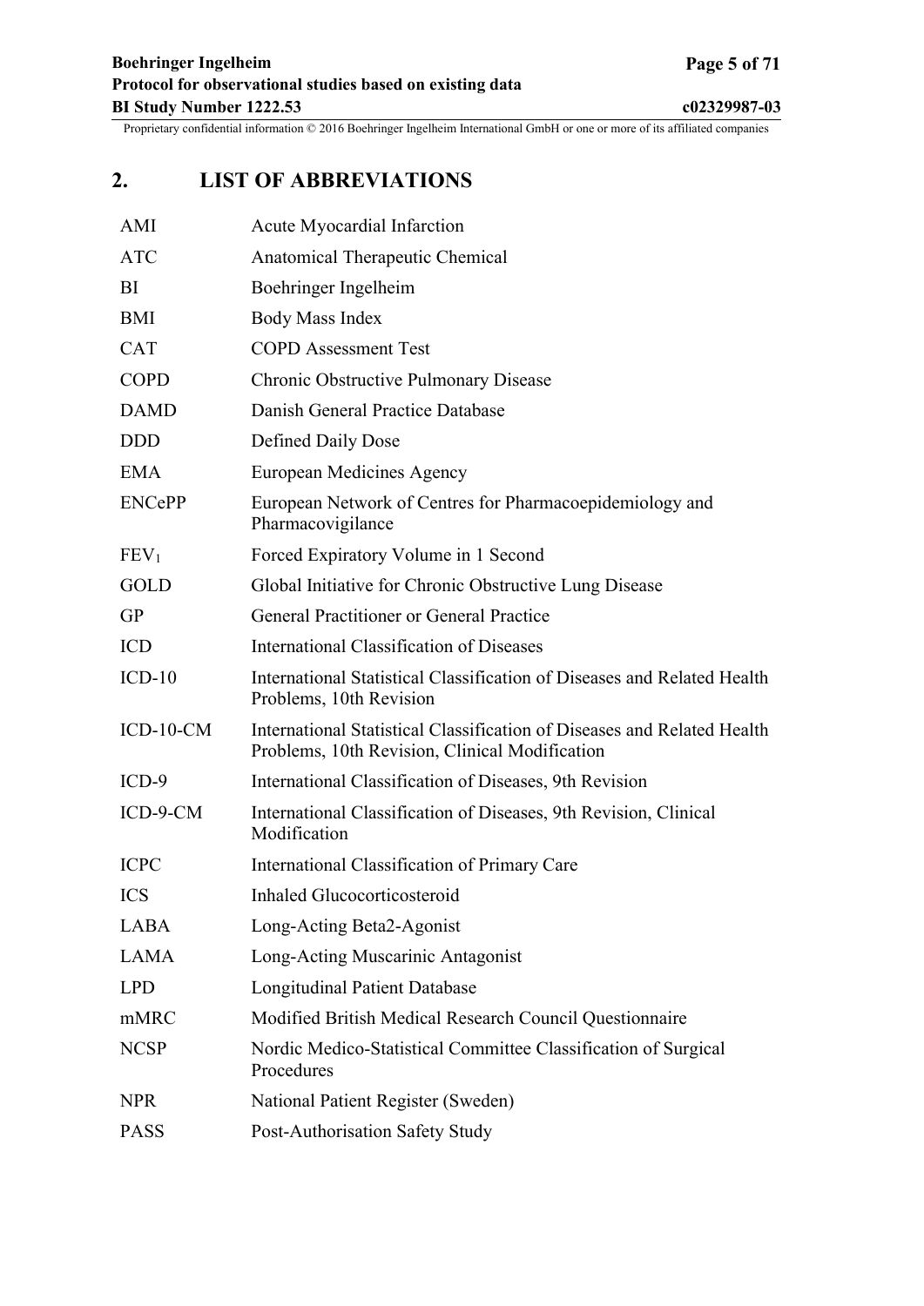## 2. LIST OF ABBREVIATIONS

| | |
|---|---|
| AMI | Acute Myocardial Infarction |
| ATC | Anatomical Therapeutic Chemical |
| BI | Boehringer Ingelheim |
| BMI | Body Mass Index |
| CAT | COPD Assessment Test |
| COPD | Chronic Obstructive Pulmonary Disease |
| DAMD | Danish General Practice Database |
| DDD | Defined Daily Dose |
| EMA | European Medicines Agency |
| ENCePP | European Network of Centres for Pharmacoepidemiology and Pharmacovigilance |
| $FEV_1$ | Forced Expiratory Volume in 1 Second |
| GOLD | Global Initiative for Chronic Obstructive Lung Disease |
| GP | General Practitioner or General Practice |
| ICD | International Classification of Diseases |
| ICD-10 | International Statistical Classification of Diseases and Related Health Problems, 10th Revision |
| ICD-10-CM | International Statistical Classification of Diseases and Related Health Problems, 10th Revision, Clinical Modification |
| ICD-9 | International Classification of Diseases, 9th Revision |
| ICD-9-CM | International Classification of Diseases, 9th Revision, Clinical Modification |
| ICPC | International Classification of Primary Care |
| ICS | Inhaled Glucocorticosteroid |
| LABA | Long-Acting Beta2-Agonist |
| LAMA | Long-Acting Muscarinic Antagonist |
| LPD | Longitudinal Patient Database |
| mMRC | Modified British Medical Research Council Questionnaire |
| NCSP | Nordic Medico-Statistical Committee Classification of Surgical Procedures |
| NPR | National Patient Register (Sweden) |
| PASS | Post-Authorisation Safety Study |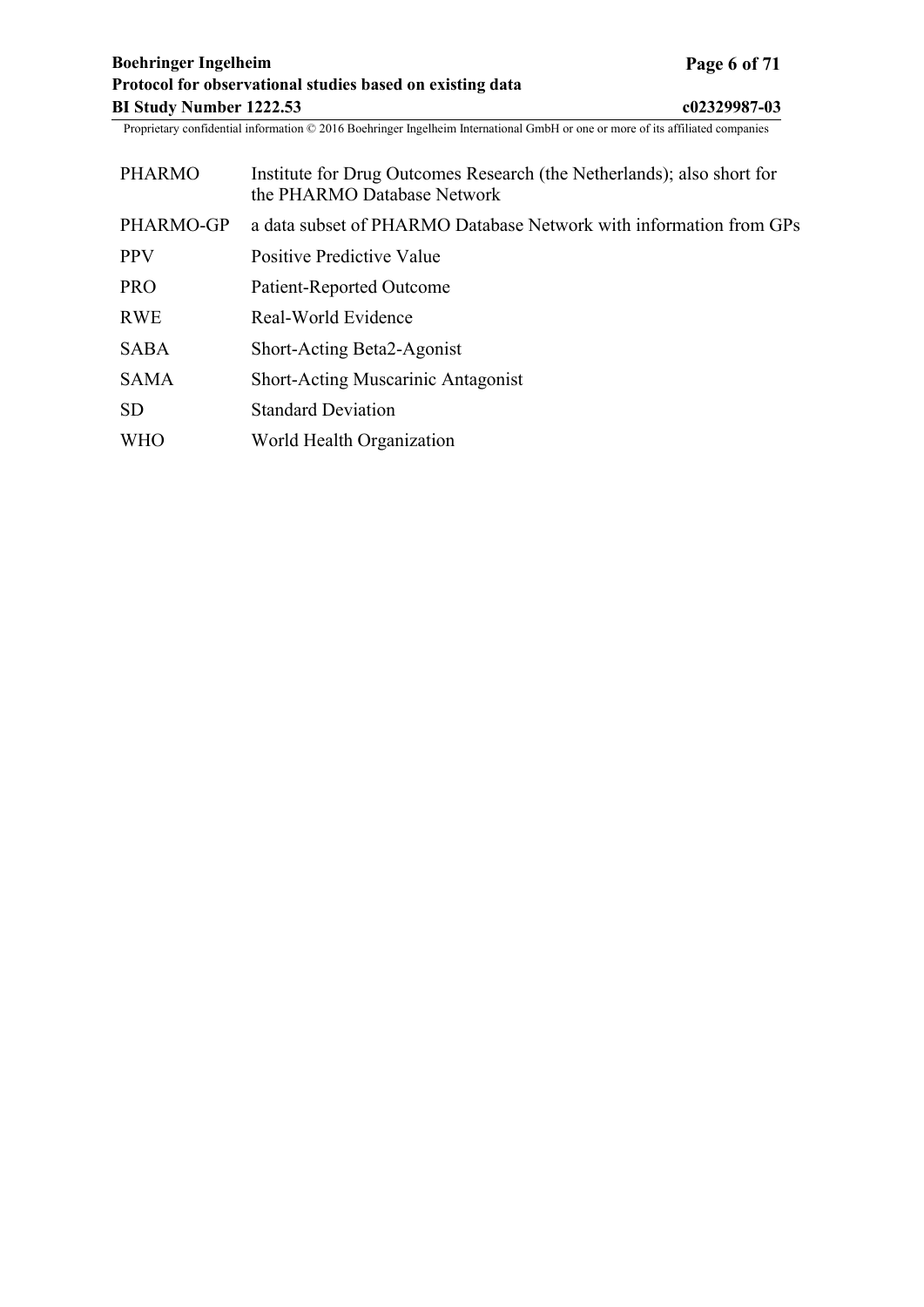| | |
|---|---|
| PHARMO | Institute for Drug Outcomes Research (the Netherlands); also short for the PHARMO Database Network |
| PHARMO-GP | a data subset of PHARMO Database Network with information from GPs |
| PPV | Positive Predictive Value |
| PRO | Patient-Reported Outcome |
| RWE | Real-World Evidence |
| SABA | Short-Acting Beta2-Agonist |
| SAMA | Short-Acting Muscarinic Antagonist |
| SD | Standard Deviation |
| WHO | World Health Organization |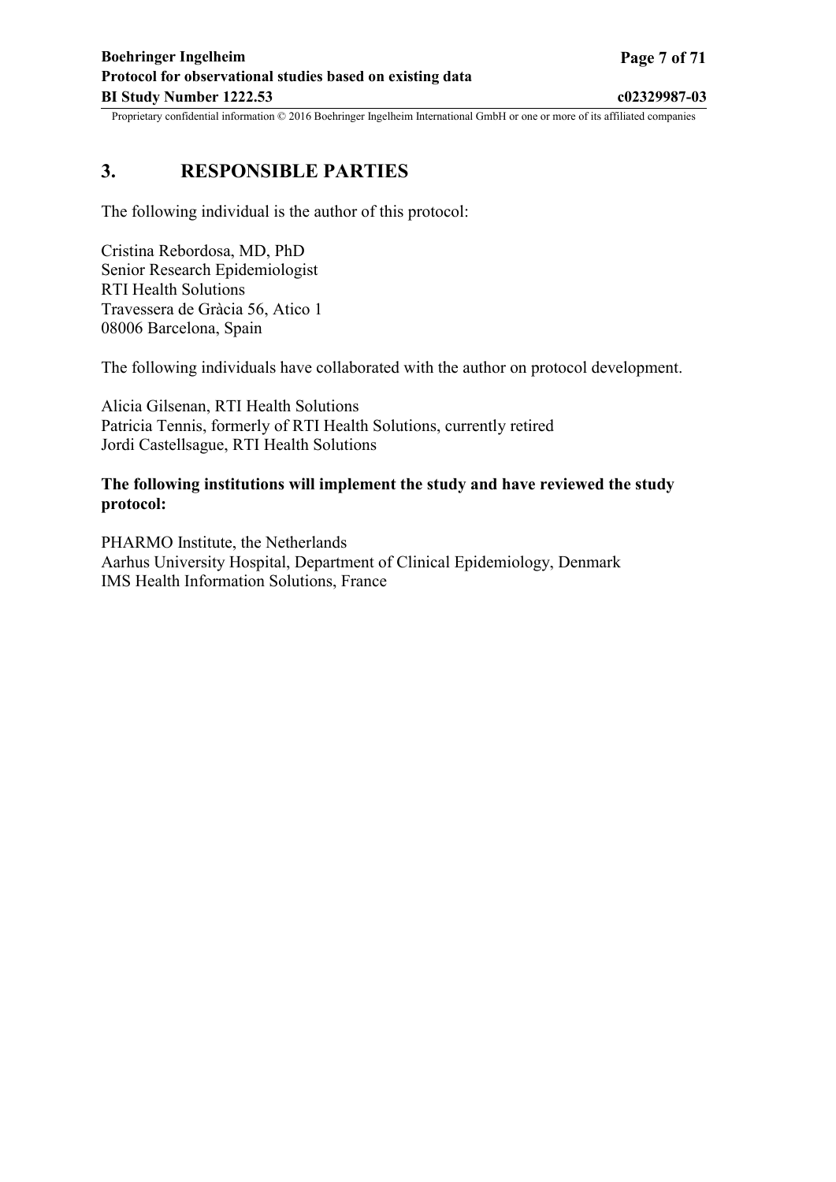# 3. RESPONSIBLE PARTIES

The following individual is the author of this protocol:

Cristina Rebordosa, MD, PhD
Senior Research Epidemiologist
RTI Health Solutions
Travessera de Gràcia 56, Atico 1
08006 Barcelona, Spain

The following individuals have collaborated with the author on protocol development.

Alicia Gilsenan, RTI Health Solutions
Patricia Tennis, formerly of RTI Health Solutions, currently retired
Jordi Castellsague, RTI Health Solutions

**The following institutions will implement the study and have reviewed the study protocol:**

PHARMO Institute, the Netherlands
Aarhus University Hospital, Department of Clinical Epidemiology, Denmark
IMS Health Information Solutions, France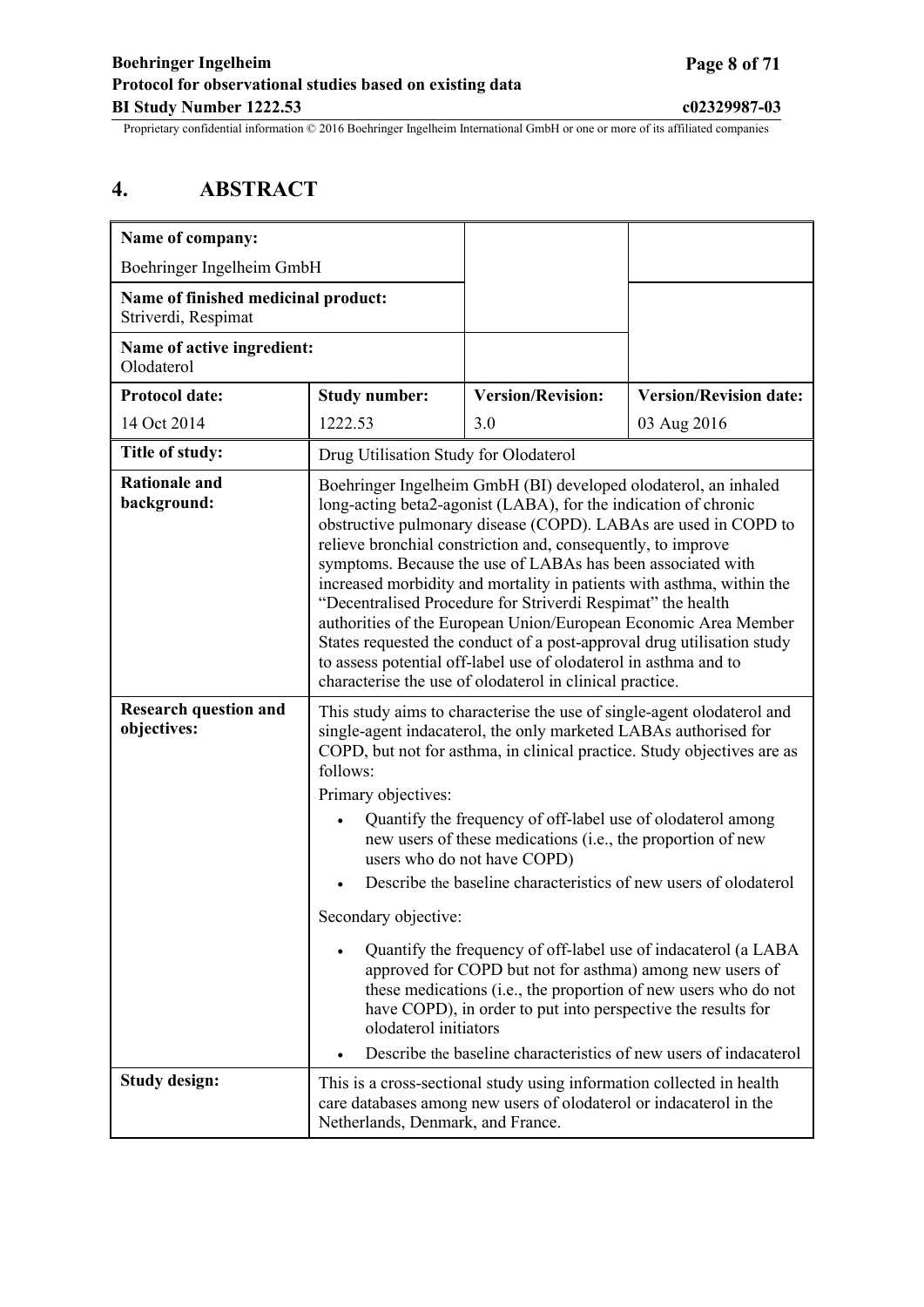# 4. ABSTRACT

| Name of company: Boehringer Ingelheim GmbH | | | |
|---|---|---|---|
| **Name of finished medicinal product:** Striverdi, Respimat | | | |
| **Name of active ingredient:** Olodaterol | | | |
| **Protocol date:** | **Study number:** | **Version/Revision:** | **Version/Revision date:** |
| 14 Oct 2014 | 1222.53 | 3.0 | 03 Aug 2016 |
| **Title of study:** | Drug Utilisation Study for Olodaterol | | |
| **Rationale and background:** | Boehringer Ingelheim GmbH (BI) developed olodaterol, an inhaled long-acting beta2-agonist (LABA), for the indication of chronic obstructive pulmonary disease (COPD). LABAs are used in COPD to relieve bronchial constriction and, consequently, to improve symptoms. Because the use of LABAs has been associated with increased morbidity and mortality in patients with asthma, within the "Decentralised Procedure for Striverdi Respimat" the health authorities of the European Union/European Economic Area Member States requested the conduct of a post-approval drug utilisation study to assess potential off-label use of olodaterol in asthma and to characterise the use of olodaterol in clinical practice. | | |
| **Research question and objectives:** | This study aims to characterise the use of single-agent olodaterol and single-agent indacaterol, the only marketed LABAs authorised for COPD, but not for asthma, in clinical practice. Study objectives are as follows:<br>Primary objectives:<br>• Quantify the frequency of off-label use of olodaterol among new users of these medications (i.e., the proportion of new users who do not have COPD)<br>• Describe the baseline characteristics of new users of olodaterol<br>Secondary objective:<br>• Quantify the frequency of off-label use of indacaterol (a LABA approved for COPD but not for asthma) among new users of these medications (i.e., the proportion of new users who do not have COPD), in order to put into perspective the results for olodaterol initiators<br>• Describe the baseline characteristics of new users of indacaterol | | |
| **Study design:** | This is a cross-sectional study using information collected in health care databases among new users of olodaterol or indacaterol in the Netherlands, Denmark, and France. | | |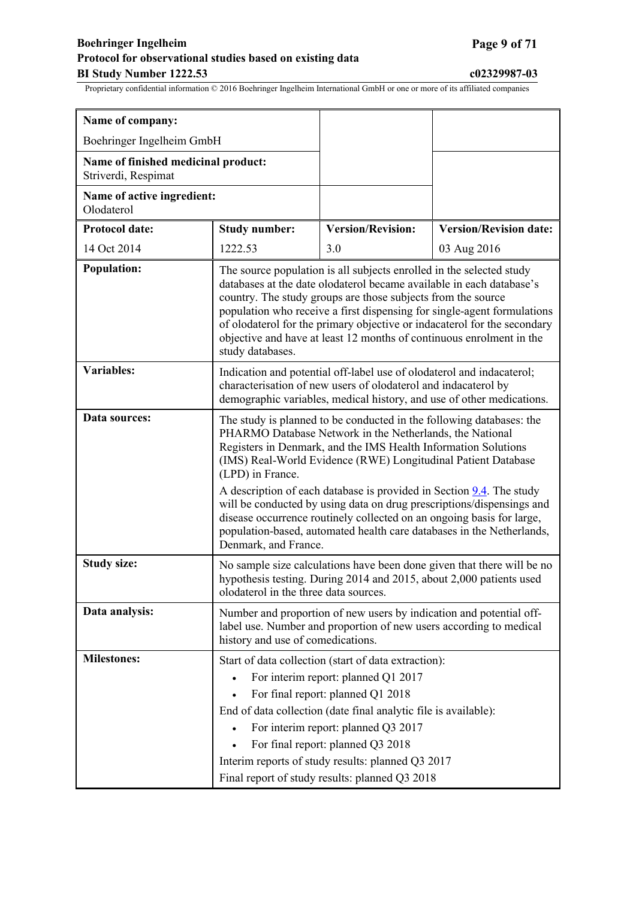| **Name of company:** Boehringer Ingelheim GmbH | | | |
|---|---|---|---|
| **Name of finished medicinal product:** Striverdi, Respimat | | | |
| **Name of active ingredient:** Olodaterol | | | |
| **Protocol date:** | **Study number:** | **Version/Revision:** | **Version/Revision date:** |
| 14 Oct 2014 | 1222.53 | 3.0 | 03 Aug 2016 |
| **Population:** | The source population is all subjects enrolled in the selected study databases at the date olodaterol became available in each database's country. The study groups are those subjects from the source population who receive a first dispensing for single-agent formulations of olodaterol for the primary objective or indacaterol for the secondary objective and have at least 12 months of continuous enrolment in the study databases. | | |
| **Variables:** | Indication and potential off-label use of olodaterol and indacaterol; characterisation of new users of olodaterol and indacaterol by demographic variables, medical history, and use of other medications. | | |
| **Data sources:** | The study is planned to be conducted in the following databases: the PHARMO Database Network in the Netherlands, the National Registers in Denmark, and the IMS Health Information Solutions (IMS) Real-World Evidence (RWE) Longitudinal Patient Database (LPD) in France.<br><br>A description of each database is provided in Section 9.4. The study will be conducted by using data on drug prescriptions/dispensings and disease occurrence routinely collected on an ongoing basis for large, population-based, automated health care databases in the Netherlands, Denmark, and France. | | |
| **Study size:** | No sample size calculations have been done given that there will be no hypothesis testing. During 2014 and 2015, about 2,000 patients used olodaterol in the three data sources. | | |
| **Data analysis:** | Number and proportion of new users by indication and potential off-label use. Number and proportion of new users according to medical history and use of comedications. | | |
| **Milestones:** | Start of data collection (start of data extraction):<br>• For interim report: planned Q1 2017<br>• For final report: planned Q1 2018<br>End of data collection (date final analytic file is available):<br>• For interim report: planned Q3 2017<br>• For final report: planned Q3 2018<br>Interim reports of study results: planned Q3 2017<br>Final report of study results: planned Q3 2018 | | |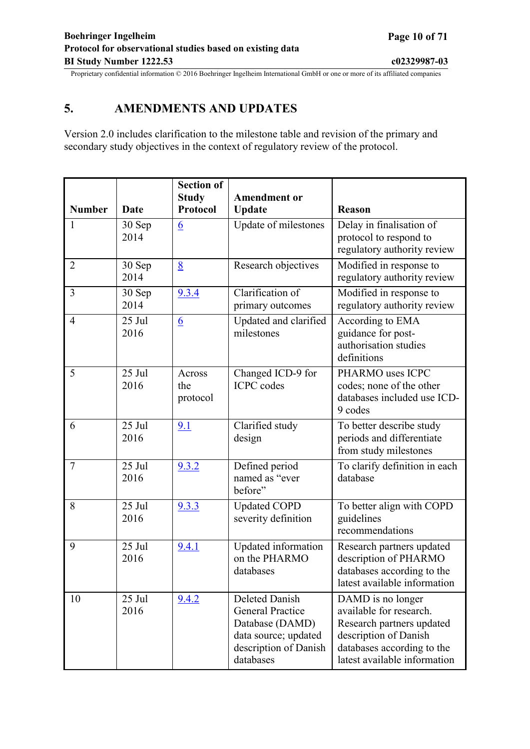# 5. AMENDMENTS AND UPDATES

Version 2.0 includes clarification to the milestone table and revision of the primary and secondary study objectives in the context of regulatory review of the protocol.

| Number | Date | Section of Study Protocol | Amendment or Update | Reason |
|---|---|---|---|---|
| 1 | 30 Sep 2014 | 6 | Update of milestones | Delay in finalisation of protocol to respond to regulatory authority review |
| 2 | 30 Sep 2014 | 8 | Research objectives | Modified in response to regulatory authority review |
| 3 | 30 Sep 2014 | 9.3.4 | Clarification of primary outcomes | Modified in response to regulatory authority review |
| 4 | 25 Jul 2016 | 6 | Updated and clarified milestones | According to EMA guidance for post-authorisation studies definitions |
| 5 | 25 Jul 2016 | Across the protocol | Changed ICD-9 for ICPC codes | PHARMO uses ICPC codes; none of the other databases included use ICD-9 codes |
| 6 | 25 Jul 2016 | 9.1 | Clarified study design | To better describe study periods and differentiate from study milestones |
| 7 | 25 Jul 2016 | 9.3.2 | Defined period named as "ever before" | To clarify definition in each database |
| 8 | 25 Jul 2016 | 9.3.3 | Updated COPD severity definition | To better align with COPD guidelines recommendations |
| 9 | 25 Jul 2016 | 9.4.1 | Updated information on the PHARMO databases | Research partners updated description of PHARMO databases according to the latest available information |
| 10 | 25 Jul 2016 | 9.4.2 | Deleted Danish General Practice Database (DAMD) data source; updated description of Danish databases | DAMD is no longer available for research. Research partners updated description of Danish databases according to the latest available information |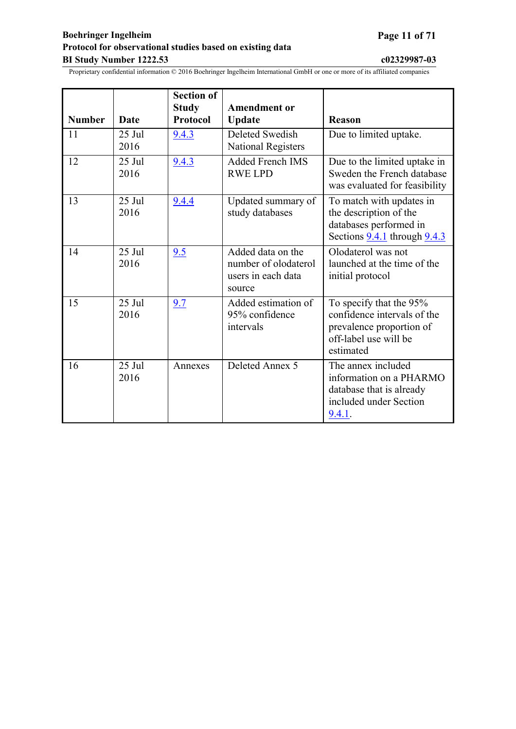| Number | Date | Section of Study Protocol | Amendment or Update | Reason |
|---|---|---|---|---|
| 11 | 25 Jul 2016 | 9.4.3 | Deleted Swedish National Registers | Due to limited uptake. |
| 12 | 25 Jul 2016 | 9.4.3 | Added French IMS RWE LPD | Due to the limited uptake in Sweden the French database was evaluated for feasibility |
| 13 | 25 Jul 2016 | 9.4.4 | Updated summary of study databases | To match with updates in the description of the databases performed in Sections 9.4.1 through 9.4.3 |
| 14 | 25 Jul 2016 | 9.5 | Added data on the number of olodaterol users in each data source | Olodaterol was not launched at the time of the initial protocol |
| 15 | 25 Jul 2016 | 9.7 | Added estimation of 95% confidence intervals | To specify that the 95% confidence intervals of the prevalence proportion of off-label use will be estimated |
| 16 | 25 Jul 2016 | Annexes | Deleted Annex 5 | The annex included information on a PHARMO database that is already included under Section 9.4.1. |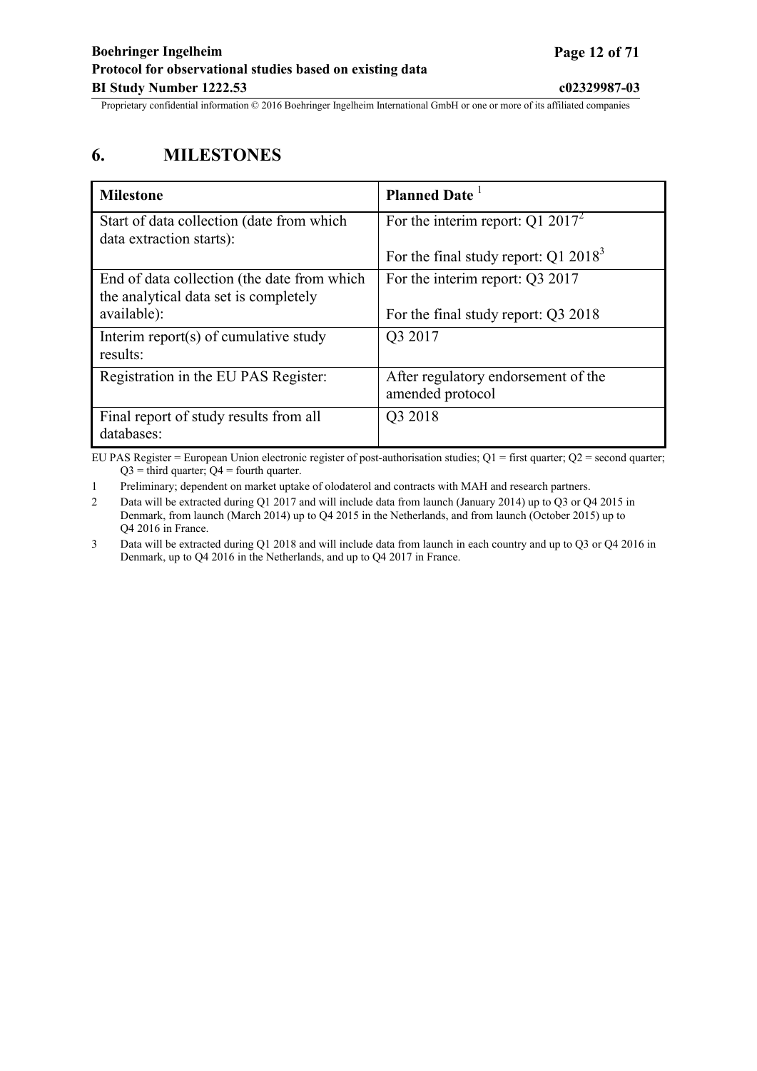# 6. MILESTONES

| Milestone | Planned Date [1] |
|---|---|
| Start of data collection (date from which data extraction starts): | For the interim report: Q1 2017[2]<br><br>For the final study report: Q1 2018[3] |
| End of data collection (the date from which the analytical data set is completely available): | For the interim report: Q3 2017<br><br>For the final study report: Q3 2018 |
| Interim report(s) of cumulative study results: | Q3 2017 |
| Registration in the EU PAS Register: | After regulatory endorsement of the amended protocol |
| Final report of study results from all databases: | Q3 2018 |

EU PAS Register = European Union electronic register of post-authorisation studies; Q1 = first quarter; Q2 = second quarter; Q3 = third quarter; Q4 = fourth quarter.

1 Preliminary; dependent on market uptake of olodaterol and contracts with MAH and research partners.

2 Data will be extracted during Q1 2017 and will include data from launch (January 2014) up to Q3 or Q4 2015 in Denmark, from launch (March 2014) up to Q4 2015 in the Netherlands, and from launch (October 2015) up to Q4 2016 in France.

3 Data will be extracted during Q1 2018 and will include data from launch in each country and up to Q3 or Q4 2016 in Denmark, up to Q4 2016 in the Netherlands, and up to Q4 2017 in France.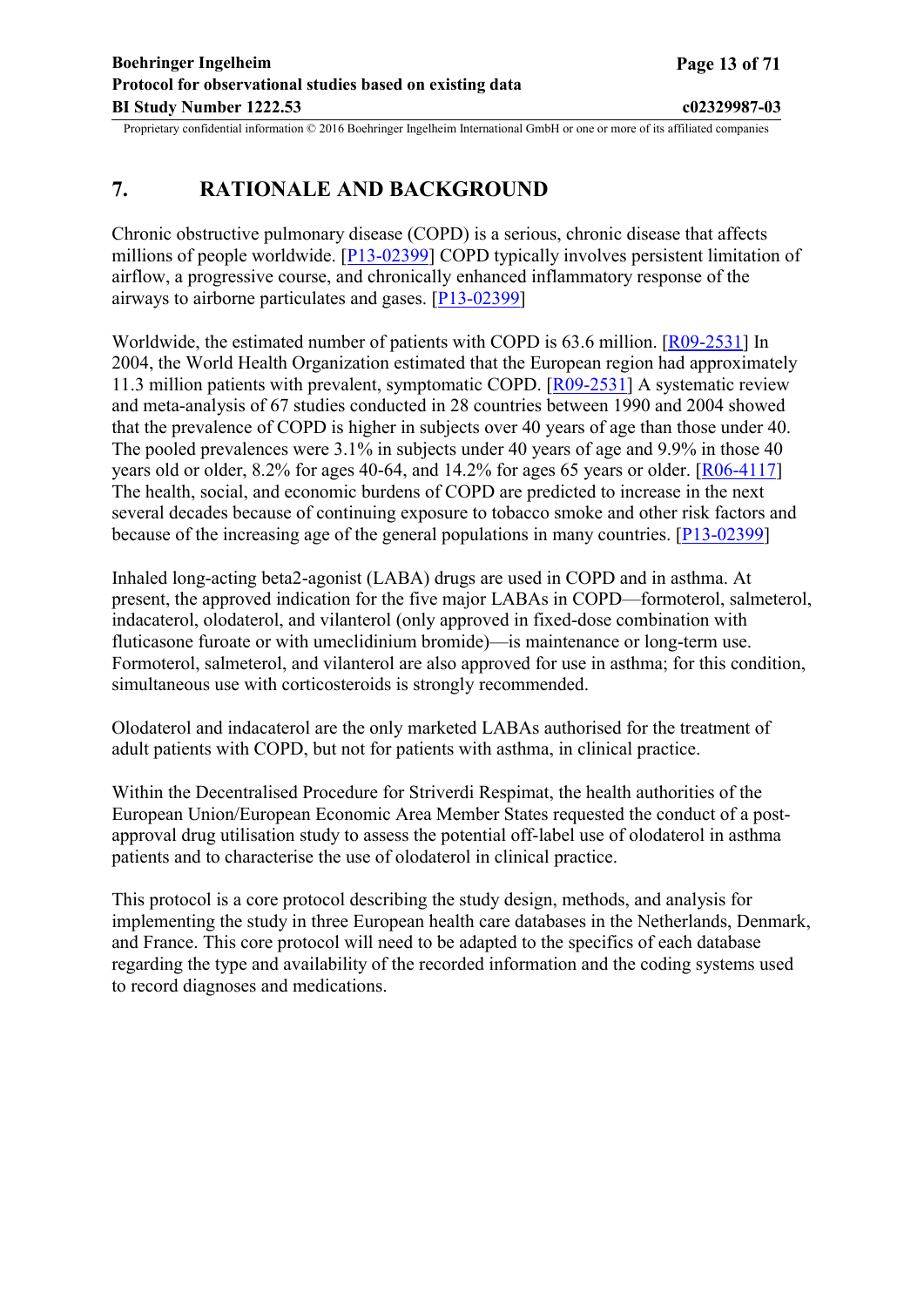# 7. RATIONALE AND BACKGROUND

Chronic obstructive pulmonary disease (COPD) is a serious, chronic disease that affects millions of people worldwide. [P13-02399] COPD typically involves persistent limitation of airflow, a progressive course, and chronically enhanced inflammatory response of the airways to airborne particulates and gases. [P13-02399]

Worldwide, the estimated number of patients with COPD is 63.6 million. [R09-2531] In 2004, the World Health Organization estimated that the European region had approximately 11.3 million patients with prevalent, symptomatic COPD. [R09-2531] A systematic review and meta-analysis of 67 studies conducted in 28 countries between 1990 and 2004 showed that the prevalence of COPD is higher in subjects over 40 years of age than those under 40. The pooled prevalences were 3.1% in subjects under 40 years of age and 9.9% in those 40 years old or older, 8.2% for ages 40-64, and 14.2% for ages 65 years or older. [R06-4117] The health, social, and economic burdens of COPD are predicted to increase in the next several decades because of continuing exposure to tobacco smoke and other risk factors and because of the increasing age of the general populations in many countries. [P13-02399]

Inhaled long-acting beta2-agonist (LABA) drugs are used in COPD and in asthma. At present, the approved indication for the five major LABAs in COPD—formoterol, salmeterol, indacaterol, olodaterol, and vilanterol (only approved in fixed-dose combination with fluticasone furoate or with umeclidinium bromide)—is maintenance or long-term use. Formoterol, salmeterol, and vilanterol are also approved for use in asthma; for this condition, simultaneous use with corticosteroids is strongly recommended.

Olodaterol and indacaterol are the only marketed LABAs authorised for the treatment of adult patients with COPD, but not for patients with asthma, in clinical practice.

Within the Decentralised Procedure for Striverdi Respimat, the health authorities of the European Union/European Economic Area Member States requested the conduct of a post-approval drug utilisation study to assess the potential off-label use of olodaterol in asthma patients and to characterise the use of olodaterol in clinical practice.

This protocol is a core protocol describing the study design, methods, and analysis for implementing the study in three European health care databases in the Netherlands, Denmark, and France. This core protocol will need to be adapted to the specifics of each database regarding the type and availability of the recorded information and the coding systems used to record diagnoses and medications.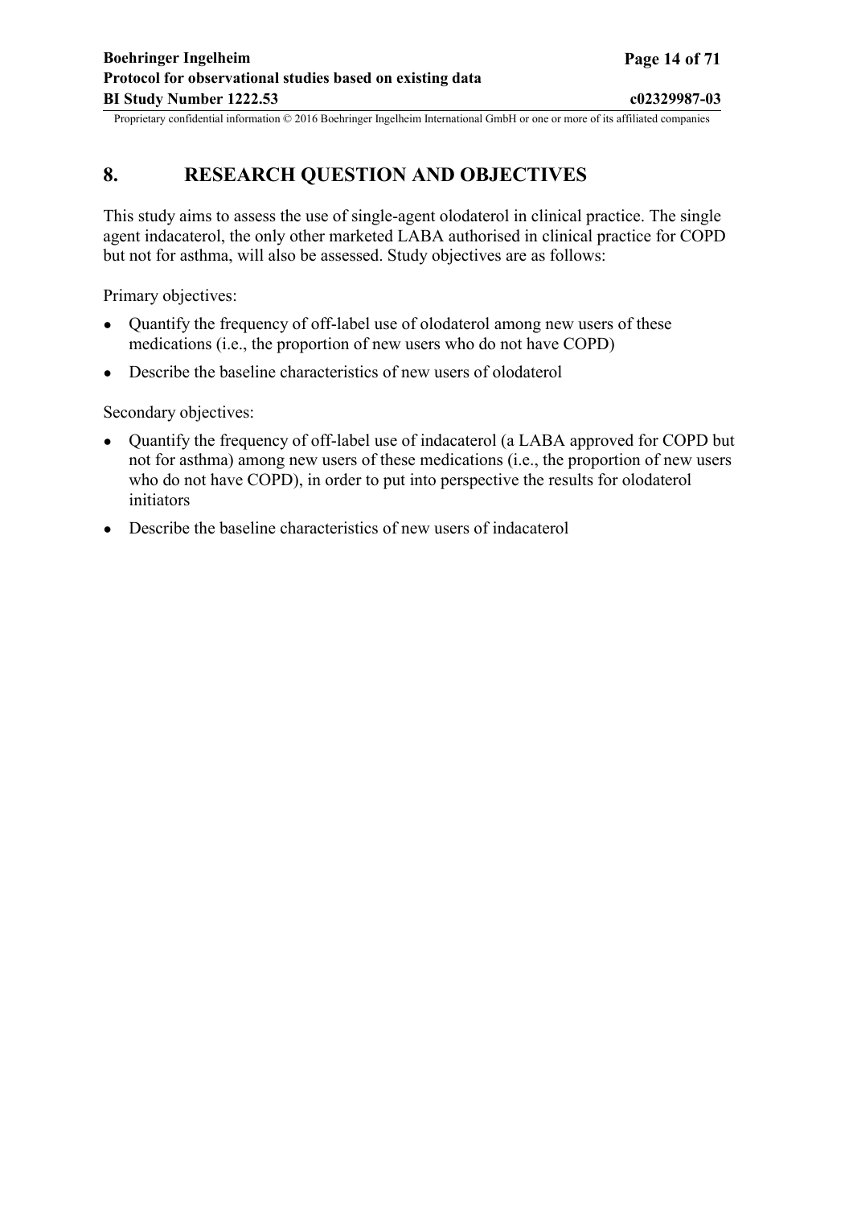# 8. RESEARCH QUESTION AND OBJECTIVES

This study aims to assess the use of single-agent olodaterol in clinical practice. The single agent indacaterol, the only other marketed LABA authorised in clinical practice for COPD but not for asthma, will also be assessed. Study objectives are as follows:

Primary objectives:

- Quantify the frequency of off-label use of olodaterol among new users of these medications (i.e., the proportion of new users who do not have COPD)
- Describe the baseline characteristics of new users of olodaterol

Secondary objectives:

- Quantify the frequency of off-label use of indacaterol (a LABA approved for COPD but not for asthma) among new users of these medications (i.e., the proportion of new users who do not have COPD), in order to put into perspective the results for olodaterol initiators
- Describe the baseline characteristics of new users of indacaterol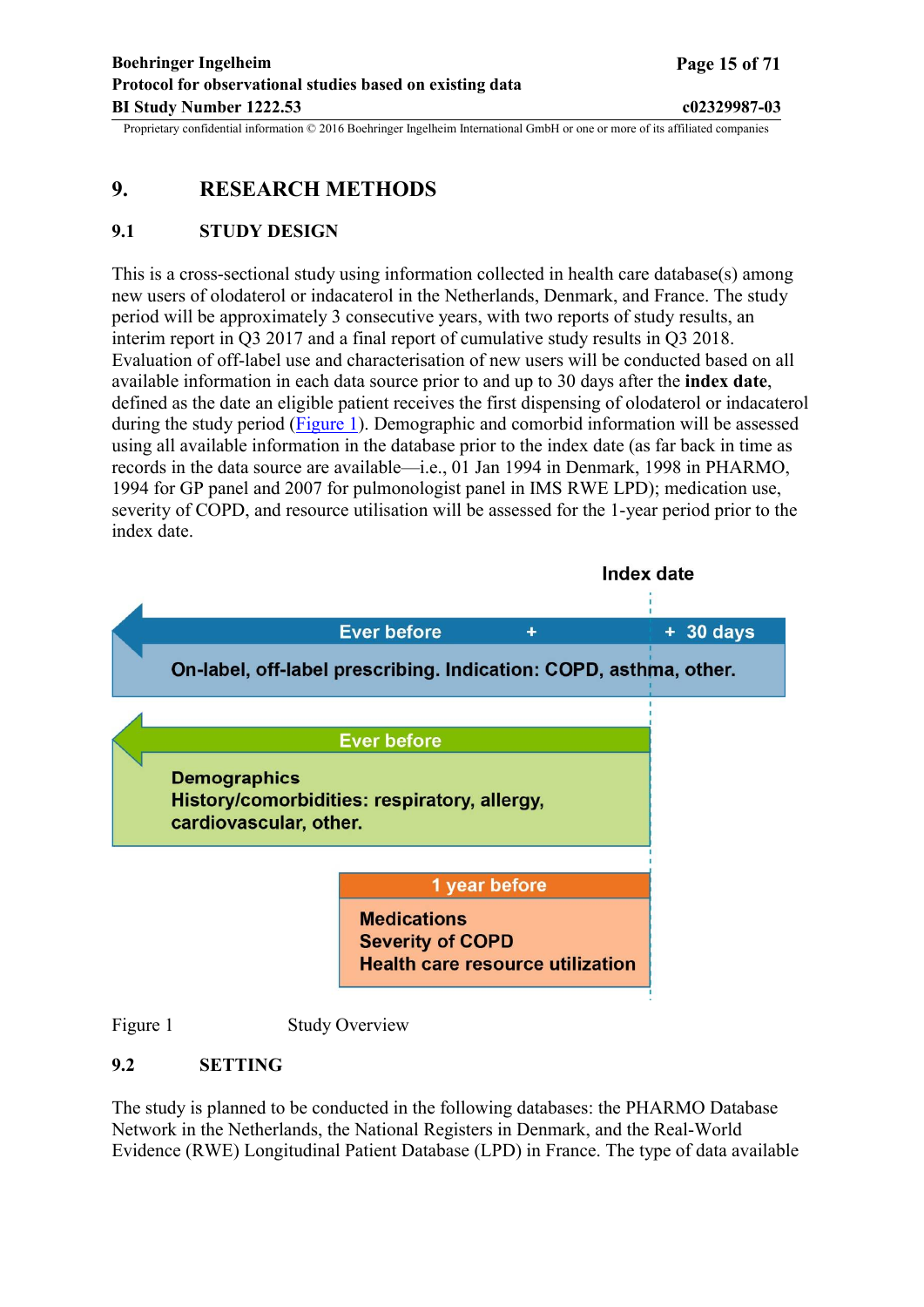# 9. RESEARCH METHODS

## 9.1 STUDY DESIGN

This is a cross-sectional study using information collected in health care database(s) among new users of olodaterol or indacaterol in the Netherlands, Denmark, and France. The study period will be approximately 3 consecutive years, with two reports of study results, an interim report in Q3 2017 and a final report of cumulative study results in Q3 2018. Evaluation of off-label use and characterisation of new users will be conducted based on all available information in each data source prior to and up to 30 days after the **index date**, defined as the date an eligible patient receives the first dispensing of olodaterol or indacaterol during the study period (Figure 1). Demographic and comorbid information will be assessed using all available information in the database prior to the index date (as far back in time as records in the data source are available—i.e., 01 Jan 1994 in Denmark, 1998 in PHARMO, 1994 for GP panel and 2007 for pulmonologist panel in IMS RWE LPD); medication use, severity of COPD, and resource utilisation will be assessed for the 1-year period prior to the index date.

Index date

Ever before + + 30 days

On-label, off-label prescribing. Indication: COPD, asthma, other.

Ever before

Demographics
History/comorbidities: respiratory, allergy, cardiovascular, other.

1 year before

Medications
Severity of COPD
Health care resource utilization

Figure 1 Study Overview

## 9.2 SETTING

The study is planned to be conducted in the following databases: the PHARMO Database Network in the Netherlands, the National Registers in Denmark, and the Real-World Evidence (RWE) Longitudinal Patient Database (LPD) in France. The type of data available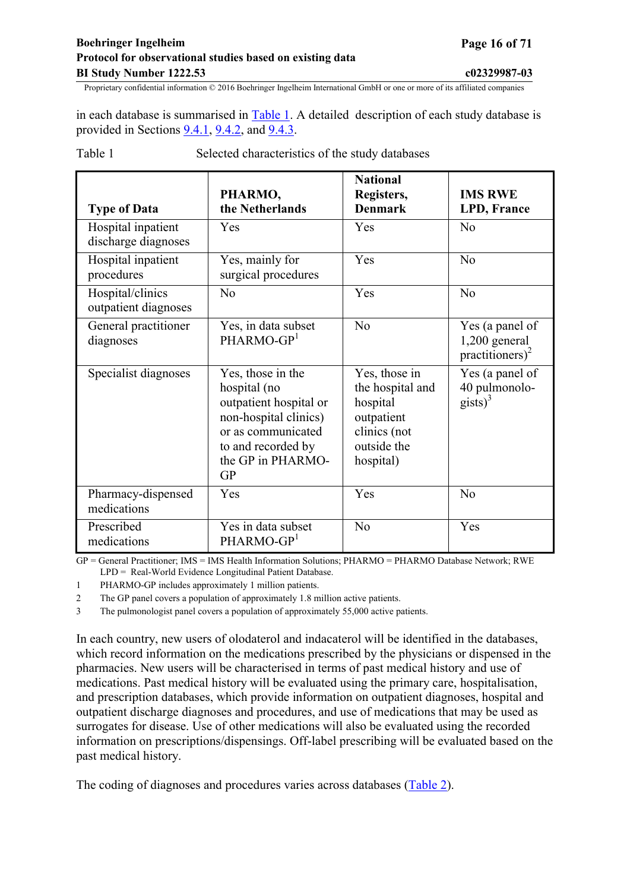in each database is summarised in Table 1. A detailed description of each study database is provided in Sections 9.4.1, 9.4.2, and 9.4.3.

Table 1 Selected characteristics of the study databases

| Type of Data | PHARMO, the Netherlands | National Registers, Denmark | IMS RWE LPD, France |
|---|---|---|---|
| Hospital inpatient discharge diagnoses | Yes | Yes | No |
| Hospital inpatient procedures | Yes, mainly for surgical procedures | Yes | No |
| Hospital/clinics outpatient diagnoses | No | Yes | No |
| General practitioner diagnoses | Yes, in data subset PHARMO-GP[1] | No | Yes (a panel of 1,200 general practitioners)[2] |
| Specialist diagnoses | Yes, those in the hospital (no outpatient hospital or non-hospital clinics) or as communicated to and recorded by the GP in PHARMO-GP | Yes, those in the hospital and hospital outpatient clinics (not outside the hospital) | Yes (a panel of 40 pulmonologists)[3] |
| Pharmacy-dispensed medications | Yes | Yes | No |
| Prescribed medications | Yes in data subset PHARMO-GP[1] | No | Yes |

GP = General Practitioner; IMS = IMS Health Information Solutions; PHARMO = PHARMO Database Network; RWE LPD = Real-World Evidence Longitudinal Patient Database.

1 PHARMO-GP includes approximately 1 million patients.

2 The GP panel covers a population of approximately 1.8 million active patients.

3 The pulmonologist panel covers a population of approximately 55,000 active patients.

In each country, new users of olodaterol and indacaterol will be identified in the databases, which record information on the medications prescribed by the physicians or dispensed in the pharmacies. New users will be characterised in terms of past medical history and use of medications. Past medical history will be evaluated using the primary care, hospitalisation, and prescription databases, which provide information on outpatient diagnoses, hospital and outpatient discharge diagnoses and procedures, and use of medications that may be used as surrogates for disease. Use of other medications will also be evaluated using the recorded information on prescriptions/dispensings. Off-label prescribing will be evaluated based on the past medical history.

The coding of diagnoses and procedures varies across databases (Table 2).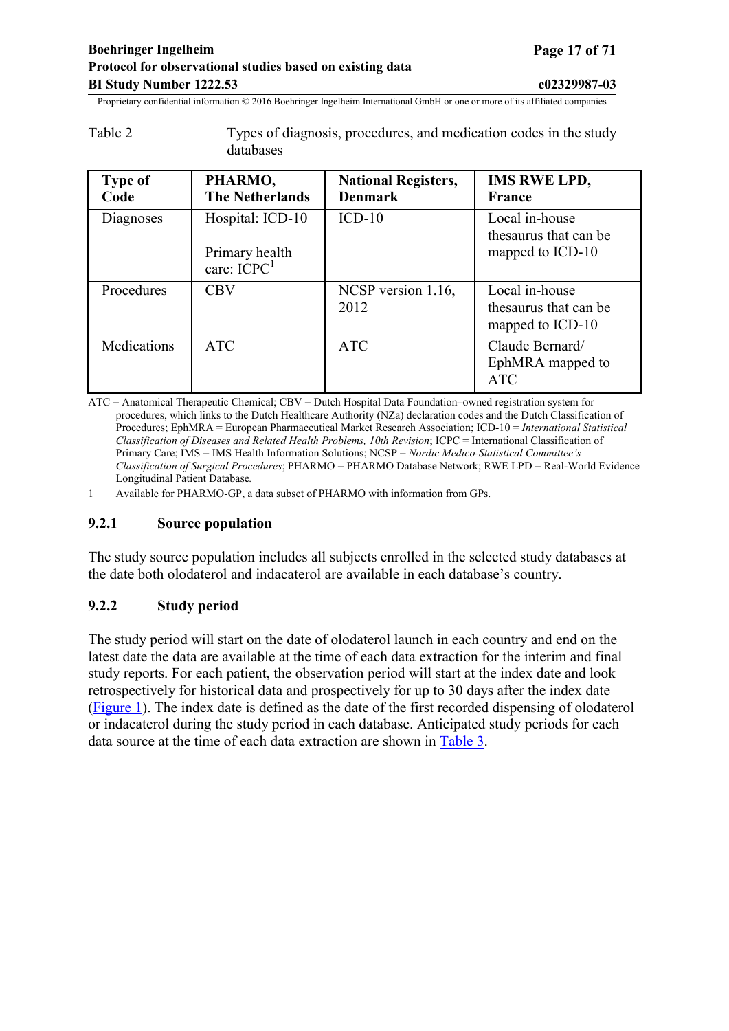Table 2 Types of diagnosis, procedures, and medication codes in the study databases

| Type of Code | PHARMO, The Netherlands | National Registers, Denmark | IMS RWE LPD, France |
|---|---|---|---|
| Diagnoses | Hospital: ICD-10<br><br>Primary health care: ICPC[1] | ICD-10 | Local in-house thesaurus that can be mapped to ICD-10 |
| Procedures | CBV | NCSP version 1.16, 2012 | Local in-house thesaurus that can be mapped to ICD-10 |
| Medications | ATC | ATC | Claude Bernard/ EphMRA mapped to ATC |

ATC = Anatomical Therapeutic Chemical; CBV = Dutch Hospital Data Foundation–owned registration system for procedures, which links to the Dutch Healthcare Authority (NZa) declaration codes and the Dutch Classification of Procedures; EphMRA = European Pharmaceutical Market Research Association; ICD-10 = *International Statistical Classification of Diseases and Related Health Problems, 10th Revision*; ICPC = International Classification of Primary Care; IMS = IMS Health Information Solutions; NCSP = *Nordic Medico-Statistical Committee's Classification of Surgical Procedures*; PHARMO = PHARMO Database Network; RWE LPD = Real-World Evidence Longitudinal Patient Database.

1 Available for PHARMO-GP, a data subset of PHARMO with information from GPs.

### 9.2.1 Source population

The study source population includes all subjects enrolled in the selected study databases at the date both olodaterol and indacaterol are available in each database's country.

### 9.2.2 Study period

The study period will start on the date of olodaterol launch in each country and end on the latest date the data are available at the time of each data extraction for the interim and final study reports. For each patient, the observation period will start at the index date and look retrospectively for historical data and prospectively for up to 30 days after the index date (Figure 1). The index date is defined as the date of the first recorded dispensing of olodaterol or indacaterol during the study period in each database. Anticipated study periods for each data source at the time of each data extraction are shown in Table 3.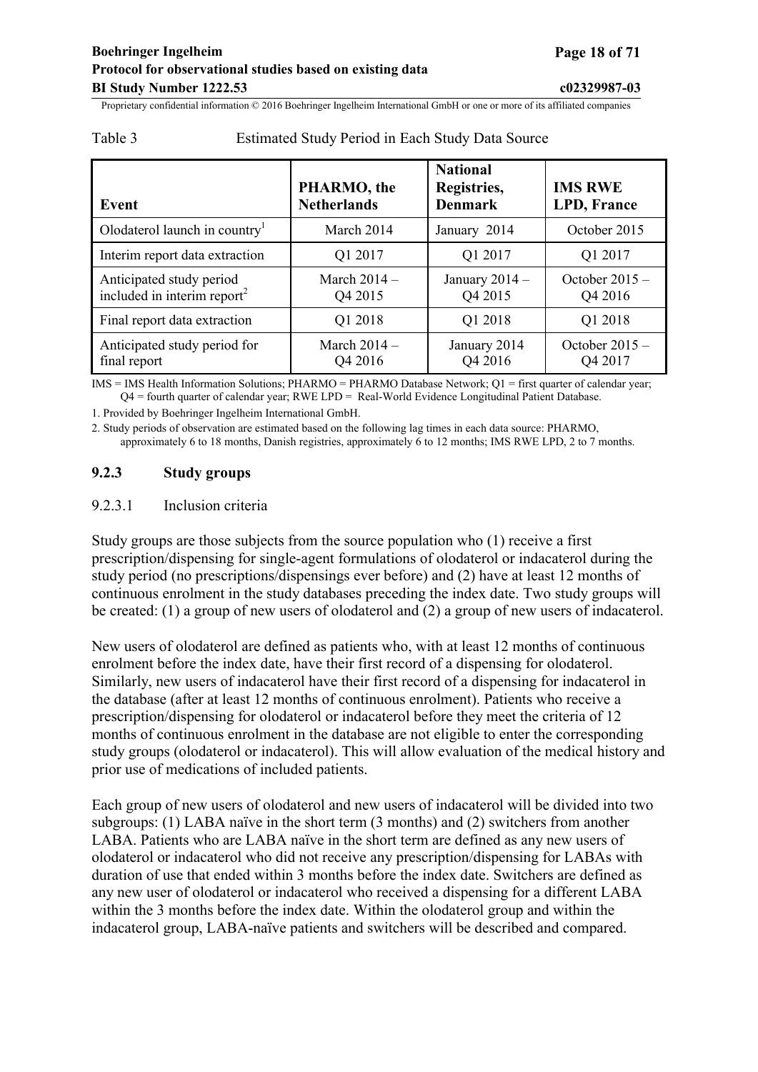Table 3 Estimated Study Period in Each Study Data Source

| Event | PHARMO, the Netherlands | National Registries, Denmark | IMS RWE LPD, France |
|---|---|---|---|
| Olodaterol launch in country[1] | March 2014 | January 2014 | October 2015 |
| Interim report data extraction | Q1 2017 | Q1 2017 | Q1 2017 |
| Anticipated study period included in interim report[2] | March 2014 – Q4 2015 | January 2014 – Q4 2015 | October 2015 – Q4 2016 |
| Final report data extraction | Q1 2018 | Q1 2018 | Q1 2018 |
| Anticipated study period for final report | March 2014 – Q4 2016 | January 2014 Q4 2016 | October 2015 – Q4 2017 |

IMS = IMS Health Information Solutions; PHARMO = PHARMO Database Network; Q1 = first quarter of calendar year; Q4 = fourth quarter of calendar year; RWE LPD = Real-World Evidence Longitudinal Patient Database.

1. Provided by Boehringer Ingelheim International GmbH.

2. Study periods of observation are estimated based on the following lag times in each data source: PHARMO, approximately 6 to 18 months, Danish registries, approximately 6 to 12 months; IMS RWE LPD, 2 to 7 months.

### 9.2.3 Study groups

#### 9.2.3.1 Inclusion criteria

Study groups are those subjects from the source population who (1) receive a first prescription/dispensing for single-agent formulations of olodaterol or indacaterol during the study period (no prescriptions/dispensings ever before) and (2) have at least 12 months of continuous enrolment in the study databases preceding the index date. Two study groups will be created: (1) a group of new users of olodaterol and (2) a group of new users of indacaterol.

New users of olodaterol are defined as patients who, with at least 12 months of continuous enrolment before the index date, have their first record of a dispensing for olodaterol. Similarly, new users of indacaterol have their first record of a dispensing for indacaterol in the database (after at least 12 months of continuous enrolment). Patients who receive a prescription/dispensing for olodaterol or indacaterol before they meet the criteria of 12 months of continuous enrolment in the database are not eligible to enter the corresponding study groups (olodaterol or indacaterol). This will allow evaluation of the medical history and prior use of medications of included patients.

Each group of new users of olodaterol and new users of indacaterol will be divided into two subgroups: (1) LABA naïve in the short term (3 months) and (2) switchers from another LABA. Patients who are LABA naïve in the short term are defined as any new users of olodaterol or indacaterol who did not receive any prescription/dispensing for LABAs with duration of use that ended within 3 months before the index date. Switchers are defined as any new user of olodaterol or indacaterol who received a dispensing for a different LABA within the 3 months before the index date. Within the olodaterol group and within the indacaterol group, LABA-naïve patients and switchers will be described and compared.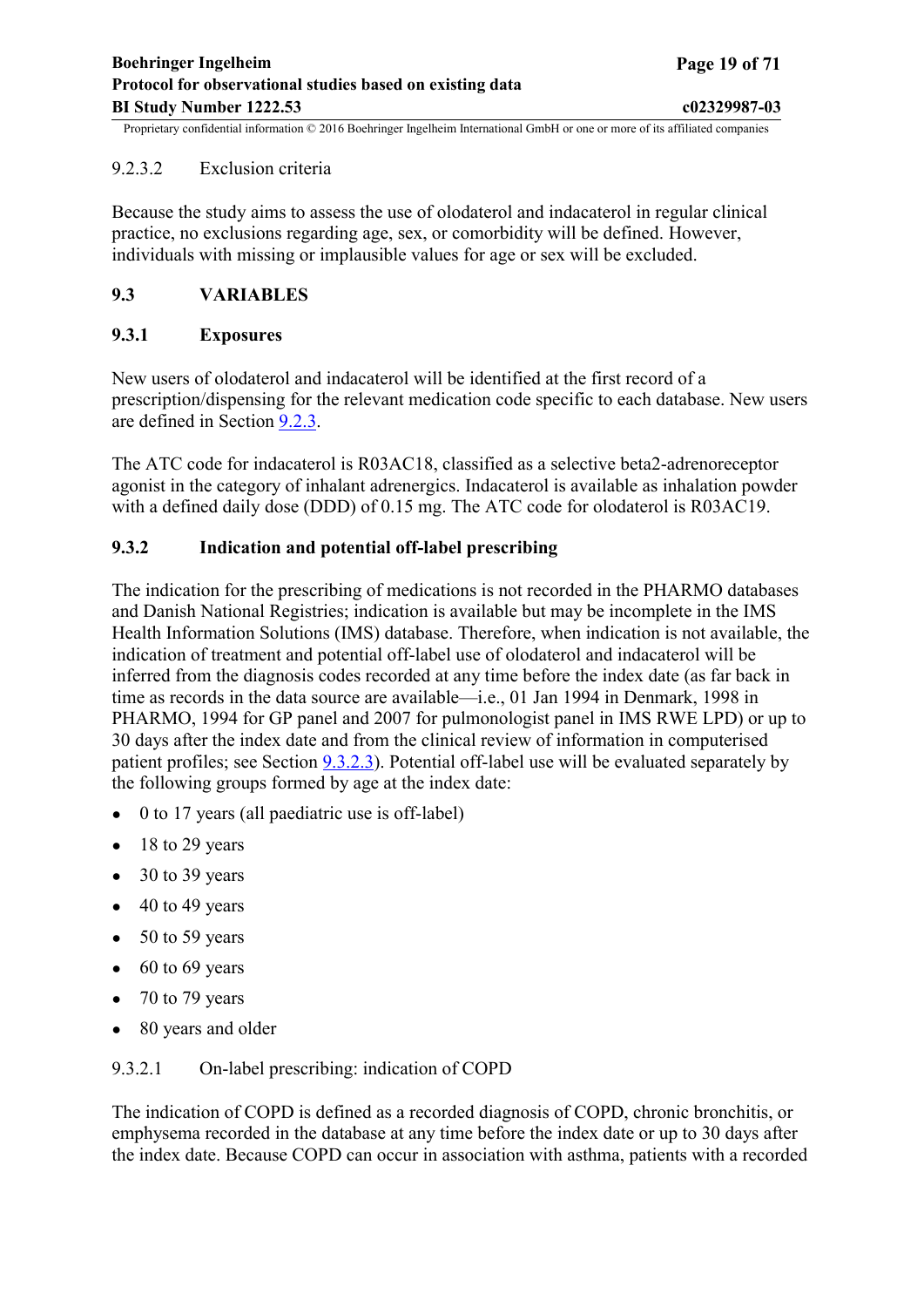#### 9.2.3.2 Exclusion criteria

Because the study aims to assess the use of olodaterol and indacaterol in regular clinical practice, no exclusions regarding age, sex, or comorbidity will be defined. However, individuals with missing or implausible values for age or sex will be excluded.

## 9.3 VARIABLES

### 9.3.1 Exposures

New users of olodaterol and indacaterol will be identified at the first record of a prescription/dispensing for the relevant medication code specific to each database. New users are defined in Section 9.2.3.

The ATC code for indacaterol is R03AC18, classified as a selective beta2-adrenoreceptor agonist in the category of inhalant adrenergics. Indacaterol is available as inhalation powder with a defined daily dose (DDD) of 0.15 mg. The ATC code for olodaterol is R03AC19.

### 9.3.2 Indication and potential off-label prescribing

The indication for the prescribing of medications is not recorded in the PHARMO databases and Danish National Registries; indication is available but may be incomplete in the IMS Health Information Solutions (IMS) database. Therefore, when indication is not available, the indication of treatment and potential off-label use of olodaterol and indacaterol will be inferred from the diagnosis codes recorded at any time before the index date (as far back in time as records in the data source are available—i.e., 01 Jan 1994 in Denmark, 1998 in PHARMO, 1994 for GP panel and 2007 for pulmonologist panel in IMS RWE LPD) or up to 30 days after the index date and from the clinical review of information in computerised patient profiles; see Section 9.3.2.3). Potential off-label use will be evaluated separately by the following groups formed by age at the index date:

- 0 to 17 years (all paediatric use is off-label)
- 18 to 29 years
- 30 to 39 years
- 40 to 49 years
- 50 to 59 years
- 60 to 69 years
- 70 to 79 years
- 80 years and older

#### 9.3.2.1 On-label prescribing: indication of COPD

The indication of COPD is defined as a recorded diagnosis of COPD, chronic bronchitis, or emphysema recorded in the database at any time before the index date or up to 30 days after the index date. Because COPD can occur in association with asthma, patients with a recorded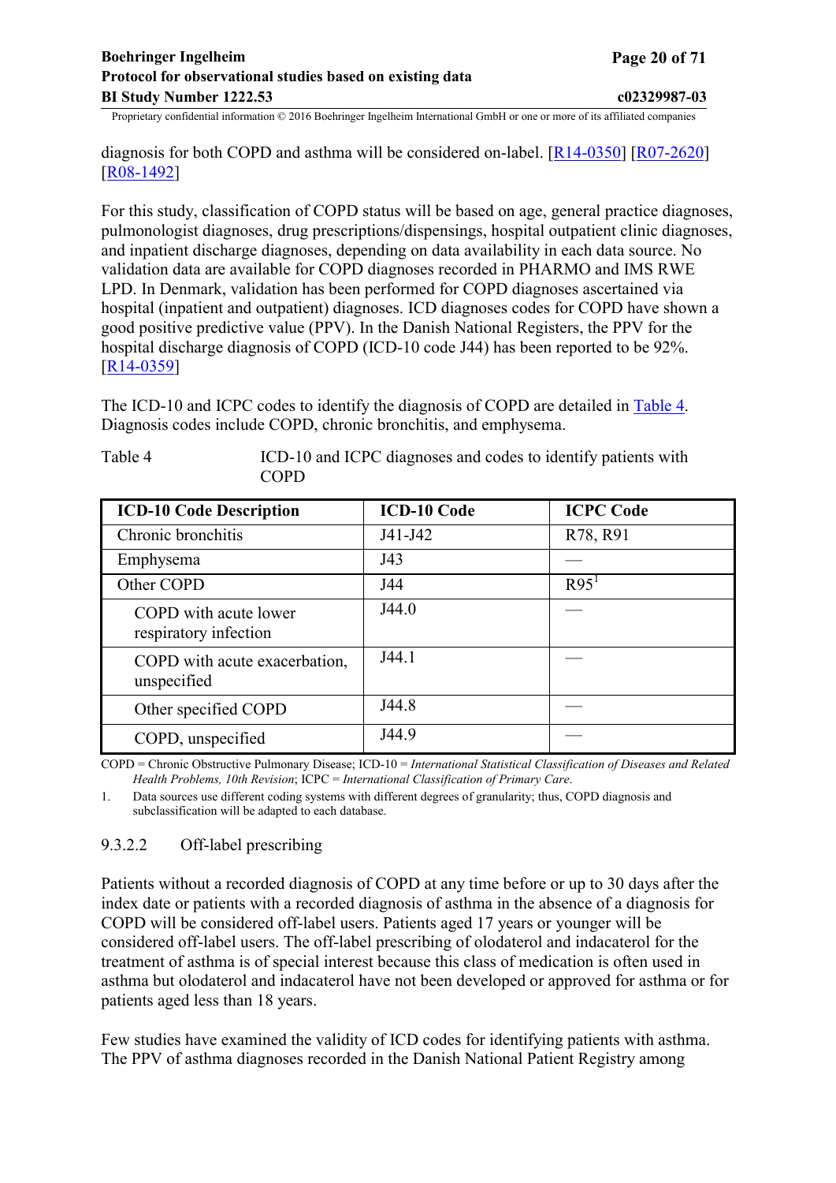diagnosis for both COPD and asthma will be considered on-label. [R14-0350] [R07-2620] [R08-1492]

For this study, classification of COPD status will be based on age, general practice diagnoses, pulmonologist diagnoses, drug prescriptions/dispensings, hospital outpatient clinic diagnoses, and inpatient discharge diagnoses, depending on data availability in each data source. No validation data are available for COPD diagnoses recorded in PHARMO and IMS RWE LPD. In Denmark, validation has been performed for COPD diagnoses ascertained via hospital (inpatient and outpatient) diagnoses. ICD diagnoses codes for COPD have shown a good positive predictive value (PPV). In the Danish National Registers, the PPV for the hospital discharge diagnosis of COPD (ICD-10 code J44) has been reported to be 92%. [R14-0359]

The ICD-10 and ICPC codes to identify the diagnosis of COPD are detailed in Table 4. Diagnosis codes include COPD, chronic bronchitis, and emphysema.

Table 4 ICD-10 and ICPC diagnoses and codes to identify patients with COPD

| ICD-10 Code Description | ICD-10 Code | ICPC Code |
|---|---|---|
| Chronic bronchitis | J41-J42 | R78, R91 |
| Emphysema | J43 | — |
| Other COPD | J44 | R95[1] |
| COPD with acute lower respiratory infection | J44.0 | — |
| COPD with acute exacerbation, unspecified | J44.1 | — |
| Other specified COPD | J44.8 | — |
| COPD, unspecified | J44.9 | — |

COPD = Chronic Obstructive Pulmonary Disease; ICD-10 = *International Statistical Classification of Diseases and Related Health Problems, 10th Revision*; ICPC = *International Classification of Primary Care*.

1. Data sources use different coding systems with different degrees of granularity; thus, COPD diagnosis and subclassification will be adapted to each database.

#### 9.3.2.2 Off-label prescribing

Patients without a recorded diagnosis of COPD at any time before or up to 30 days after the index date or patients with a recorded diagnosis of asthma in the absence of a diagnosis for COPD will be considered off-label users. Patients aged 17 years or younger will be considered off-label users. The off-label prescribing of olodaterol and indacaterol for the treatment of asthma is of special interest because this class of medication is often used in asthma but olodaterol and indacaterol have not been developed or approved for asthma or for patients aged less than 18 years.

Few studies have examined the validity of ICD codes for identifying patients with asthma. The PPV of asthma diagnoses recorded in the Danish National Patient Registry among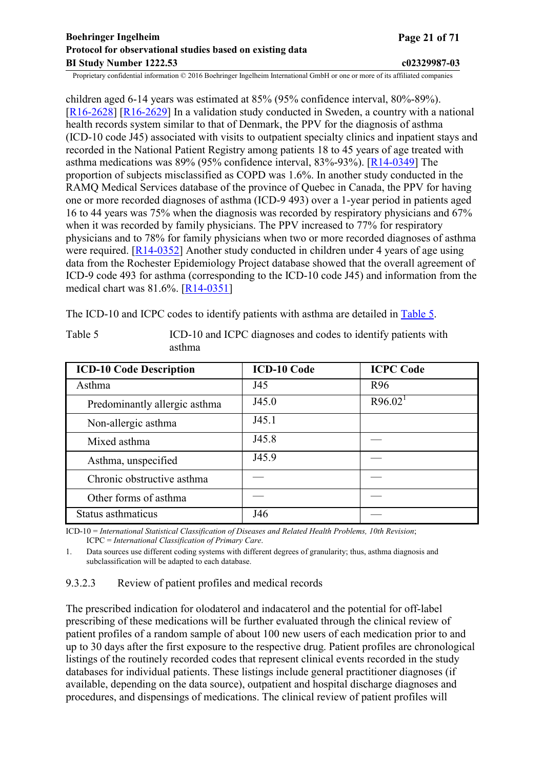children aged 6-14 years was estimated at 85% (95% confidence interval, 80%-89%). [R16-2628] [R16-2629] In a validation study conducted in Sweden, a country with a national health records system similar to that of Denmark, the PPV for the diagnosis of asthma (ICD-10 code J45) associated with visits to outpatient specialty clinics and inpatient stays and recorded in the National Patient Registry among patients 18 to 45 years of age treated with asthma medications was 89% (95% confidence interval, 83%-93%). [R14-0349] The proportion of subjects misclassified as COPD was 1.6%. In another study conducted in the RAMQ Medical Services database of the province of Quebec in Canada, the PPV for having one or more recorded diagnoses of asthma (ICD-9 493) over a 1-year period in patients aged 16 to 44 years was 75% when the diagnosis was recorded by respiratory physicians and 67% when it was recorded by family physicians. The PPV increased to 77% for respiratory physicians and to 78% for family physicians when two or more recorded diagnoses of asthma were required. [R14-0352] Another study conducted in children under 4 years of age using data from the Rochester Epidemiology Project database showed that the overall agreement of ICD-9 code 493 for asthma (corresponding to the ICD-10 code J45) and information from the medical chart was 81.6%. [R14-0351]

The ICD-10 and ICPC codes to identify patients with asthma are detailed in Table 5.

Table 5 ICD-10 and ICPC diagnoses and codes to identify patients with asthma

| ICD-10 Code Description | ICD-10 Code | ICPC Code |
|---|---|---|
| Asthma | J45 | R96 |
| Predominantly allergic asthma | J45.0 | R96.02[1] |
| Non-allergic asthma | J45.1 | |
| Mixed asthma | J45.8 | — |
| Asthma, unspecified | J45.9 | — |
| Chronic obstructive asthma | — | — |
| Other forms of asthma | — | — |
| Status asthmaticus | J46 | — |

ICD-10 = *International Statistical Classification of Diseases and Related Health Problems, 10th Revision*; ICPC = *International Classification of Primary Care*.

1. Data sources use different coding systems with different degrees of granularity; thus, asthma diagnosis and subclassification will be adapted to each database.

#### 9.3.2.3 Review of patient profiles and medical records

The prescribed indication for olodaterol and indacaterol and the potential for off-label prescribing of these medications will be further evaluated through the clinical review of patient profiles of a random sample of about 100 new users of each medication prior to and up to 30 days after the first exposure to the respective drug. Patient profiles are chronological listings of the routinely recorded codes that represent clinical events recorded in the study databases for individual patients. These listings include general practitioner diagnoses (if available, depending on the data source), outpatient and hospital discharge diagnoses and procedures, and dispensings of medications. The clinical review of patient profiles will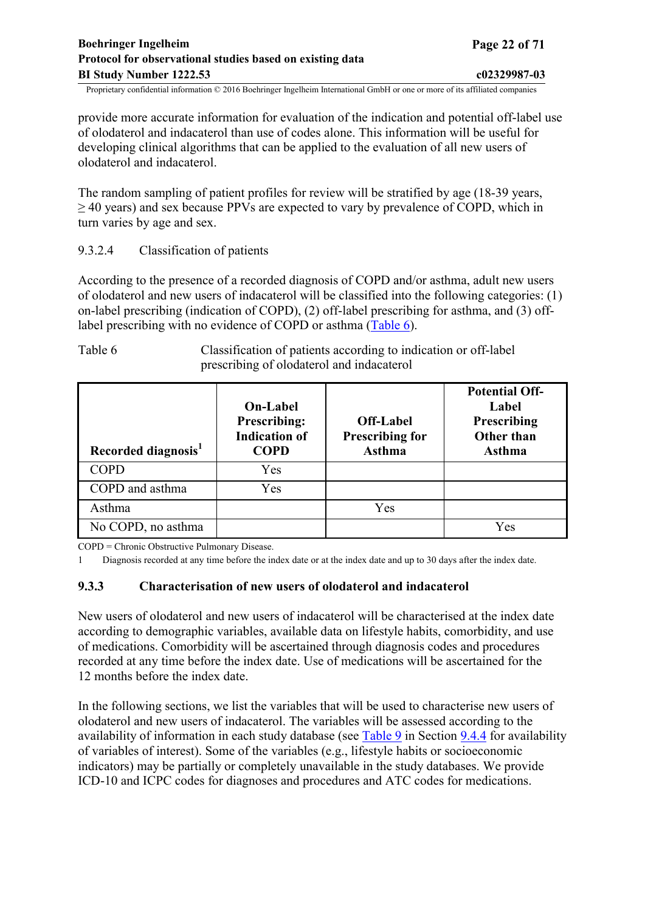provide more accurate information for evaluation of the indication and potential off-label use of olodaterol and indacaterol than use of codes alone. This information will be useful for developing clinical algorithms that can be applied to the evaluation of all new users of olodaterol and indacaterol.

The random sampling of patient profiles for review will be stratified by age (18-39 years, ≥ 40 years) and sex because PPVs are expected to vary by prevalence of COPD, which in turn varies by age and sex.

9.3.2.4 Classification of patients

According to the presence of a recorded diagnosis of COPD and/or asthma, adult new users of olodaterol and new users of indacaterol will be classified into the following categories: (1) on-label prescribing (indication of COPD), (2) off-label prescribing for asthma, and (3) off-label prescribing with no evidence of COPD or asthma (Table 6).

Table 6 Classification of patients according to indication or off-label prescribing of olodaterol and indacaterol

| Recorded diagnosis[1] | On-Label Prescribing: Indication of COPD | Off-Label Prescribing for Asthma | Potential Off-Label Prescribing Other than Asthma |
|---|---|---|---|
| COPD | Yes | | |
| COPD and asthma | Yes | | |
| Asthma | | Yes | |
| No COPD, no asthma | | | Yes |

COPD = Chronic Obstructive Pulmonary Disease.

1 Diagnosis recorded at any time before the index date or at the index date and up to 30 days after the index date.

### 9.3.3 Characterisation of new users of olodaterol and indacaterol

New users of olodaterol and new users of indacaterol will be characterised at the index date according to demographic variables, available data on lifestyle habits, comorbidity, and use of medications. Comorbidity will be ascertained through diagnosis codes and procedures recorded at any time before the index date. Use of medications will be ascertained for the 12 months before the index date.

In the following sections, we list the variables that will be used to characterise new users of olodaterol and new users of indacaterol. The variables will be assessed according to the availability of information in each study database (see Table 9 in Section 9.4.4 for availability of variables of interest). Some of the variables (e.g., lifestyle habits or socioeconomic indicators) may be partially or completely unavailable in the study databases. We provide ICD-10 and ICPC codes for diagnoses and procedures and ATC codes for medications.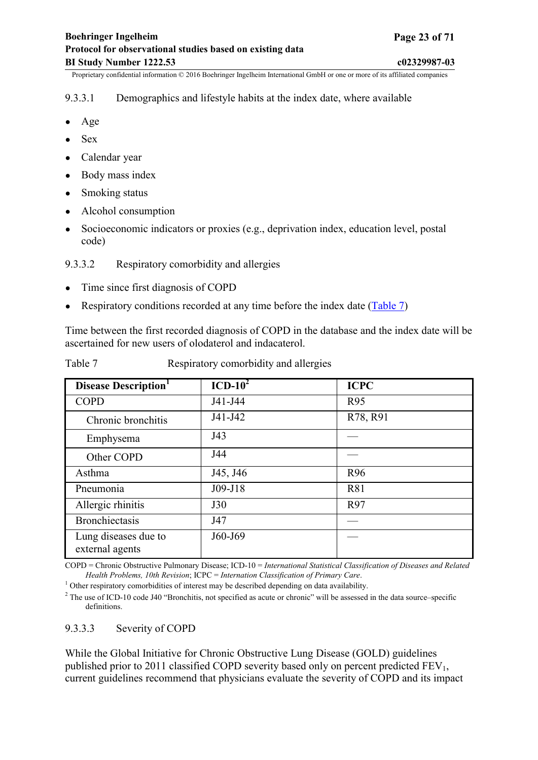#### 9.3.3.1 Demographics and lifestyle habits at the index date, where available

- Age
- Sex
- Calendar year
- Body mass index
- Smoking status
- Alcohol consumption
- Socioeconomic indicators or proxies (e.g., deprivation index, education level, postal code)

#### 9.3.3.2 Respiratory comorbidity and allergies

- Time since first diagnosis of COPD
- Respiratory conditions recorded at any time before the index date (Table 7)

Time between the first recorded diagnosis of COPD in the database and the index date will be ascertained for new users of olodaterol and indacaterol.

Table 7 Respiratory comorbidity and allergies

| Disease Description[1] | ICD-10[2] | ICPC |
|---|---|---|
| COPD | J41-J44 | R95 |
| Chronic bronchitis | J41-J42 | R78, R91 |
| Emphysema | J43 | — |
| Other COPD | J44 | — |
| Asthma | J45, J46 | R96 |
| Pneumonia | J09-J18 | R81 |
| Allergic rhinitis | J30 | R97 |
| Bronchiectasis | J47 | — |
| Lung diseases due to external agents | J60-J69 | — |

COPD = Chronic Obstructive Pulmonary Disease; ICD-10 = *International Statistical Classification of Diseases and Related Health Problems, 10th Revision*; ICPC = *Internation Classification of Primary Care*.

[1] Other respiratory comorbidities of interest may be described depending on data availability.

[2] The use of ICD-10 code J40 "Bronchitis, not specified as acute or chronic" will be assessed in the data source–specific definitions.

#### 9.3.3.3 Severity of COPD

While the Global Initiative for Chronic Obstructive Lung Disease (GOLD) guidelines published prior to 2011 classified COPD severity based only on percent predicted $FEV_1$, current guidelines recommend that physicians evaluate the severity of COPD and its impact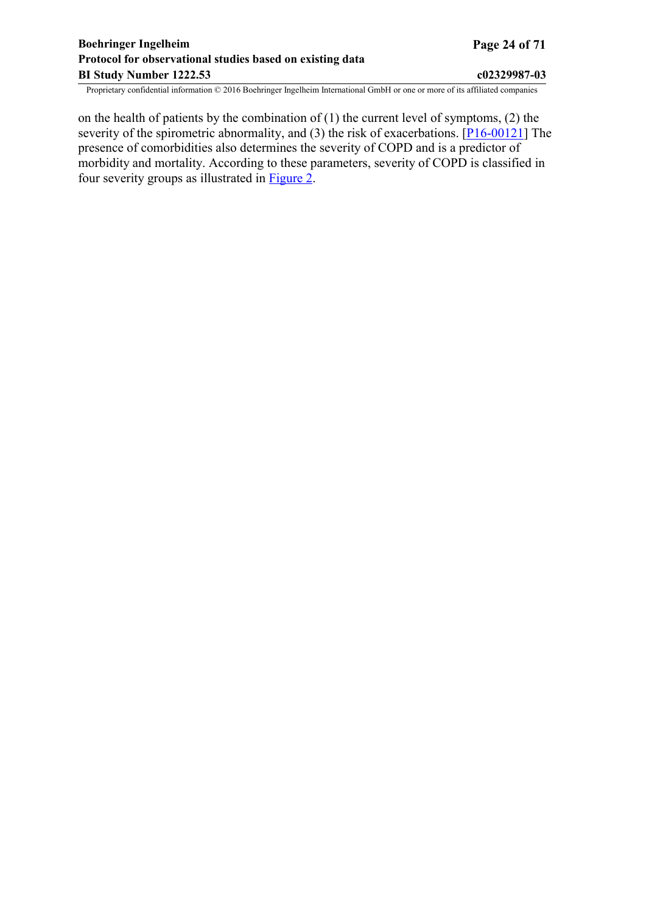on the health of patients by the combination of (1) the current level of symptoms, (2) the severity of the spirometric abnormality, and (3) the risk of exacerbations. [P16-00121] The presence of comorbidities also determines the severity of COPD and is a predictor of morbidity and mortality. According to these parameters, severity of COPD is classified in four severity groups as illustrated in Figure 2.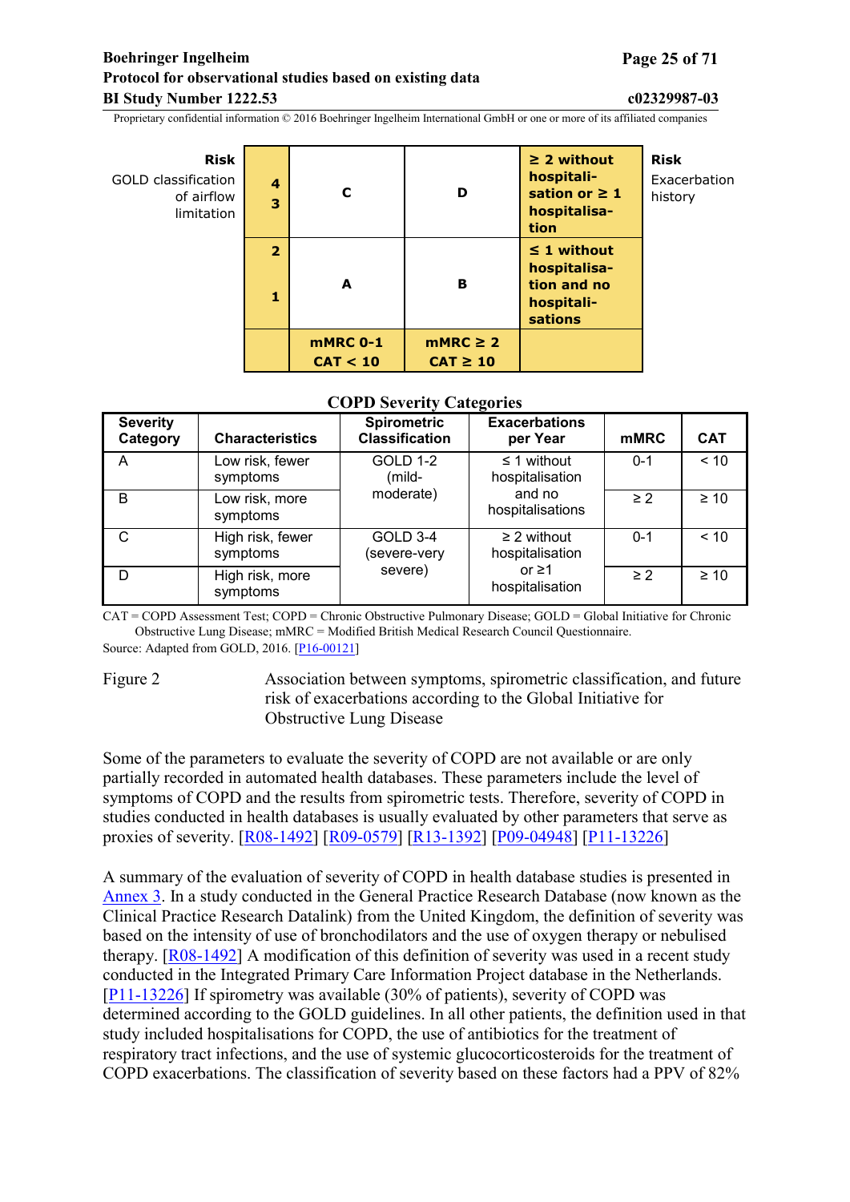| Risk GOLD classification of airflow limitation | | | | | Risk Exacerbation history |
|---|---|---|---|---|---|
| | 4<br>3 | C | D | ≥ 2 without hospitalisation or ≥ 1 hospitalisation | |
| | 2<br><br>1 | A | B | ≤ 1 without hospitalisation and no hospitalisations | |
| | | mMRC 0-1<br>CAT < 10 | mMRC ≥ 2<br>CAT ≥ 10 | | |

**COPD Severity Categories**

| Severity Category | Characteristics | Spirometric Classification | Exacerbations per Year | mMRC | CAT |
|---|---|---|---|---|---|
| A | Low risk, fewer symptoms | GOLD 1-2 (mild-moderate) | ≤ 1 without hospitalisation and no hospitalisations | 0-1 | < 10 |
| B | Low risk, more symptoms | | | ≥ 2 | ≥ 10 |
| C | High risk, fewer symptoms | GOLD 3-4 (severe-very severe) | ≥ 2 without hospitalisation or ≥1 hospitalisation | 0-1 | < 10 |
| D | High risk, more symptoms | | | ≥ 2 | ≥ 10 |

CAT = COPD Assessment Test; COPD = Chronic Obstructive Pulmonary Disease; GOLD = Global Initiative for Chronic Obstructive Lung Disease; mMRC = Modified British Medical Research Council Questionnaire.
Source: Adapted from GOLD, 2016. [P16-00121]

Figure 2 Association between symptoms, spirometric classification, and future risk of exacerbations according to the Global Initiative for Obstructive Lung Disease

Some of the parameters to evaluate the severity of COPD are not available or are only partially recorded in automated health databases. These parameters include the level of symptoms of COPD and the results from spirometric tests. Therefore, severity of COPD in studies conducted in health databases is usually evaluated by other parameters that serve as proxies of severity. [R08-1492] [R09-0579] [R13-1392] [P09-04948] [P11-13226]

A summary of the evaluation of severity of COPD in health database studies is presented in Annex 3. In a study conducted in the General Practice Research Database (now known as the Clinical Practice Research Datalink) from the United Kingdom, the definition of severity was based on the intensity of use of bronchodilators and the use of oxygen therapy or nebulised therapy. [R08-1492] A modification of this definition of severity was used in a recent study conducted in the Integrated Primary Care Information Project database in the Netherlands. [P11-13226] If spirometry was available (30% of patients), severity of COPD was determined according to the GOLD guidelines. In all other patients, the definition used in that study included hospitalisations for COPD, the use of antibiotics for the treatment of respiratory tract infections, and the use of systemic glucocorticosteroids for the treatment of COPD exacerbations. The classification of severity based on these factors had a PPV of 82%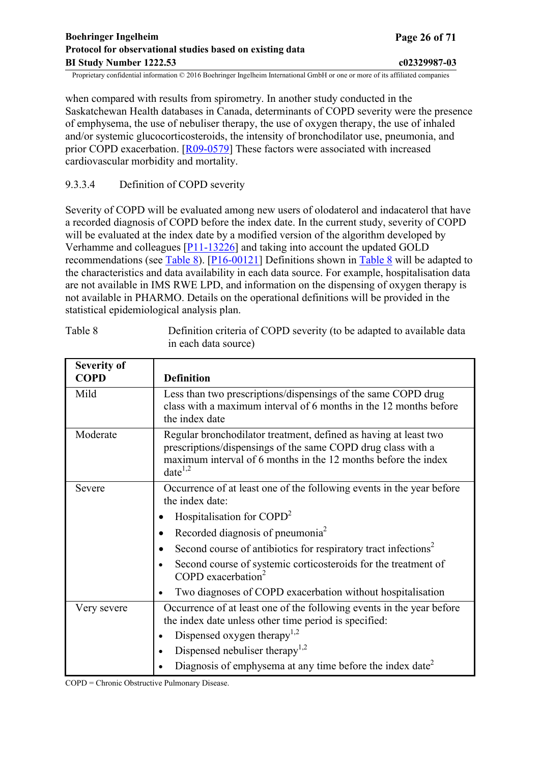when compared with results from spirometry. In another study conducted in the Saskatchewan Health databases in Canada, determinants of COPD severity were the presence of emphysema, the use of nebuliser therapy, the use of oxygen therapy, the use of inhaled and/or systemic glucocorticosteroids, the intensity of bronchodilator use, pneumonia, and prior COPD exacerbation. [R09-0579] These factors were associated with increased cardiovascular morbidity and mortality.

#### 9.3.3.4 Definition of COPD severity

Severity of COPD will be evaluated among new users of olodaterol and indacaterol that have a recorded diagnosis of COPD before the index date. In the current study, severity of COPD will be evaluated at the index date by a modified version of the algorithm developed by Verhamme and colleagues [P11-13226] and taking into account the updated GOLD recommendations (see Table 8). [P16-00121] Definitions shown in Table 8 will be adapted to the characteristics and data availability in each data source. For example, hospitalisation data are not available in IMS RWE LPD, and information on the dispensing of oxygen therapy is not available in PHARMO. Details on the operational definitions will be provided in the statistical epidemiological analysis plan.

Table 8 Definition criteria of COPD severity (to be adapted to available data in each data source)

| Severity of COPD | Definition |
|---|---|
| Mild | Less than two prescriptions/dispensings of the same COPD drug class with a maximum interval of 6 months in the 12 months before the index date |
| Moderate | Regular bronchodilator treatment, defined as having at least two prescriptions/dispensings of the same COPD drug class with a maximum interval of 6 months in the 12 months before the index date[1,2] |
| Severe | Occurrence of at least one of the following events in the year before the index date:<br>• Hospitalisation for COPD[2]<br>• Recorded diagnosis of pneumonia[2]<br>• Second course of antibiotics for respiratory tract infections[2]<br>• Second course of systemic corticosteroids for the treatment of COPD exacerbation[2]<br>• Two diagnoses of COPD exacerbation without hospitalisation |
| Very severe | Occurrence of at least one of the following events in the year before the index date unless other time period is specified:<br>• Dispensed oxygen therapy[1,2]<br>• Dispensed nebuliser therapy[1,2]<br>• Diagnosis of emphysema at any time before the index date[2] |

COPD = Chronic Obstructive Pulmonary Disease.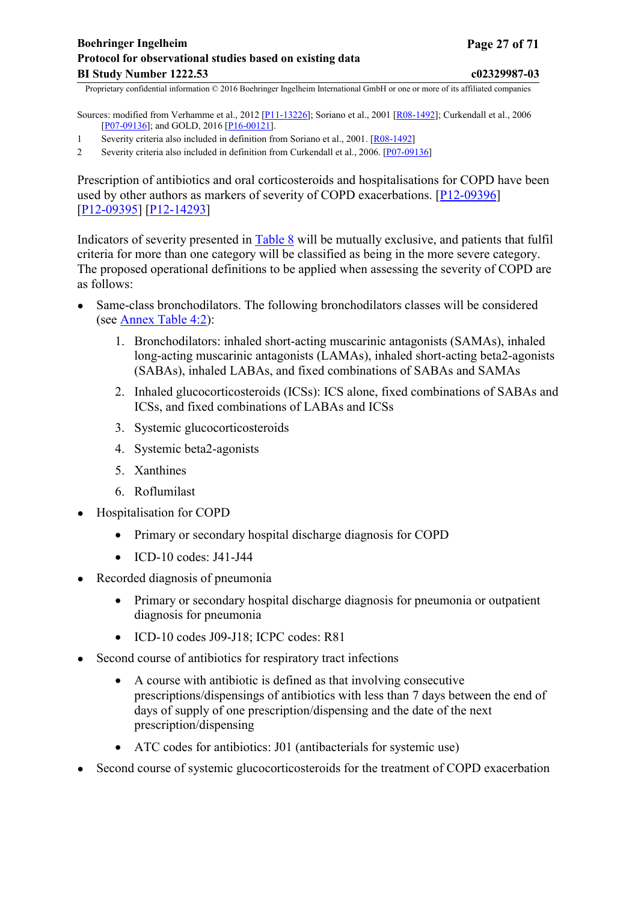Sources: modified from Verhamme et al., 2012 [P11-13226]; Soriano et al., 2001 [R08-1492]; Curkendall et al., 2006 [P07-09136]; and GOLD, 2016 [P16-00121].

1 Severity criteria also included in definition from Soriano et al., 2001. [R08-1492]

2 Severity criteria also included in definition from Curkendall et al., 2006. [P07-09136]

Prescription of antibiotics and oral corticosteroids and hospitalisations for COPD have been used by other authors as markers of severity of COPD exacerbations. [P12-09396] [P12-09395] [P12-14293]

Indicators of severity presented in Table 8 will be mutually exclusive, and patients that fulfil criteria for more than one category will be classified as being in the more severe category. The proposed operational definitions to be applied when assessing the severity of COPD are as follows:

- Same-class bronchodilators. The following bronchodilators classes will be considered (see Annex Table 4:2):
    1. Bronchodilators: inhaled short-acting muscarinic antagonists (SAMAs), inhaled long-acting muscarinic antagonists (LAMAs), inhaled short-acting beta2-agonists (SABAs), inhaled LABAs, and fixed combinations of SABAs and SAMAs
    2. Inhaled glucocorticosteroids (ICSs): ICS alone, fixed combinations of SABAs and ICSs, and fixed combinations of LABAs and ICSs
    3. Systemic glucocorticosteroids
    4. Systemic beta2-agonists
    5. Xanthines
    6. Roflumilast
- Hospitalisation for COPD
    - Primary or secondary hospital discharge diagnosis for COPD
    - ICD-10 codes: J41-J44
- Recorded diagnosis of pneumonia
    - Primary or secondary hospital discharge diagnosis for pneumonia or outpatient diagnosis for pneumonia
    - ICD-10 codes J09-J18; ICPC codes: R81
- Second course of antibiotics for respiratory tract infections
    - A course with antibiotic is defined as that involving consecutive prescriptions/dispensings of antibiotics with less than 7 days between the end of days of supply of one prescription/dispensing and the date of the next prescription/dispensing
    - ATC codes for antibiotics: J01 (antibacterials for systemic use)
- Second course of systemic glucocorticosteroids for the treatment of COPD exacerbation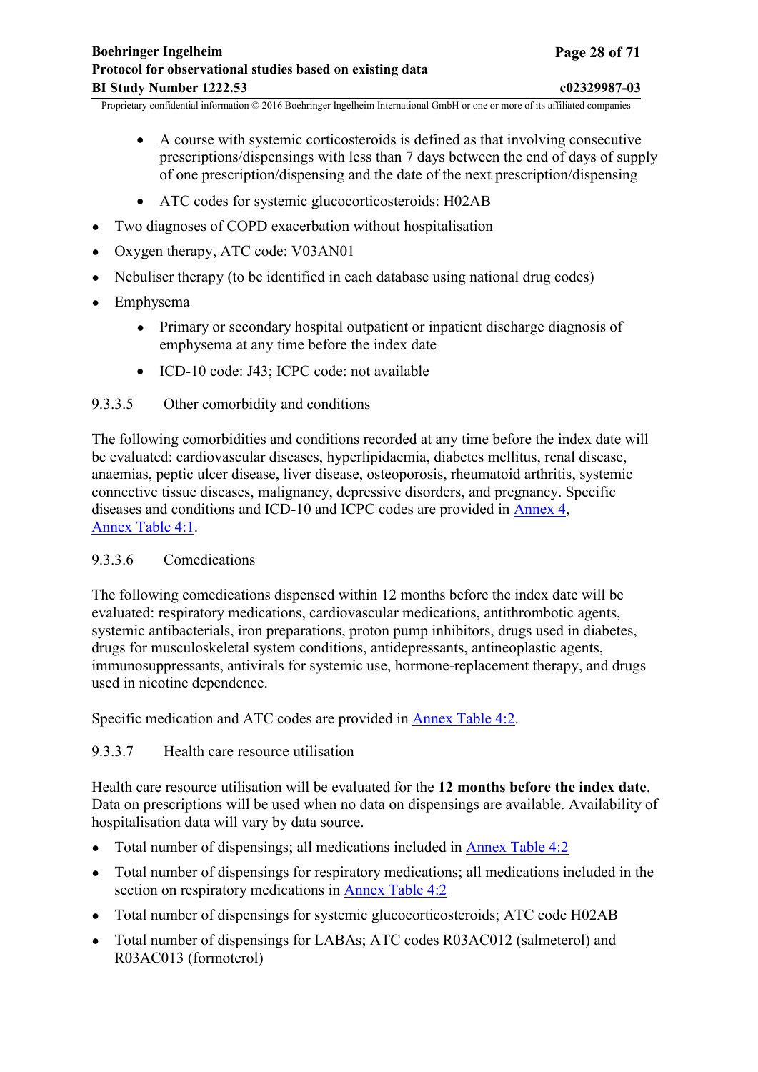- A course with systemic corticosteroids is defined as that involving consecutive prescriptions/dispensings with less than 7 days between the end of days of supply of one prescription/dispensing and the date of the next prescription/dispensing
    - ATC codes for systemic glucocorticosteroids: H02AB
- Two diagnoses of COPD exacerbation without hospitalisation
- Oxygen therapy, ATC code: V03AN01
- Nebuliser therapy (to be identified in each database using national drug codes)
- Emphysema
    - Primary or secondary hospital outpatient or inpatient discharge diagnosis of emphysema at any time before the index date
    - ICD-10 code: J43; ICPC code: not available

#### 9.3.3.5 Other comorbidity and conditions

The following comorbidities and conditions recorded at any time before the index date will be evaluated: cardiovascular diseases, hyperlipidaemia, diabetes mellitus, renal disease, anaemias, peptic ulcer disease, liver disease, osteoporosis, rheumatoid arthritis, systemic connective tissue diseases, malignancy, depressive disorders, and pregnancy. Specific diseases and conditions and ICD-10 and ICPC codes are provided in Annex 4, Annex Table 4:1.

#### 9.3.3.6 Comedications

The following comedications dispensed within 12 months before the index date will be evaluated: respiratory medications, cardiovascular medications, antithrombotic agents, systemic antibacterials, iron preparations, proton pump inhibitors, drugs used in diabetes, drugs for musculoskeletal system conditions, antidepressants, antineoplastic agents, immunosuppressants, antivirals for systemic use, hormone-replacement therapy, and drugs used in nicotine dependence.

Specific medication and ATC codes are provided in Annex Table 4:2.

#### 9.3.3.7 Health care resource utilisation

Health care resource utilisation will be evaluated for the **12 months before the index date**. Data on prescriptions will be used when no data on dispensings are available. Availability of hospitalisation data will vary by data source.

- Total number of dispensings; all medications included in Annex Table 4:2
- Total number of dispensings for respiratory medications; all medications included in the section on respiratory medications in Annex Table 4:2
- Total number of dispensings for systemic glucocorticosteroids; ATC code H02AB
- Total number of dispensings for LABAs; ATC codes R03AC012 (salmeterol) and R03AC013 (formoterol)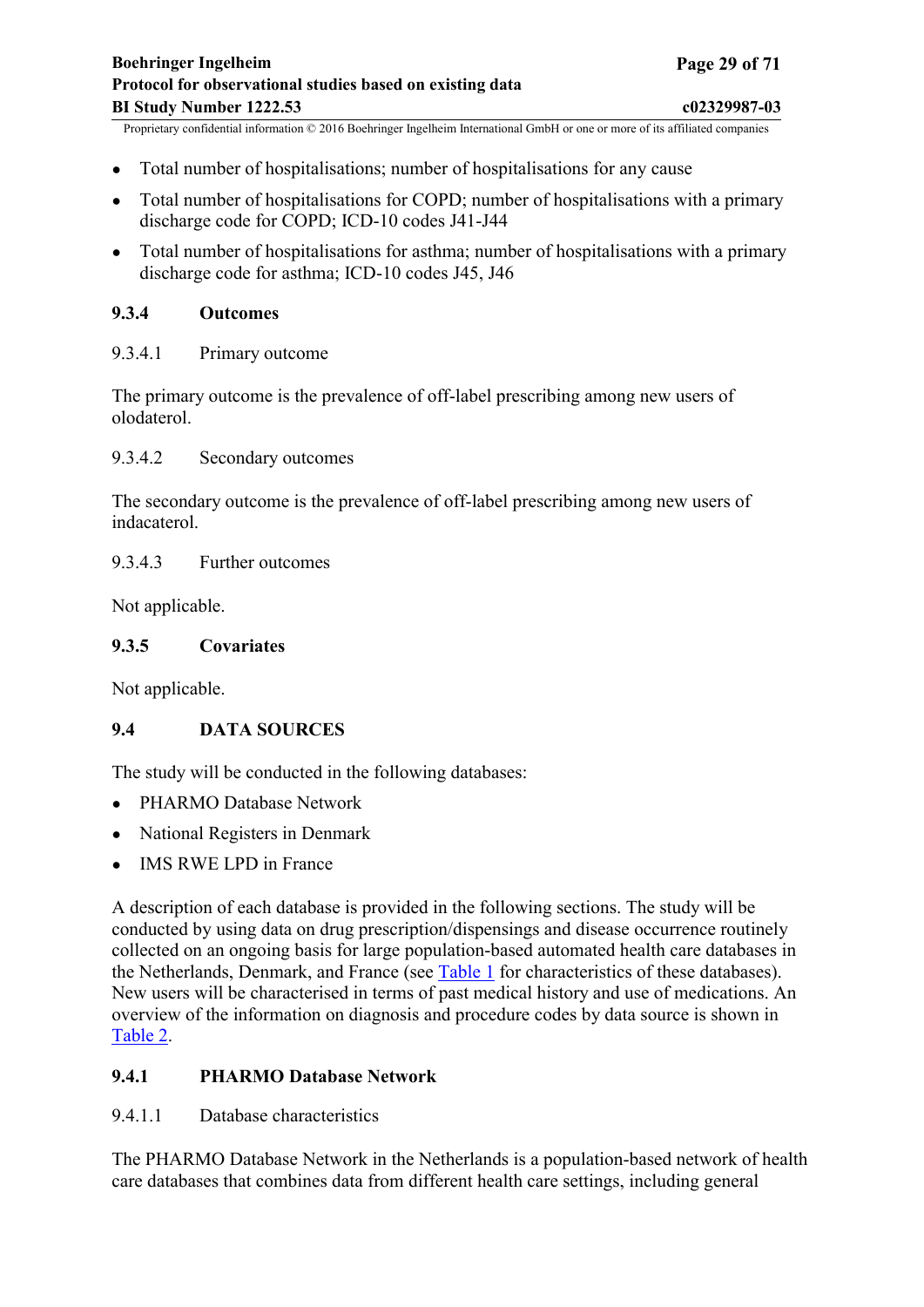- Total number of hospitalisations; number of hospitalisations for any cause
- Total number of hospitalisations for COPD; number of hospitalisations with a primary discharge code for COPD; ICD-10 codes J41-J44
- Total number of hospitalisations for asthma; number of hospitalisations with a primary discharge code for asthma; ICD-10 codes J45, J46

### 9.3.4 Outcomes

#### 9.3.4.1 Primary outcome

The primary outcome is the prevalence of off-label prescribing among new users of olodaterol.

#### 9.3.4.2 Secondary outcomes

The secondary outcome is the prevalence of off-label prescribing among new users of indacaterol.

#### 9.3.4.3 Further outcomes

Not applicable.

### 9.3.5 Covariates

Not applicable.

## 9.4 DATA SOURCES

The study will be conducted in the following databases:

- PHARMO Database Network
- National Registers in Denmark
- IMS RWE LPD in France

A description of each database is provided in the following sections. The study will be conducted by using data on drug prescription/dispensings and disease occurrence routinely collected on an ongoing basis for large population-based automated health care databases in the Netherlands, Denmark, and France (see Table 1 for characteristics of these databases). New users will be characterised in terms of past medical history and use of medications. An overview of the information on diagnosis and procedure codes by data source is shown in Table 2.

### 9.4.1 PHARMO Database Network

#### 9.4.1.1 Database characteristics

The PHARMO Database Network in the Netherlands is a population-based network of health care databases that combines data from different health care settings, including general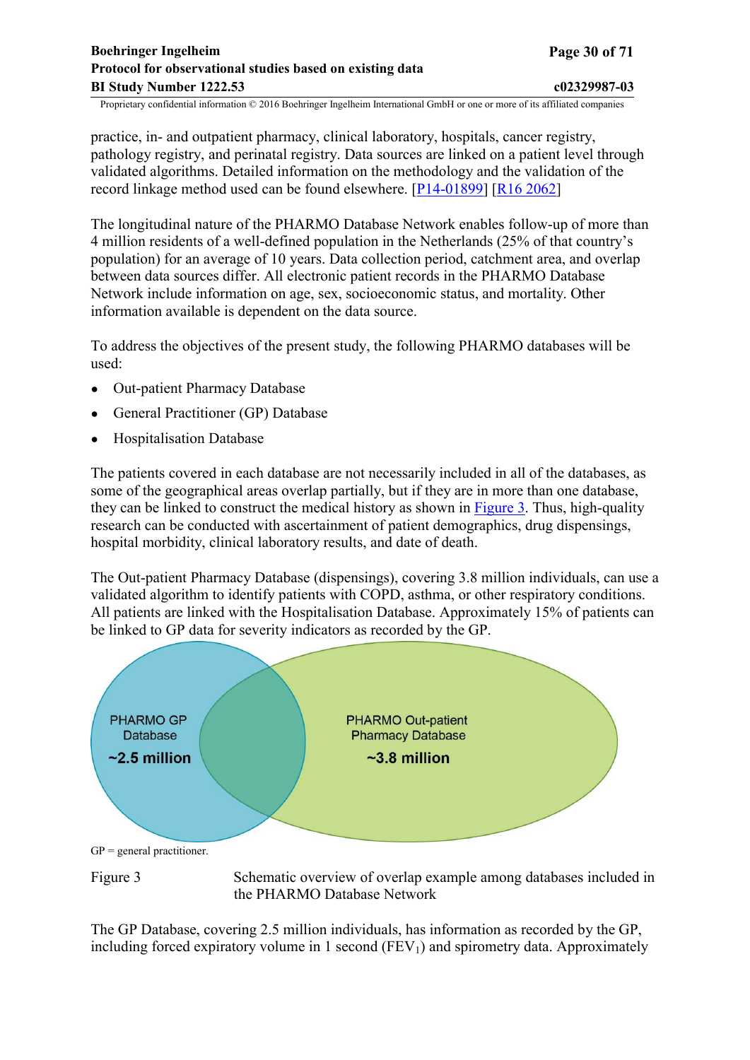practice, in- and outpatient pharmacy, clinical laboratory, hospitals, cancer registry, pathology registry, and perinatal registry. Data sources are linked on a patient level through validated algorithms. Detailed information on the methodology and the validation of the record linkage method used can be found elsewhere. [P14-01899] [R16 2062]

The longitudinal nature of the PHARMO Database Network enables follow-up of more than 4 million residents of a well-defined population in the Netherlands (25% of that country's population) for an average of 10 years. Data collection period, catchment area, and overlap between data sources differ. All electronic patient records in the PHARMO Database Network include information on age, sex, socioeconomic status, and mortality. Other information available is dependent on the data source.

To address the objectives of the present study, the following PHARMO databases will be used:

- Out-patient Pharmacy Database
- General Practitioner (GP) Database
- Hospitalisation Database

The patients covered in each database are not necessarily included in all of the databases, as some of the geographical areas overlap partially, but if they are in more than one database, they can be linked to construct the medical history as shown in Figure 3. Thus, high-quality research can be conducted with ascertainment of patient demographics, drug dispensings, hospital morbidity, clinical laboratory results, and date of death.

The Out-patient Pharmacy Database (dispensings), covering 3.8 million individuals, can use a validated algorithm to identify patients with COPD, asthma, or other respiratory conditions. All patients are linked with the Hospitalisation Database. Approximately 15% of patients can be linked to GP data for severity indicators as recorded by the GP.

PHARMO GP Database **~2.5 million**

PHARMO Out-patient Pharmacy Database **~3.8 million**

GP = general practitioner.

Figure 3 Schematic overview of overlap example among databases included in the PHARMO Database Network

The GP Database, covering 2.5 million individuals, has information as recorded by the GP, including forced expiratory volume in 1 second ($FEV_1$) and spirometry data. Approximately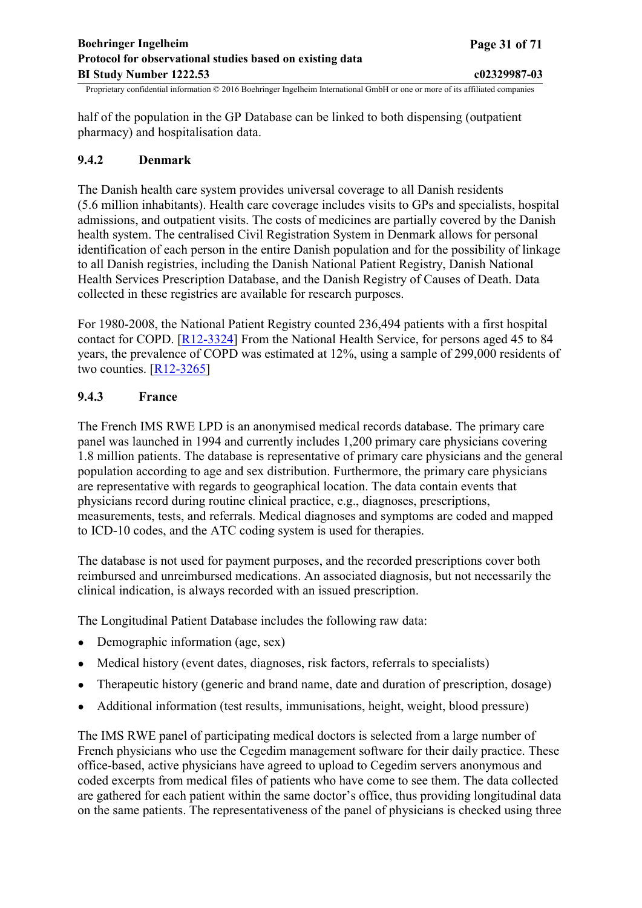half of the population in the GP Database can be linked to both dispensing (outpatient pharmacy) and hospitalisation data.

### 9.4.2 Denmark

The Danish health care system provides universal coverage to all Danish residents (5.6 million inhabitants). Health care coverage includes visits to GPs and specialists, hospital admissions, and outpatient visits. The costs of medicines are partially covered by the Danish health system. The centralised Civil Registration System in Denmark allows for personal identification of each person in the entire Danish population and for the possibility of linkage to all Danish registries, including the Danish National Patient Registry, Danish National Health Services Prescription Database, and the Danish Registry of Causes of Death. Data collected in these registries are available for research purposes.

For 1980-2008, the National Patient Registry counted 236,494 patients with a first hospital contact for COPD. [R12-3324] From the National Health Service, for persons aged 45 to 84 years, the prevalence of COPD was estimated at 12%, using a sample of 299,000 residents of two counties. [R12-3265]

### 9.4.3 France

The French IMS RWE LPD is an anonymised medical records database. The primary care panel was launched in 1994 and currently includes 1,200 primary care physicians covering 1.8 million patients. The database is representative of primary care physicians and the general population according to age and sex distribution. Furthermore, the primary care physicians are representative with regards to geographical location. The data contain events that physicians record during routine clinical practice, e.g., diagnoses, prescriptions, measurements, tests, and referrals. Medical diagnoses and symptoms are coded and mapped to ICD-10 codes, and the ATC coding system is used for therapies.

The database is not used for payment purposes, and the recorded prescriptions cover both reimbursed and unreimbursed medications. An associated diagnosis, but not necessarily the clinical indication, is always recorded with an issued prescription.

The Longitudinal Patient Database includes the following raw data:

- Demographic information (age, sex)
- Medical history (event dates, diagnoses, risk factors, referrals to specialists)
- Therapeutic history (generic and brand name, date and duration of prescription, dosage)
- Additional information (test results, immunisations, height, weight, blood pressure)

The IMS RWE panel of participating medical doctors is selected from a large number of French physicians who use the Cegedim management software for their daily practice. These office-based, active physicians have agreed to upload to Cegedim servers anonymous and coded excerpts from medical files of patients who have come to see them. The data collected are gathered for each patient within the same doctor's office, thus providing longitudinal data on the same patients. The representativeness of the panel of physicians is checked using three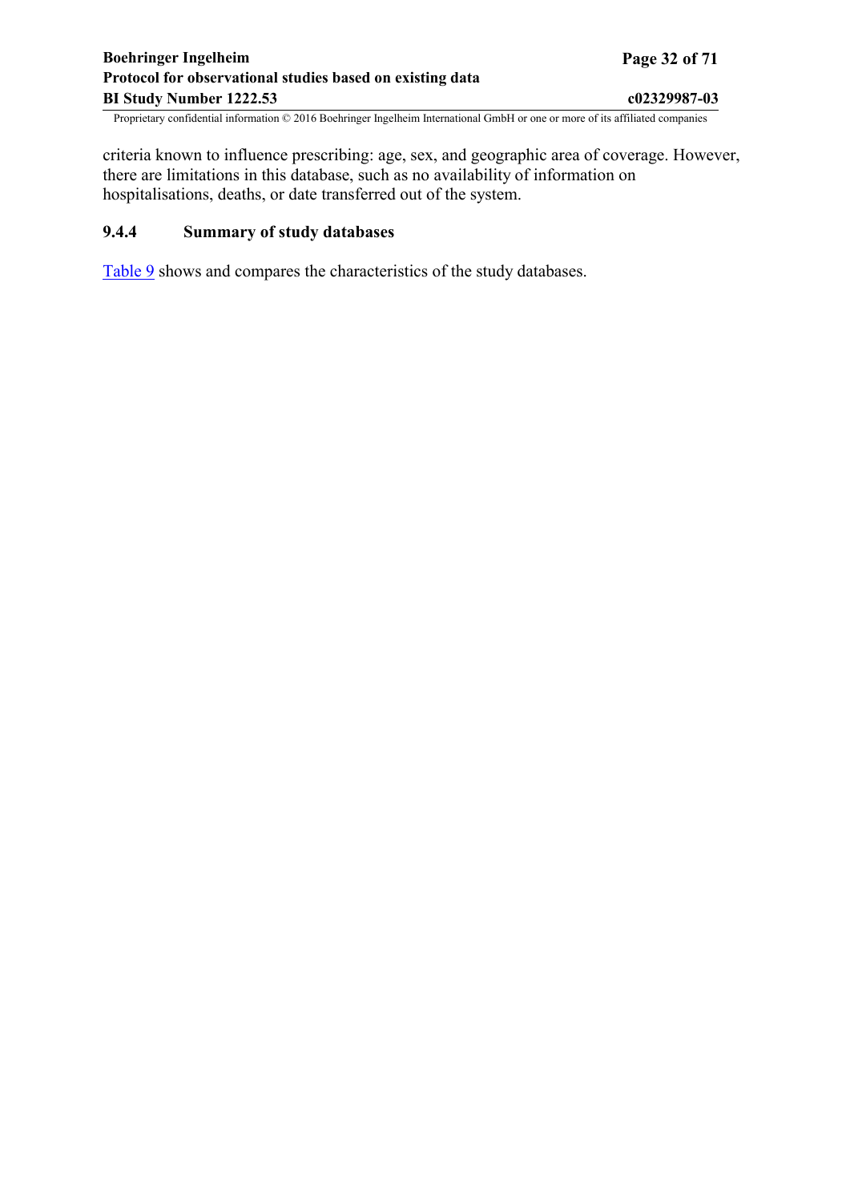criteria known to influence prescribing: age, sex, and geographic area of coverage. However, there are limitations in this database, such as no availability of information on hospitalisations, deaths, or date transferred out of the system.

### 9.4.4 Summary of study databases

Table 9 shows and compares the characteristics of the study databases.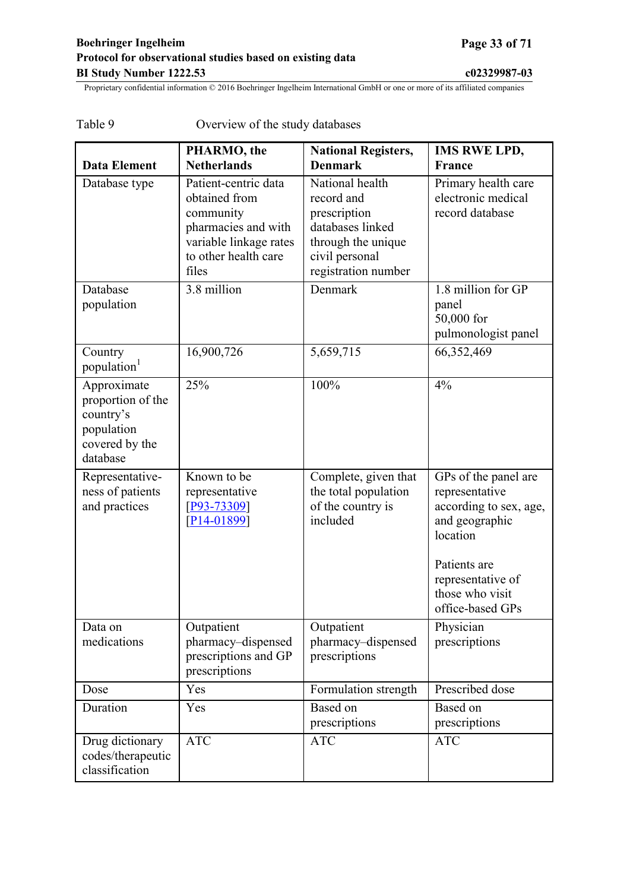Table 9 Overview of the study databases

| Data Element | PHARMO, the Netherlands | National Registers, Denmark | IMS RWE LPD, France |
|---|---|---|---|
| Database type | Patient-centric data obtained from community pharmacies and with variable linkage rates to other health care files | National health record and prescription databases linked through the unique civil personal registration number | Primary health care electronic medical record database |
| Database population | 3.8 million | Denmark | 1.8 million for GP panel<br>50,000 for pulmonologist panel |
| Country population[1] | 16,900,726 | 5,659,715 | 66,352,469 |
| Approximate proportion of the country's population covered by the database | 25% | 100% | 4% |
| Representative-ness of patients and practices | Known to be representative [P93-73309] [P14-01899] | Complete, given that the total population of the country is included | GPs of the panel are representative according to sex, age, and geographic location<br><br>Patients are representative of those who visit office-based GPs |
| Data on medications | Outpatient pharmacy–dispensed prescriptions and GP prescriptions | Outpatient pharmacy–dispensed prescriptions | Physician prescriptions |
| Dose | Yes | Formulation strength | Prescribed dose |
| Duration | Yes | Based on prescriptions | Based on prescriptions |
| Drug dictionary codes/therapeutic classification | ATC | ATC | ATC |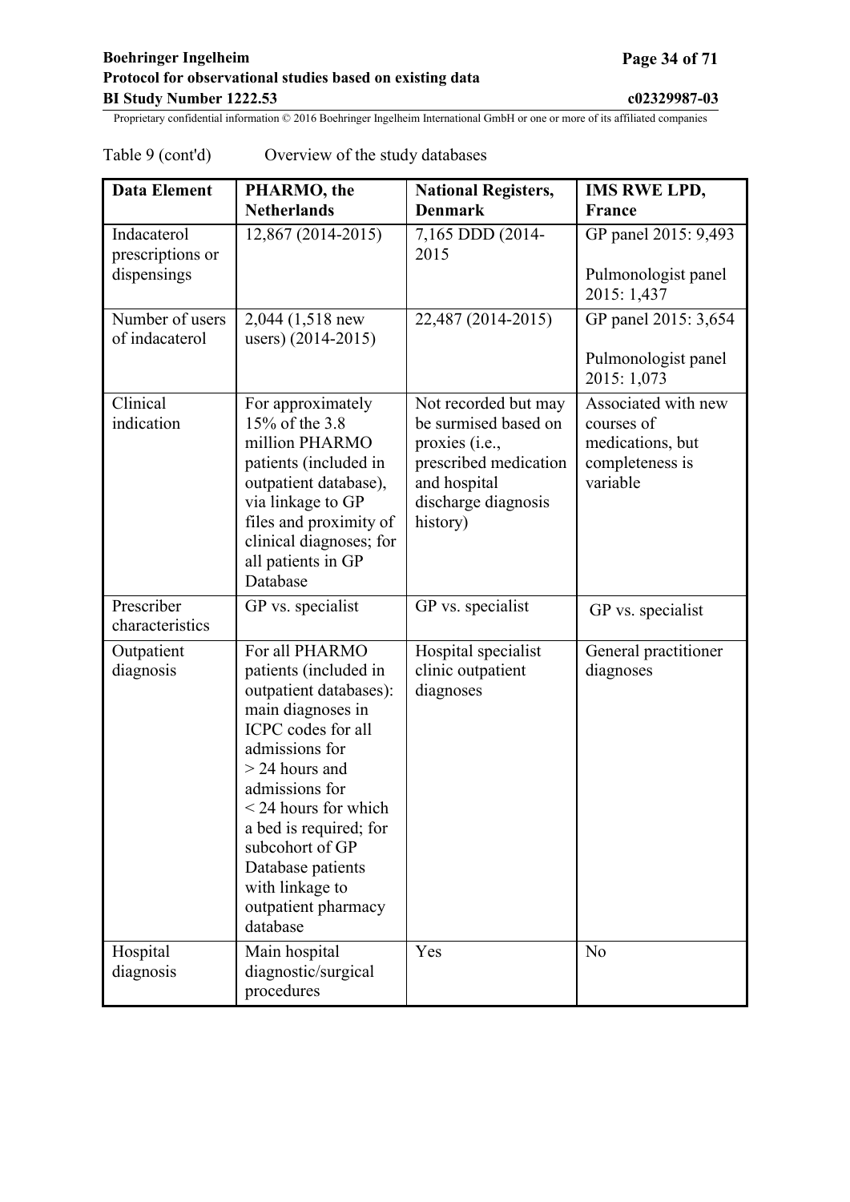Table 9 (cont'd) Overview of the study databases

| Data Element | PHARMO, the Netherlands | National Registers, Denmark | IMS RWE LPD, France |
|---|---|---|---|
| Indacaterol prescriptions or dispensings | 12,867 (2014-2015) | 7,165 DDD (2014-2015 | GP panel 2015: 9,493<br><br>Pulmonologist panel 2015: 1,437 |
| Number of users of indacaterol | 2,044 (1,518 new users) (2014-2015) | 22,487 (2014-2015) | GP panel 2015: 3,654<br><br>Pulmonologist panel 2015: 1,073 |
| Clinical indication | For approximately 15% of the 3.8 million PHARMO patients (included in outpatient database), via linkage to GP files and proximity of clinical diagnoses; for all patients in GP Database | Not recorded but may be surmised based on proxies (i.e., prescribed medication and hospital discharge diagnosis history) | Associated with new courses of medications, but completeness is variable |
| Prescriber characteristics | GP vs. specialist | GP vs. specialist | GP vs. specialist |
| Outpatient diagnosis | For all PHARMO patients (included in outpatient databases): main diagnoses in ICPC codes for all admissions for > 24 hours and admissions for < 24 hours for which a bed is required; for subcohort of GP Database patients with linkage to outpatient pharmacy database | Hospital specialist clinic outpatient diagnoses | General practitioner diagnoses |
| Hospital diagnosis | Main hospital diagnostic/surgical procedures | Yes | No |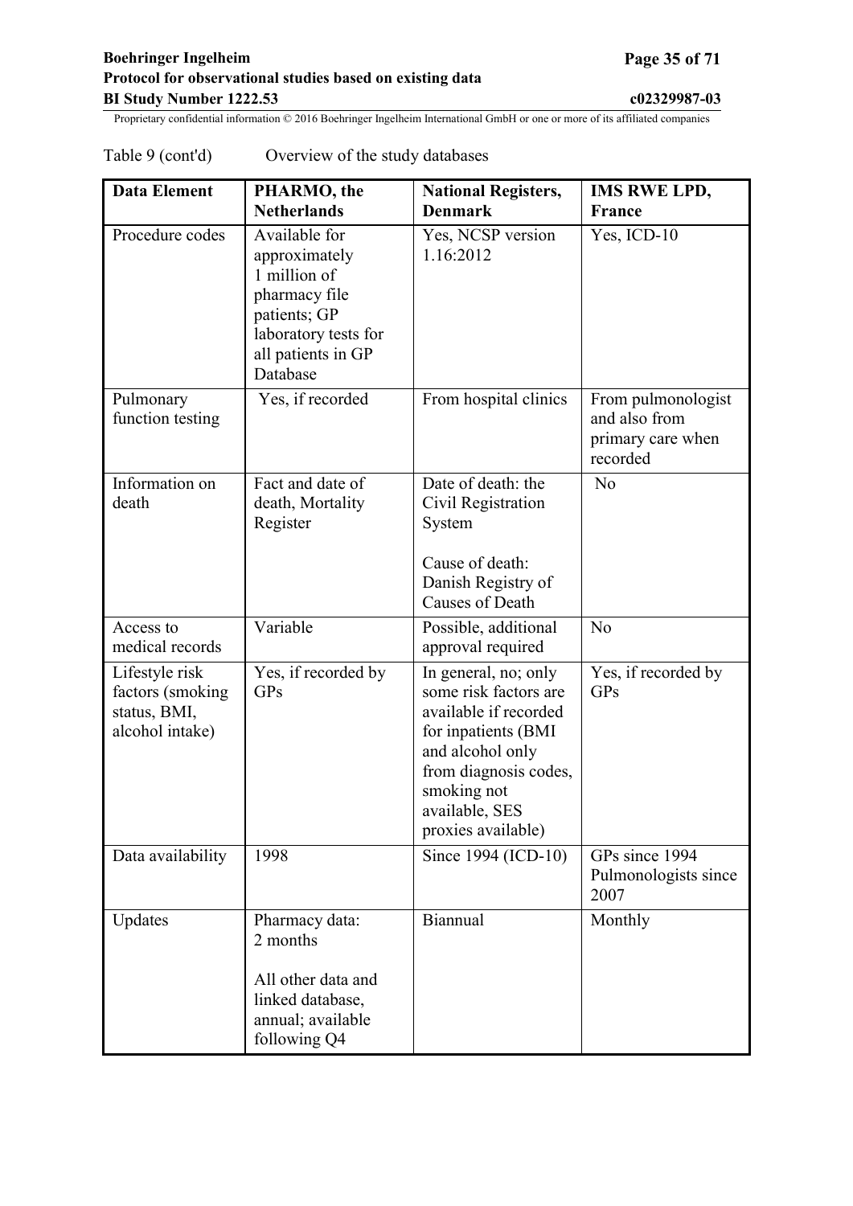Table 9 (cont'd) Overview of the study databases

| Data Element | PHARMO, the Netherlands | National Registers, Denmark | IMS RWE LPD, France |
|---|---|---|---|
| Procedure codes | Available for approximately 1 million of pharmacy file patients; GP laboratory tests for all patients in GP Database | Yes, NCSP version 1.16:2012 | Yes, ICD-10 |
| Pulmonary function testing | Yes, if recorded | From hospital clinics | From pulmonologist and also from primary care when recorded |
| Information on death | Fact and date of death, Mortality Register | Date of death: the Civil Registration System<br><br>Cause of death: Danish Registry of Causes of Death | No |
| Access to medical records | Variable | Possible, additional approval required | No |
| Lifestyle risk factors (smoking status, BMI, alcohol intake) | Yes, if recorded by GPs | In general, no; only some risk factors are available if recorded for inpatients (BMI and alcohol only from diagnosis codes, smoking not available, SES proxies available) | Yes, if recorded by GPs |
| Data availability | 1998 | Since 1994 (ICD-10) | GPs since 1994<br>Pulmonologists since 2007 |
| Updates | Pharmacy data: 2 months<br><br>All other data and linked database, annual; available following Q4 | Biannual | Monthly |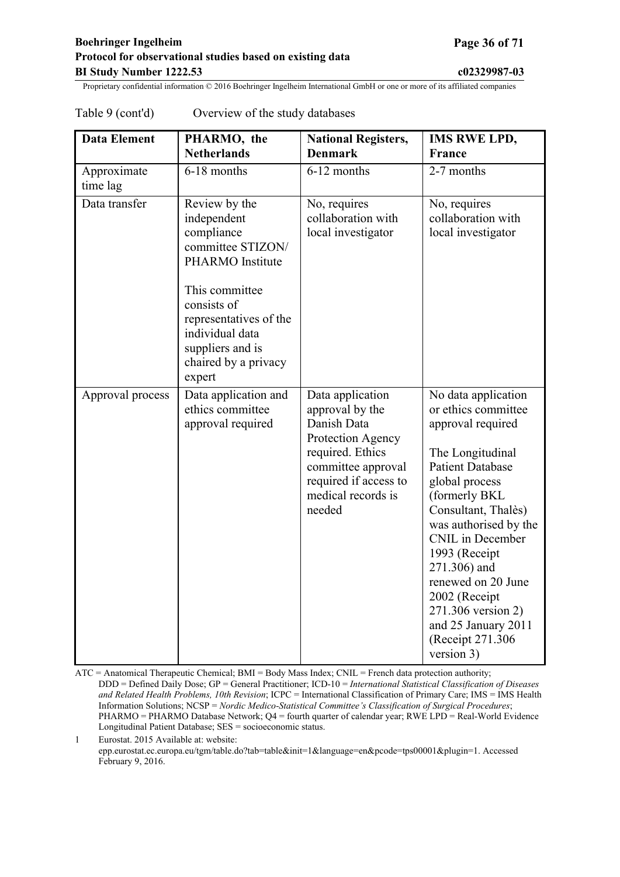Table 9 (cont'd) Overview of the study databases

| Data Element | PHARMO, the Netherlands | National Registers, Denmark | IMS RWE LPD, France |
|---|---|---|---|
| Approximate time lag | 6-18 months | 6-12 months | 2-7 months |
| Data transfer | Review by the independent compliance committee STIZON/ PHARMO Institute<br><br>This committee consists of representatives of the individual data suppliers and is chaired by a privacy expert | No, requires collaboration with local investigator | No, requires collaboration with local investigator |
| Approval process | Data application and ethics committee approval required | Data application approval by the Danish Data Protection Agency required. Ethics committee approval required if access to medical records is needed | No data application or ethics committee approval required<br><br>The Longitudinal Patient Database global process (formerly BKL Consultant, Thalès) was authorised by the CNIL in December 1993 (Receipt 271.306) and renewed on 20 June 2002 (Receipt 271.306 version 2) and 25 January 2011 (Receipt 271.306 version 3) |

ATC = Anatomical Therapeutic Chemical; BMI = Body Mass Index; CNIL = French data protection authority; DDD = Defined Daily Dose; GP = General Practitioner; ICD-10 = *International Statistical Classification of Diseases and Related Health Problems, 10th Revision*; ICPC = International Classification of Primary Care; IMS = IMS Health Information Solutions; NCSP = *Nordic Medico-Statistical Committee's Classification of Surgical Procedures*; PHARMO = PHARMO Database Network; Q4 = fourth quarter of calendar year; RWE LPD = Real-World Evidence Longitudinal Patient Database; SES = socioeconomic status.

1 Eurostat. 2015 Available at: website: epp.eurostat.ec.europa.eu/tgm/table.do?tab=table&init=1&language=en&pcode=tps00001&plugin=1. Accessed February 9, 2016.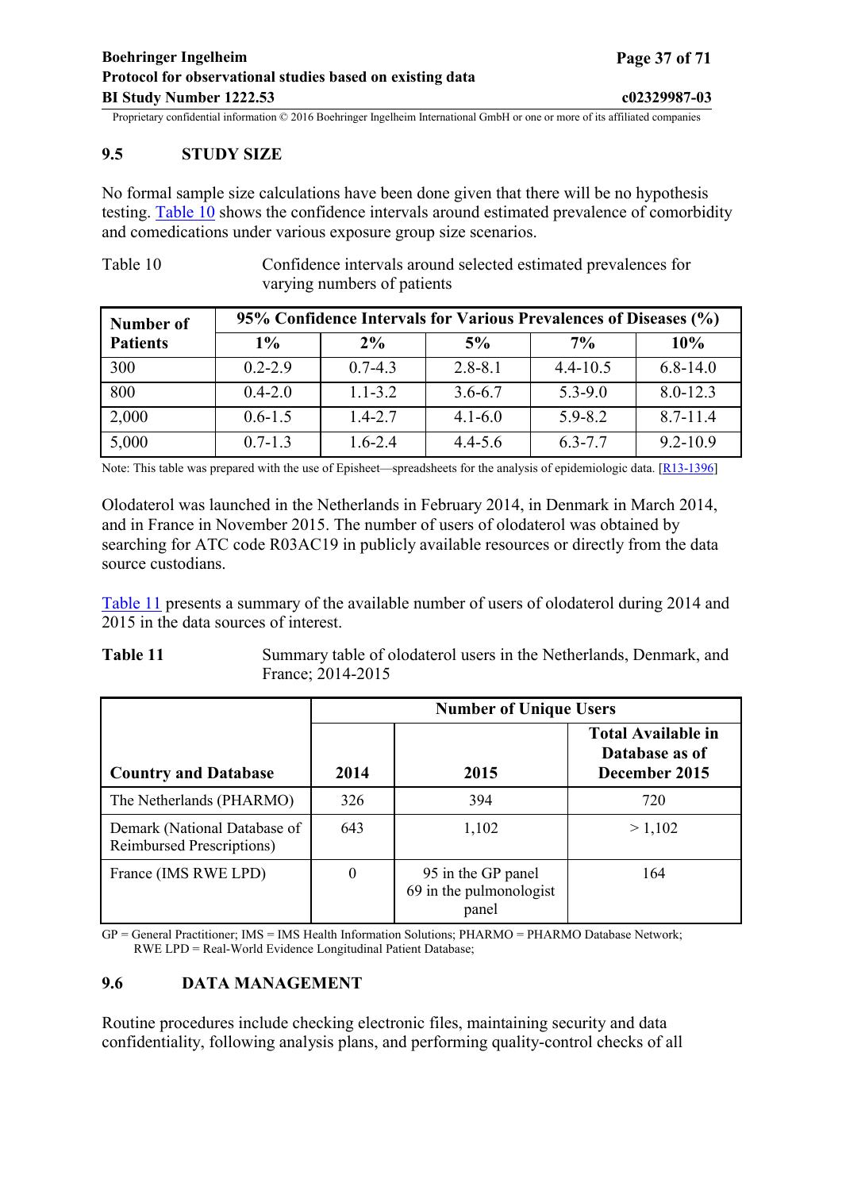## 9.5 STUDY SIZE

No formal sample size calculations have been done given that there will be no hypothesis testing. Table 10 shows the confidence intervals around estimated prevalence of comorbidity and comedications under various exposure group size scenarios.

Table 10 Confidence intervals around selected estimated prevalences for varying numbers of patients

| Number of Patients | 95% Confidence Intervals for Various Prevalences of Diseases (%) | | | | |
|---|---|---|---|---|---|
| | 1% | 2% | 5% | 7% | 10% |
| 300 | 0.2-2.9 | 0.7-4.3 | 2.8-8.1 | 4.4-10.5 | 6.8-14.0 |
| 800 | 0.4-2.0 | 1.1-3.2 | 3.6-6.7 | 5.3-9.0 | 8.0-12.3 |
| 2,000 | 0.6-1.5 | 1.4-2.7 | 4.1-6.0 | 5.9-8.2 | 8.7-11.4 |
| 5,000 | 0.7-1.3 | 1.6-2.4 | 4.4-5.6 | 6.3-7.7 | 9.2-10.9 |

Note: This table was prepared with the use of Episheet—spreadsheets for the analysis of epidemiologic data. [R13-1396]

Olodaterol was launched in the Netherlands in February 2014, in Denmark in March 2014, and in France in November 2015. The number of users of olodaterol was obtained by searching for ATC code R03AC19 in publicly available resources or directly from the data source custodians.

Table 11 presents a summary of the available number of users of olodaterol during 2014 and 2015 in the data sources of interest.

**Table 11** Summary table of olodaterol users in the Netherlands, Denmark, and France; 2014-2015

| Country and Database | Number of Unique Users | | |
|---|---|---|---|
| | 2014 | 2015 | Total Available in Database as of December 2015 |
| The Netherlands (PHARMO) | 326 | 394 | 720 |
| Demark (National Database of Reimbursed Prescriptions) | 643 | 1,102 | > 1,102 |
| France (IMS RWE LPD) | 0 | 95 in the GP panel<br>69 in the pulmonologist panel | 164 |

GP = General Practitioner; IMS = IMS Health Information Solutions; PHARMO = PHARMO Database Network; RWE LPD = Real-World Evidence Longitudinal Patient Database;

## 9.6 DATA MANAGEMENT

Routine procedures include checking electronic files, maintaining security and data confidentiality, following analysis plans, and performing quality-control checks of all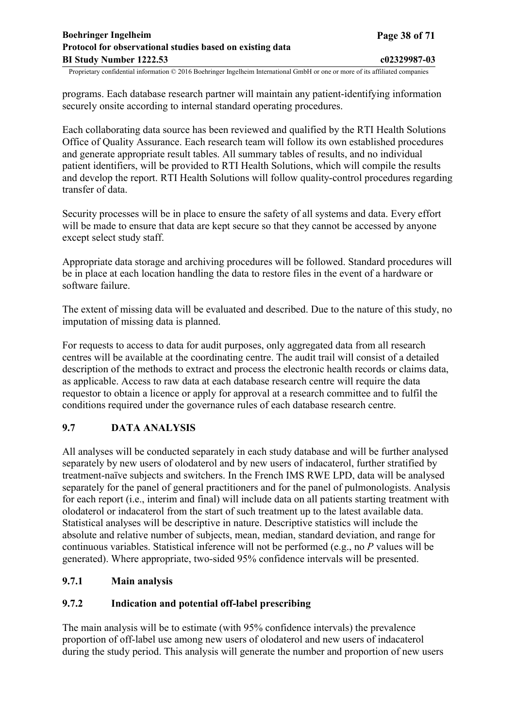programs. Each database research partner will maintain any patient-identifying information securely onsite according to internal standard operating procedures.

Each collaborating data source has been reviewed and qualified by the RTI Health Solutions Office of Quality Assurance. Each research team will follow its own established procedures and generate appropriate result tables. All summary tables of results, and no individual patient identifiers, will be provided to RTI Health Solutions, which will compile the results and develop the report. RTI Health Solutions will follow quality-control procedures regarding transfer of data.

Security processes will be in place to ensure the safety of all systems and data. Every effort will be made to ensure that data are kept secure so that they cannot be accessed by anyone except select study staff.

Appropriate data storage and archiving procedures will be followed. Standard procedures will be in place at each location handling the data to restore files in the event of a hardware or software failure.

The extent of missing data will be evaluated and described. Due to the nature of this study, no imputation of missing data is planned.

For requests to access to data for audit purposes, only aggregated data from all research centres will be available at the coordinating centre. The audit trail will consist of a detailed description of the methods to extract and process the electronic health records or claims data, as applicable. Access to raw data at each database research centre will require the data requestor to obtain a licence or apply for approval at a research committee and to fulfil the conditions required under the governance rules of each database research centre.

## 9.7 DATA ANALYSIS

All analyses will be conducted separately in each study database and will be further analysed separately by new users of olodaterol and by new users of indacaterol, further stratified by treatment-naïve subjects and switchers. In the French IMS RWE LPD, data will be analysed separately for the panel of general practitioners and for the panel of pulmonologists. Analysis for each report (i.e., interim and final) will include data on all patients starting treatment with olodaterol or indacaterol from the start of such treatment up to the latest available data. Statistical analyses will be descriptive in nature. Descriptive statistics will include the absolute and relative number of subjects, mean, median, standard deviation, and range for continuous variables. Statistical inference will not be performed (e.g., no *P* values will be generated). Where appropriate, two-sided 95% confidence intervals will be presented.

### 9.7.1 Main analysis

### 9.7.2 Indication and potential off-label prescribing

The main analysis will be to estimate (with 95% confidence intervals) the prevalence proportion of off-label use among new users of olodaterol and new users of indacaterol during the study period. This analysis will generate the number and proportion of new users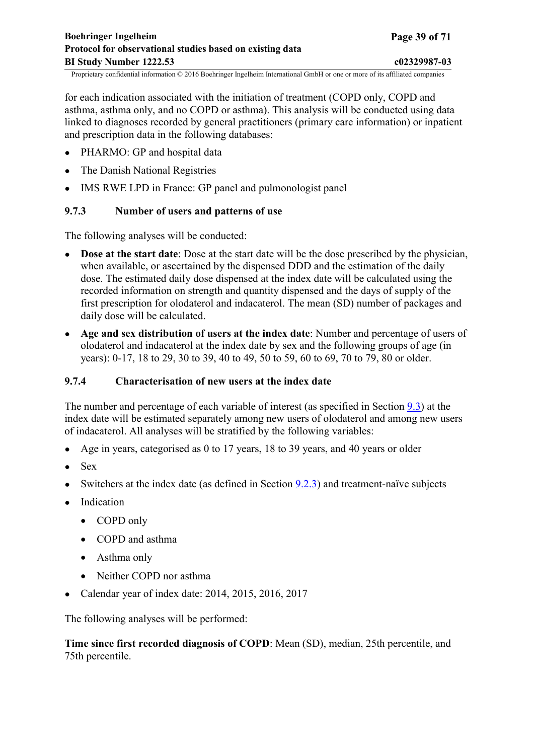for each indication associated with the initiation of treatment (COPD only, COPD and asthma, asthma only, and no COPD or asthma). This analysis will be conducted using data linked to diagnoses recorded by general practitioners (primary care information) or inpatient and prescription data in the following databases:

- PHARMO: GP and hospital data
- The Danish National Registries
- IMS RWE LPD in France: GP panel and pulmonologist panel

### 9.7.3 Number of users and patterns of use

The following analyses will be conducted:

- **Dose at the start date**: Dose at the start date will be the dose prescribed by the physician, when available, or ascertained by the dispensed DDD and the estimation of the daily dose. The estimated daily dose dispensed at the index date will be calculated using the recorded information on strength and quantity dispensed and the days of supply of the first prescription for olodaterol and indacaterol. The mean (SD) number of packages and daily dose will be calculated.
- **Age and sex distribution of users at the index date**: Number and percentage of users of olodaterol and indacaterol at the index date by sex and the following groups of age (in years): 0-17, 18 to 29, 30 to 39, 40 to 49, 50 to 59, 60 to 69, 70 to 79, 80 or older.

### 9.7.4 Characterisation of new users at the index date

The number and percentage of each variable of interest (as specified in Section 9.3) at the index date will be estimated separately among new users of olodaterol and among new users of indacaterol. All analyses will be stratified by the following variables:

- Age in years, categorised as 0 to 17 years, 18 to 39 years, and 40 years or older
- Sex
- Switchers at the index date (as defined in Section 9.2.3) and treatment-naïve subjects
- Indication
  - COPD only
  - COPD and asthma
  - Asthma only
  - Neither COPD nor asthma
- Calendar year of index date: 2014, 2015, 2016, 2017

The following analyses will be performed:

**Time since first recorded diagnosis of COPD**: Mean (SD), median, 25th percentile, and 75th percentile.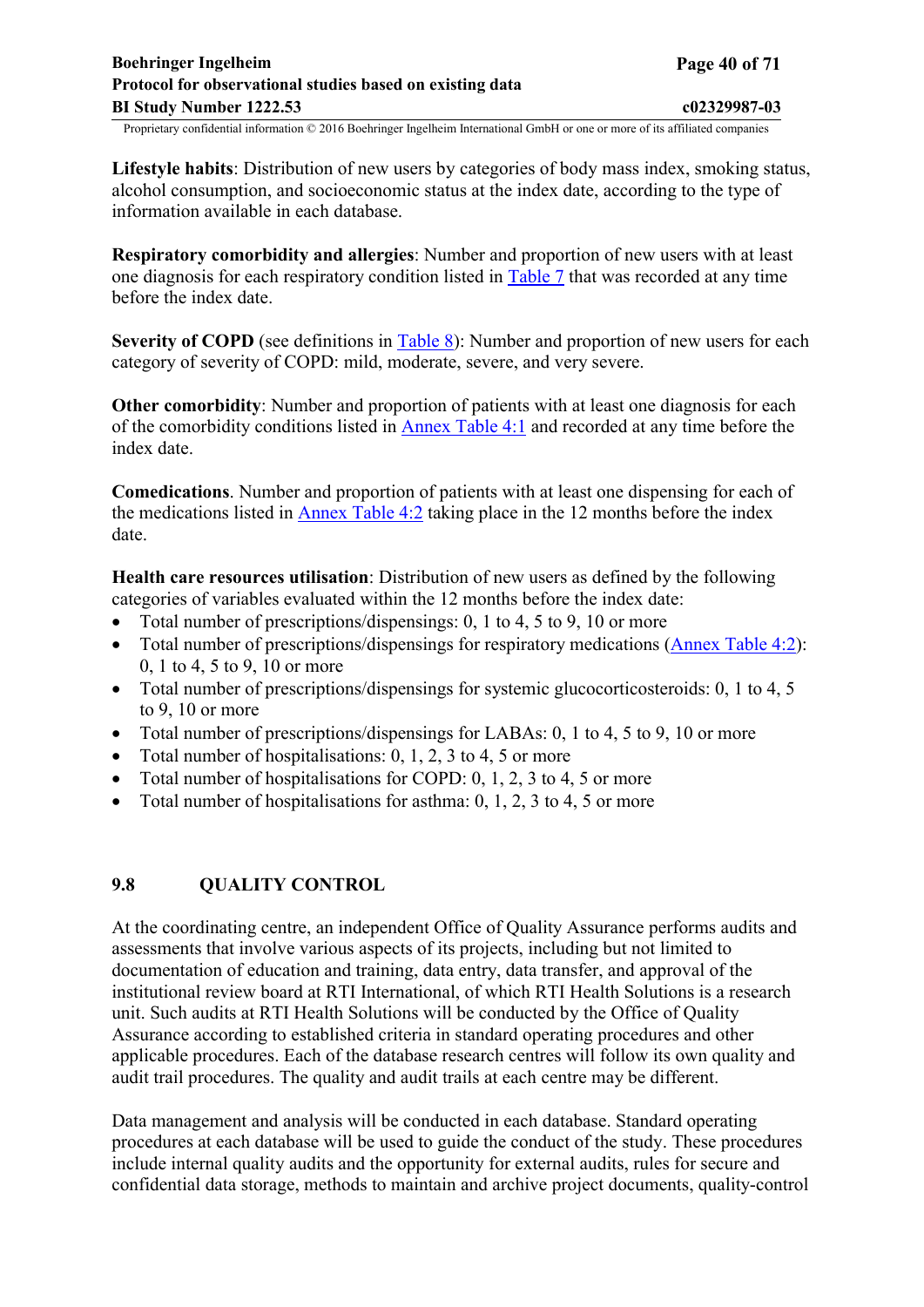**Lifestyle habits**: Distribution of new users by categories of body mass index, smoking status, alcohol consumption, and socioeconomic status at the index date, according to the type of information available in each database.

**Respiratory comorbidity and allergies**: Number and proportion of new users with at least one diagnosis for each respiratory condition listed in Table 7 that was recorded at any time before the index date.

**Severity of COPD** (see definitions in Table 8): Number and proportion of new users for each category of severity of COPD: mild, moderate, severe, and very severe.

**Other comorbidity**: Number and proportion of patients with at least one diagnosis for each of the comorbidity conditions listed in Annex Table 4:1 and recorded at any time before the index date.

**Comedications**. Number and proportion of patients with at least one dispensing for each of the medications listed in Annex Table 4:2 taking place in the 12 months before the index date.

**Health care resources utilisation**: Distribution of new users as defined by the following categories of variables evaluated within the 12 months before the index date:

- Total number of prescriptions/dispensings: 0, 1 to 4, 5 to 9, 10 or more
- Total number of prescriptions/dispensings for respiratory medications (Annex Table 4:2): 0, 1 to 4, 5 to 9, 10 or more
- Total number of prescriptions/dispensings for systemic glucocorticosteroids: 0, 1 to 4, 5 to 9, 10 or more
- Total number of prescriptions/dispensings for LABAs: 0, 1 to 4, 5 to 9, 10 or more
- Total number of hospitalisations: 0, 1, 2, 3 to 4, 5 or more
- Total number of hospitalisations for COPD: 0, 1, 2, 3 to 4, 5 or more
- Total number of hospitalisations for asthma: 0, 1, 2, 3 to 4, 5 or more

## 9.8 QUALITY CONTROL

At the coordinating centre, an independent Office of Quality Assurance performs audits and assessments that involve various aspects of its projects, including but not limited to documentation of education and training, data entry, data transfer, and approval of the institutional review board at RTI International, of which RTI Health Solutions is a research unit. Such audits at RTI Health Solutions will be conducted by the Office of Quality Assurance according to established criteria in standard operating procedures and other applicable procedures. Each of the database research centres will follow its own quality and audit trail procedures. The quality and audit trails at each centre may be different.

Data management and analysis will be conducted in each database. Standard operating procedures at each database will be used to guide the conduct of the study. These procedures include internal quality audits and the opportunity for external audits, rules for secure and confidential data storage, methods to maintain and archive project documents, quality-control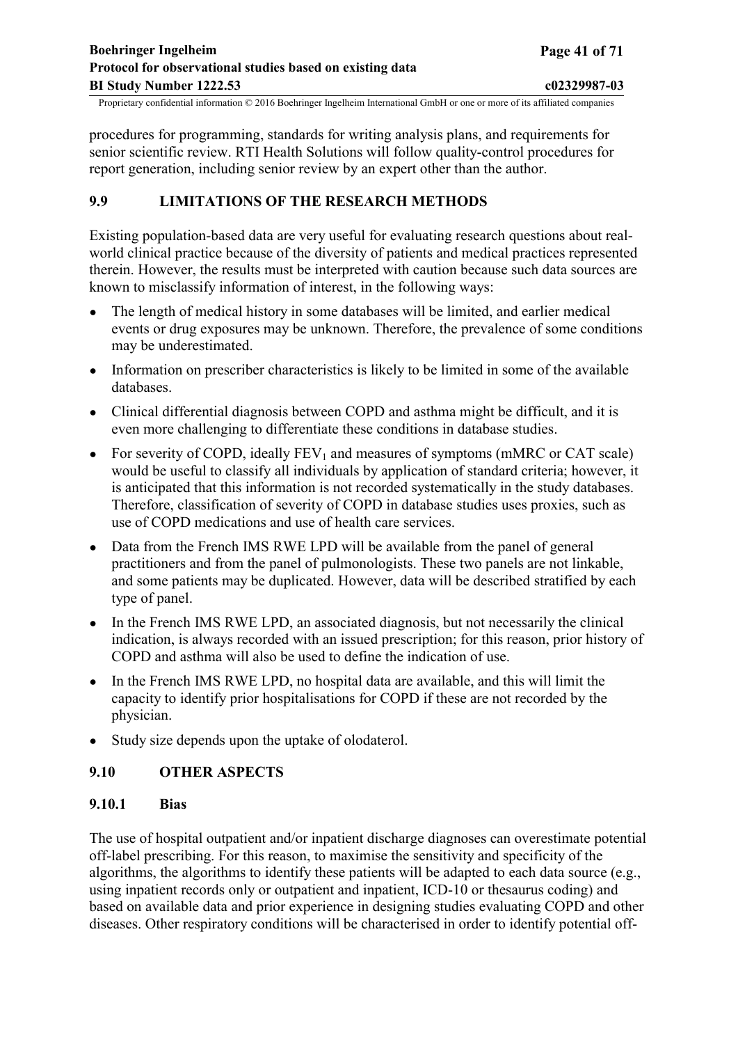procedures for programming, standards for writing analysis plans, and requirements for senior scientific review. RTI Health Solutions will follow quality-control procedures for report generation, including senior review by an expert other than the author.

## 9.9 LIMITATIONS OF THE RESEARCH METHODS

Existing population-based data are very useful for evaluating research questions about real-world clinical practice because of the diversity of patients and medical practices represented therein. However, the results must be interpreted with caution because such data sources are known to misclassify information of interest, in the following ways:

- The length of medical history in some databases will be limited, and earlier medical events or drug exposures may be unknown. Therefore, the prevalence of some conditions may be underestimated.
- Information on prescriber characteristics is likely to be limited in some of the available databases.
- Clinical differential diagnosis between COPD and asthma might be difficult, and it is even more challenging to differentiate these conditions in database studies.
- For severity of COPD, ideally $FEV_1$ and measures of symptoms (mMRC or CAT scale) would be useful to classify all individuals by application of standard criteria; however, it is anticipated that this information is not recorded systematically in the study databases. Therefore, classification of severity of COPD in database studies uses proxies, such as use of COPD medications and use of health care services.
- Data from the French IMS RWE LPD will be available from the panel of general practitioners and from the panel of pulmonologists. These two panels are not linkable, and some patients may be duplicated. However, data will be described stratified by each type of panel.
- In the French IMS RWE LPD, an associated diagnosis, but not necessarily the clinical indication, is always recorded with an issued prescription; for this reason, prior history of COPD and asthma will also be used to define the indication of use.
- In the French IMS RWE LPD, no hospital data are available, and this will limit the capacity to identify prior hospitalisations for COPD if these are not recorded by the physician.
- Study size depends upon the uptake of olodaterol.

## 9.10 OTHER ASPECTS

### 9.10.1 Bias

The use of hospital outpatient and/or inpatient discharge diagnoses can overestimate potential off-label prescribing. For this reason, to maximise the sensitivity and specificity of the algorithms, the algorithms to identify these patients will be adapted to each data source (e.g., using inpatient records only or outpatient and inpatient, ICD-10 or thesaurus coding) and based on available data and prior experience in designing studies evaluating COPD and other diseases. Other respiratory conditions will be characterised in order to identify potential off-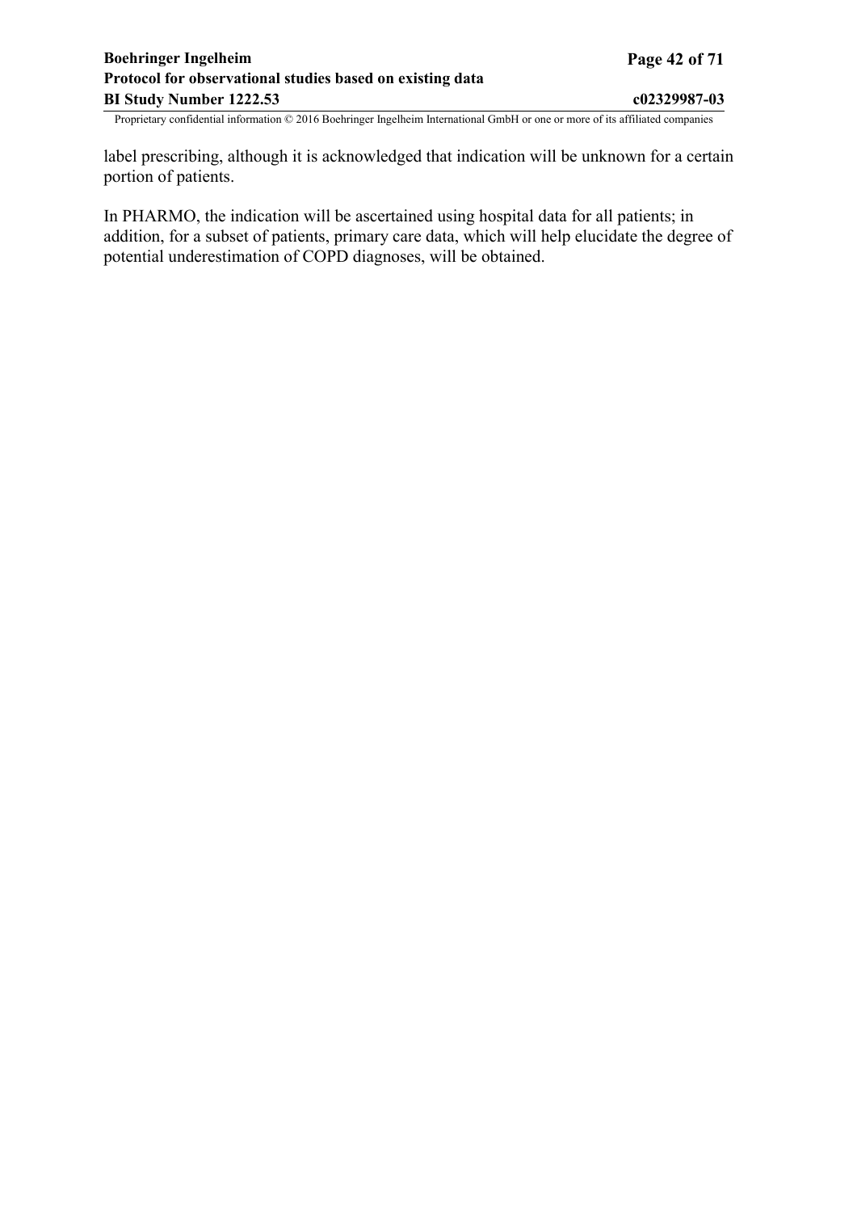label prescribing, although it is acknowledged that indication will be unknown for a certain portion of patients.

In PHARMO, the indication will be ascertained using hospital data for all patients; in addition, for a subset of patients, primary care data, which will help elucidate the degree of potential underestimation of COPD diagnoses, will be obtained.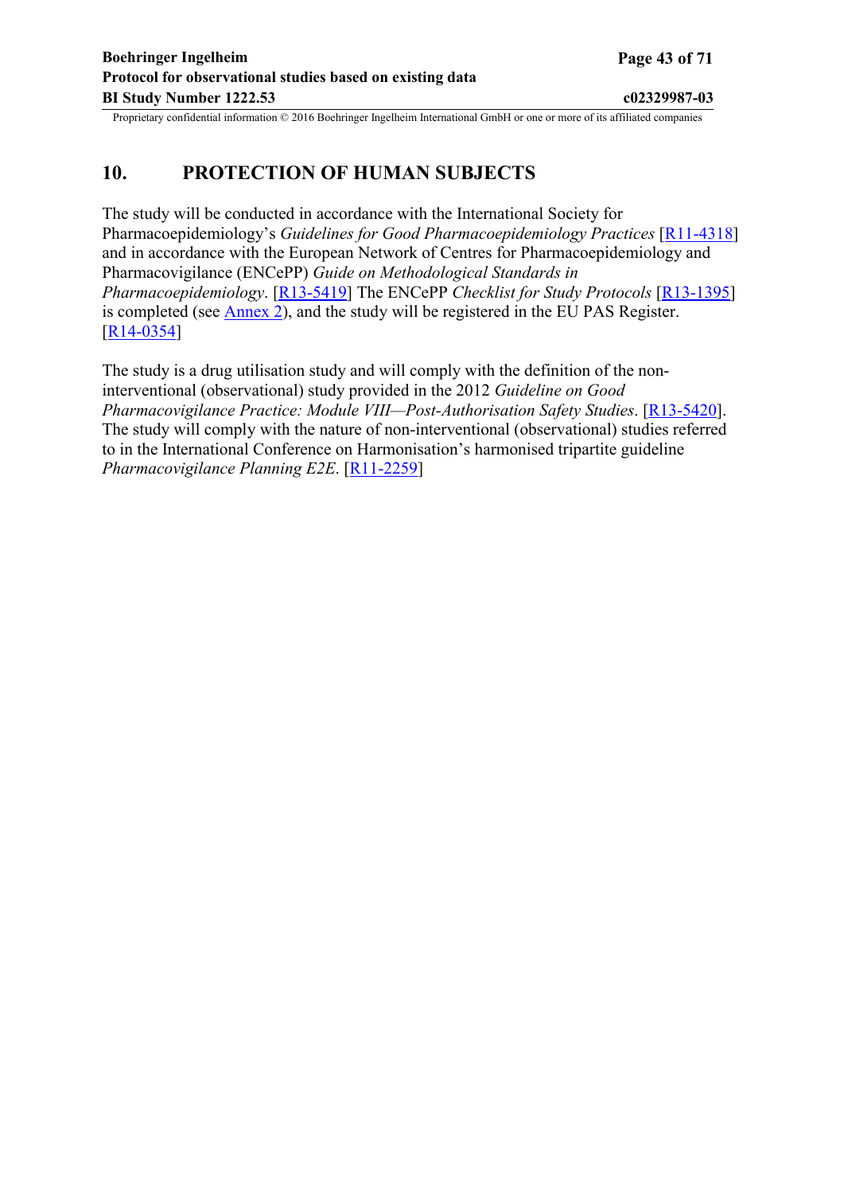# 10. PROTECTION OF HUMAN SUBJECTS

The study will be conducted in accordance with the International Society for Pharmacoepidemiology's *Guidelines for Good Pharmacoepidemiology Practices* [R11-4318] and in accordance with the European Network of Centres for Pharmacoepidemiology and Pharmacovigilance (ENCePP) *Guide on Methodological Standards in Pharmacoepidemiology*. [R13-5419] The ENCePP *Checklist for Study Protocols* [R13-1395] is completed (see Annex 2), and the study will be registered in the EU PAS Register. [R14-0354]

The study is a drug utilisation study and will comply with the definition of the non-interventional (observational) study provided in the 2012 *Guideline on Good Pharmacovigilance Practice: Module VIII—Post-Authorisation Safety Studies*. [R13-5420]. The study will comply with the nature of non-interventional (observational) studies referred to in the International Conference on Harmonisation's harmonised tripartite guideline *Pharmacovigilance Planning E2E*. [R11-2259]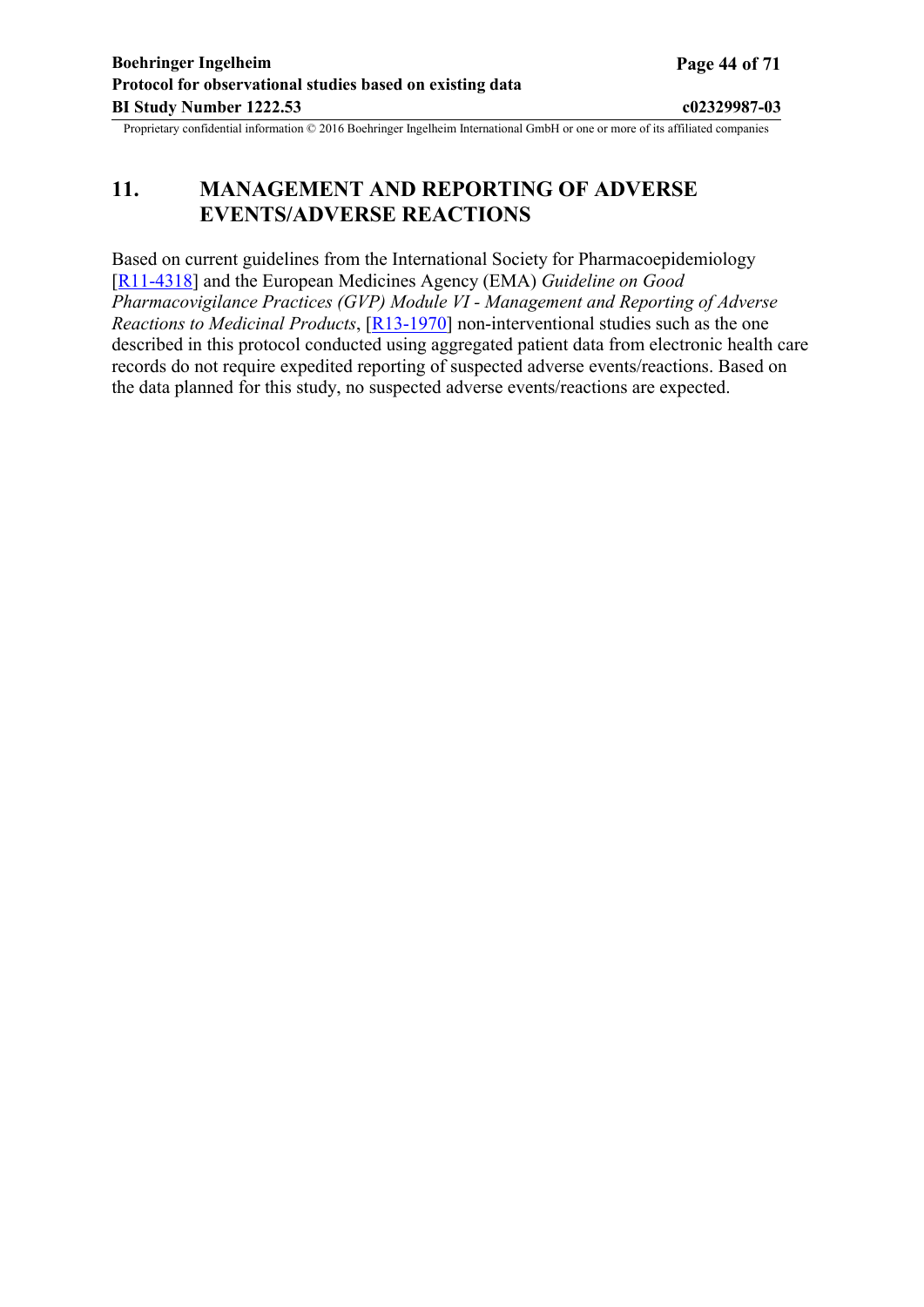# 11. MANAGEMENT AND REPORTING OF ADVERSE EVENTS/ADVERSE REACTIONS

Based on current guidelines from the International Society for Pharmacoepidemiology [R11-4318] and the European Medicines Agency (EMA) *Guideline on Good Pharmacovigilance Practices (GVP) Module VI - Management and Reporting of Adverse Reactions to Medicinal Products*, [R13-1970] non-interventional studies such as the one described in this protocol conducted using aggregated patient data from electronic health care records do not require expedited reporting of suspected adverse events/reactions. Based on the data planned for this study, no suspected adverse events/reactions are expected.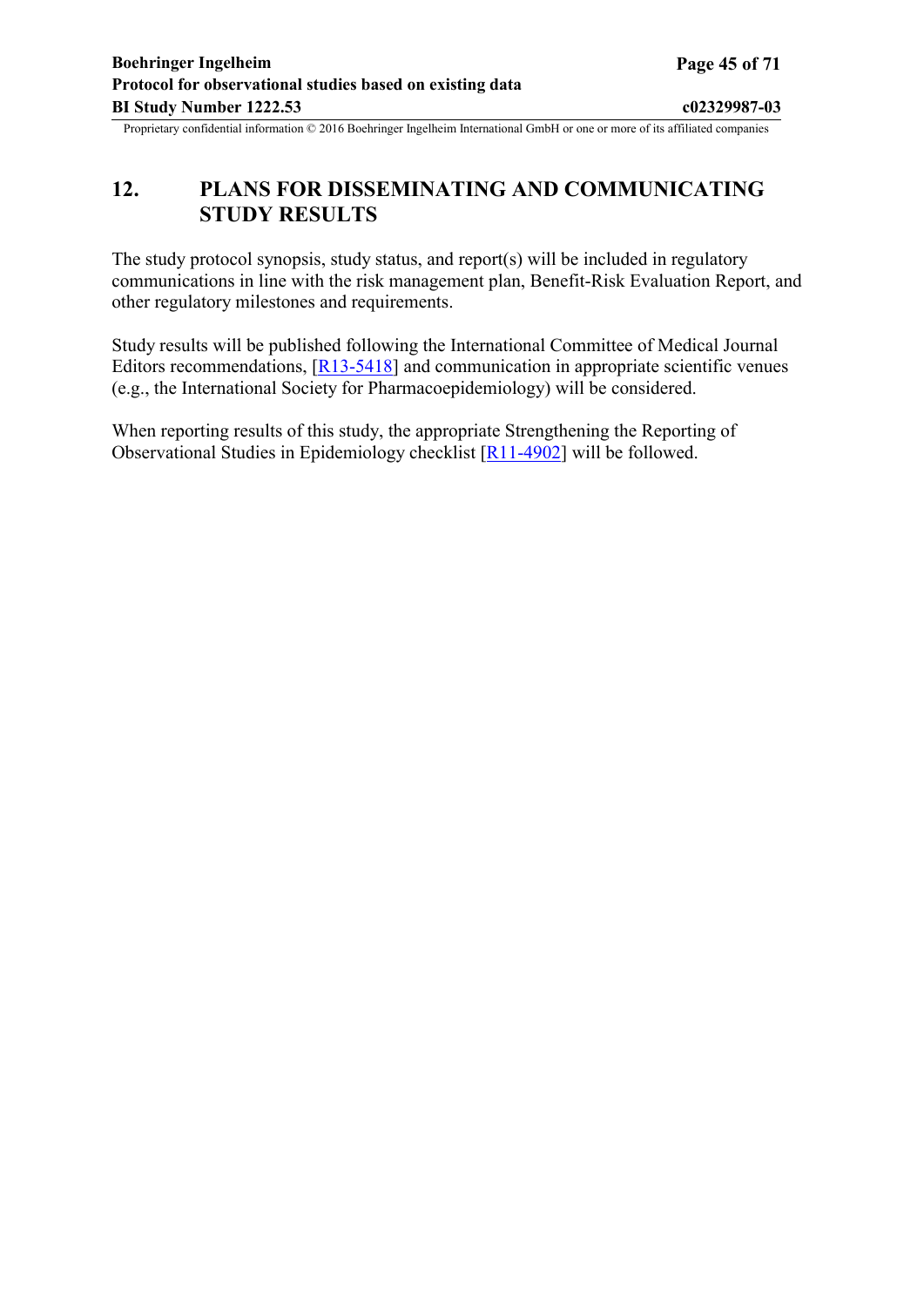# 12. PLANS FOR DISSEMINATING AND COMMUNICATING STUDY RESULTS

The study protocol synopsis, study status, and report(s) will be included in regulatory communications in line with the risk management plan, Benefit-Risk Evaluation Report, and other regulatory milestones and requirements.

Study results will be published following the International Committee of Medical Journal Editors recommendations, [R13-5418] and communication in appropriate scientific venues (e.g., the International Society for Pharmacoepidemiology) will be considered.

When reporting results of this study, the appropriate Strengthening the Reporting of Observational Studies in Epidemiology checklist [R11-4902] will be followed.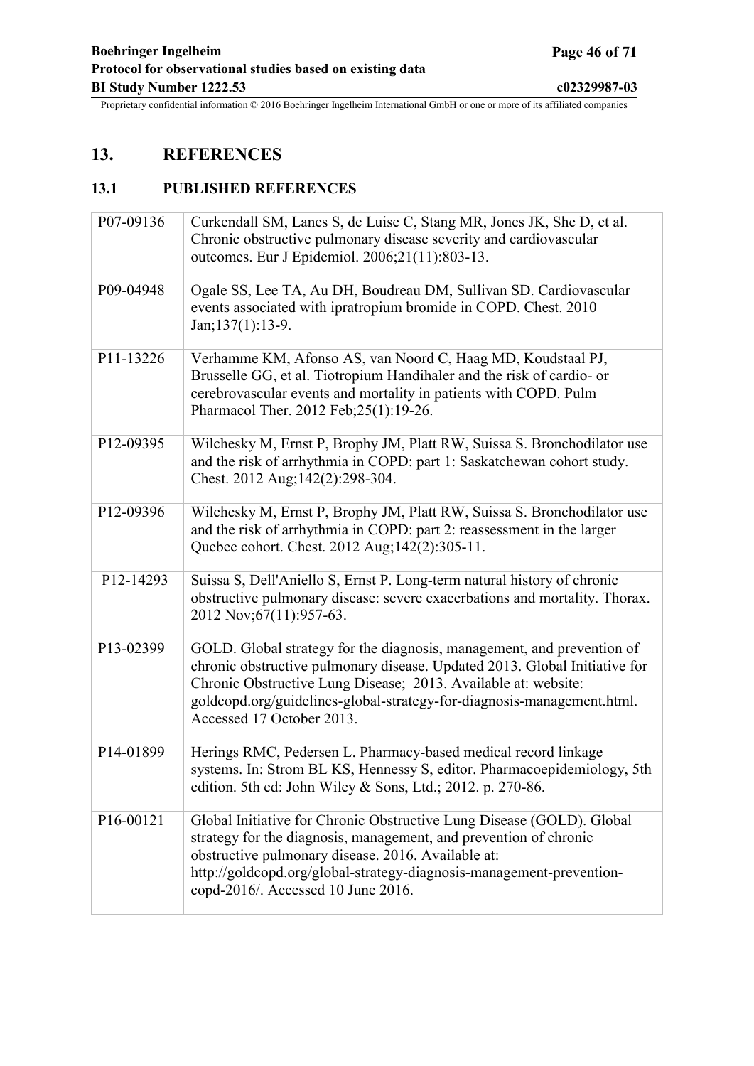# 13. REFERENCES

## 13.1 PUBLISHED REFERENCES

| | |
|---|---|
| P07-09136 | Curkendall SM, Lanes S, de Luise C, Stang MR, Jones JK, She D, et al. Chronic obstructive pulmonary disease severity and cardiovascular outcomes. Eur J Epidemiol. 2006;21(11):803-13. |
| P09-04948 | Ogale SS, Lee TA, Au DH, Boudreau DM, Sullivan SD. Cardiovascular events associated with ipratropium bromide in COPD. Chest. 2010 Jan;137(1):13-9. |
| P11-13226 | Verhamme KM, Afonso AS, van Noord C, Haag MD, Koudstaal PJ, Brusselle GG, et al. Tiotropium Handihaler and the risk of cardio- or cerebrovascular events and mortality in patients with COPD. Pulm Pharmacol Ther. 2012 Feb;25(1):19-26. |
| P12-09395 | Wilchesky M, Ernst P, Brophy JM, Platt RW, Suissa S. Bronchodilator use and the risk of arrhythmia in COPD: part 1: Saskatchewan cohort study. Chest. 2012 Aug;142(2):298-304. |
| P12-09396 | Wilchesky M, Ernst P, Brophy JM, Platt RW, Suissa S. Bronchodilator use and the risk of arrhythmia in COPD: part 2: reassessment in the larger Quebec cohort. Chest. 2012 Aug;142(2):305-11. |
| P12-14293 | Suissa S, Dell'Aniello S, Ernst P. Long-term natural history of chronic obstructive pulmonary disease: severe exacerbations and mortality. Thorax. 2012 Nov;67(11):957-63. |
| P13-02399 | GOLD. Global strategy for the diagnosis, management, and prevention of chronic obstructive pulmonary disease. Updated 2013. Global Initiative for Chronic Obstructive Lung Disease; 2013. Available at: website: goldcopd.org/guidelines-global-strategy-for-diagnosis-management.html. Accessed 17 October 2013. |
| P14-01899 | Herings RMC, Pedersen L. Pharmacy-based medical record linkage systems. In: Strom BL KS, Hennessy S, editor. Pharmacoepidemiology, 5th edition. 5th ed: John Wiley & Sons, Ltd.; 2012. p. 270-86. |
| P16-00121 | Global Initiative for Chronic Obstructive Lung Disease (GOLD). Global strategy for the diagnosis, management, and prevention of chronic obstructive pulmonary disease. 2016. Available at: http://goldcopd.org/global-strategy-diagnosis-management-prevention-copd-2016/. Accessed 10 June 2016. |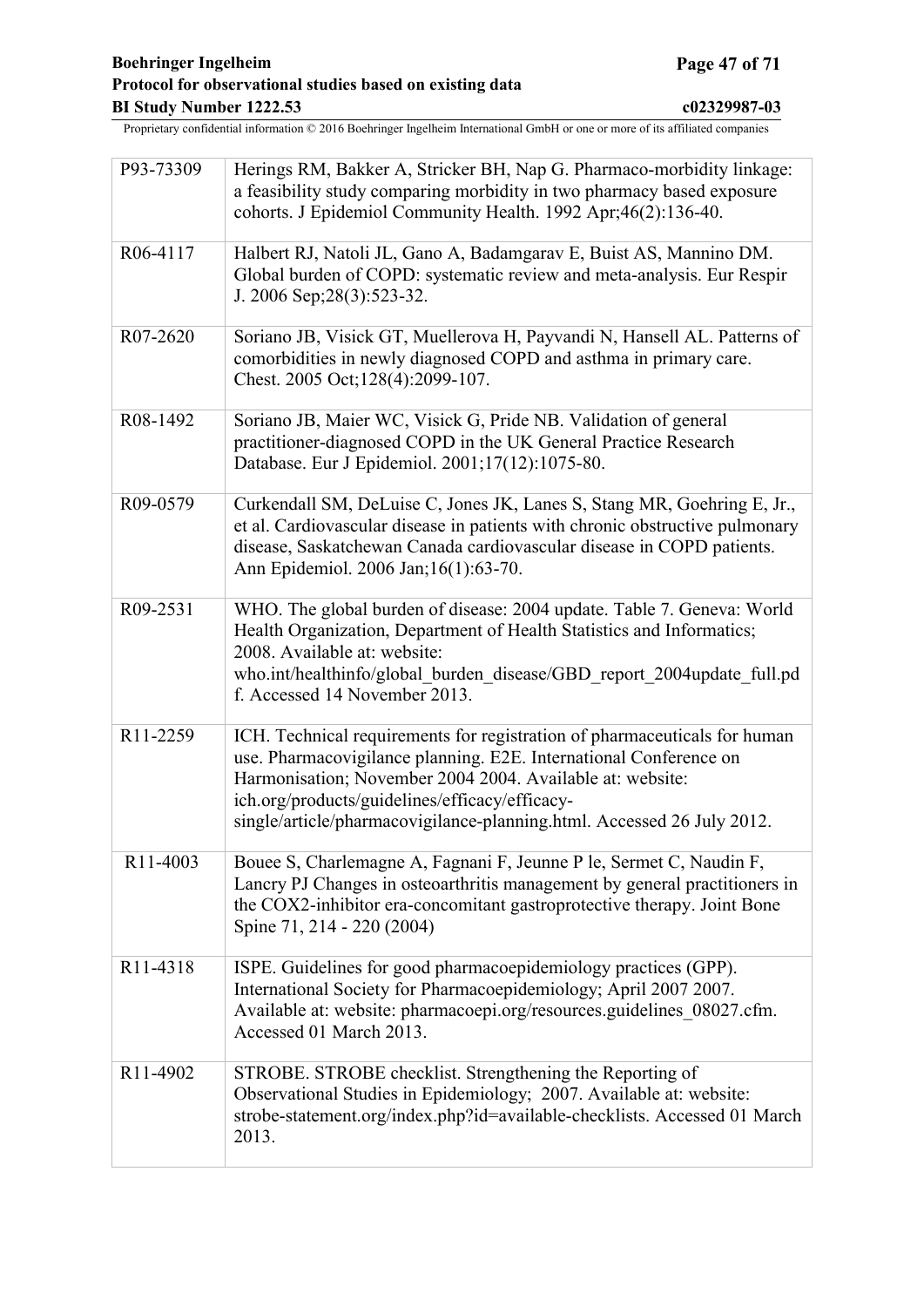| | |
|---|---|
| P93-73309 | Herings RM, Bakker A, Stricker BH, Nap G. Pharmaco-morbidity linkage: a feasibility study comparing morbidity in two pharmacy based exposure cohorts. J Epidemiol Community Health. 1992 Apr;46(2):136-40. |
| R06-4117 | Halbert RJ, Natoli JL, Gano A, Badamgarav E, Buist AS, Mannino DM. Global burden of COPD: systematic review and meta-analysis. Eur Respir J. 2006 Sep;28(3):523-32. |
| R07-2620 | Soriano JB, Visick GT, Muellerova H, Payvandi N, Hansell AL. Patterns of comorbidities in newly diagnosed COPD and asthma in primary care. Chest. 2005 Oct;128(4):2099-107. |
| R08-1492 | Soriano JB, Maier WC, Visick G, Pride NB. Validation of general practitioner-diagnosed COPD in the UK General Practice Research Database. Eur J Epidemiol. 2001;17(12):1075-80. |
| R09-0579 | Curkendall SM, DeLuise C, Jones JK, Lanes S, Stang MR, Goehring E, Jr., et al. Cardiovascular disease in patients with chronic obstructive pulmonary disease, Saskatchewan Canada cardiovascular disease in COPD patients. Ann Epidemiol. 2006 Jan;16(1):63-70. |
| R09-2531 | WHO. The global burden of disease: 2004 update. Table 7. Geneva: World Health Organization, Department of Health Statistics and Informatics; 2008. Available at: website: who.int/healthinfo/global_burden_disease/GBD_report_2004update_full.pdf. Accessed 14 November 2013. |
| R11-2259 | ICH. Technical requirements for registration of pharmaceuticals for human use. Pharmacovigilance planning. E2E. International Conference on Harmonisation; November 2004 2004. Available at: website: ich.org/products/guidelines/efficacy/efficacy-single/article/pharmacovigilance-planning.html. Accessed 26 July 2012. |
| R11-4003 | Bouee S, Charlemagne A, Fagnani F, Jeunne P le, Sermet C, Naudin F, Lancry PJ Changes in osteoarthritis management by general practitioners in the COX2-inhibitor era-concomitant gastroprotective therapy. Joint Bone Spine 71, 214 - 220 (2004) |
| R11-4318 | ISPE. Guidelines for good pharmacoepidemiology practices (GPP). International Society for Pharmacoepidemiology; April 2007 2007. Available at: website: pharmacoepi.org/resources.guidelines_08027.cfm. Accessed 01 March 2013. |
| R11-4902 | STROBE. STROBE checklist. Strengthening the Reporting of Observational Studies in Epidemiology; 2007. Available at: website: strobe-statement.org/index.php?id=available-checklists. Accessed 01 March 2013. |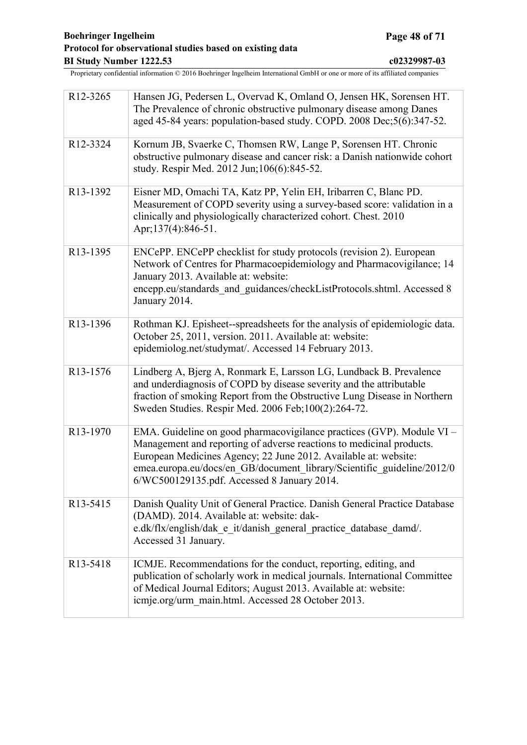| | |
|---|---|
| R12-3265 | Hansen JG, Pedersen L, Overvad K, Omland O, Jensen HK, Sorensen HT. The Prevalence of chronic obstructive pulmonary disease among Danes aged 45-84 years: population-based study. COPD. 2008 Dec;5(6):347-52. |
| R12-3324 | Kornum JB, Svaerke C, Thomsen RW, Lange P, Sorensen HT. Chronic obstructive pulmonary disease and cancer risk: a Danish nationwide cohort study. Respir Med. 2012 Jun;106(6):845-52. |
| R13-1392 | Eisner MD, Omachi TA, Katz PP, Yelin EH, Iribarren C, Blanc PD. Measurement of COPD severity using a survey-based score: validation in a clinically and physiologically characterized cohort. Chest. 2010 Apr;137(4):846-51. |
| R13-1395 | ENCePP. ENCePP checklist for study protocols (revision 2). European Network of Centres for Pharmacoepidemiology and Pharmacovigilance; 14 January 2013. Available at: website: encepp.eu/standards_and_guidances/checkListProtocols.shtml. Accessed 8 January 2014. |
| R13-1396 | Rothman KJ. Episheet--spreadsheets for the analysis of epidemiologic data. October 25, 2011, version. 2011. Available at: website: epidemiolog.net/studymat/. Accessed 14 February 2013. |
| R13-1576 | Lindberg A, Bjerg A, Ronmark E, Larsson LG, Lundback B. Prevalence and underdiagnosis of COPD by disease severity and the attributable fraction of smoking Report from the Obstructive Lung Disease in Northern Sweden Studies. Respir Med. 2006 Feb;100(2):264-72. |
| R13-1970 | EMA. Guideline on good pharmacovigilance practices (GVP). Module VI – Management and reporting of adverse reactions to medicinal products. European Medicines Agency; 22 June 2012. Available at: website: emea.europa.eu/docs/en_GB/document_library/Scientific_guideline/2012/06/WC500129135.pdf. Accessed 8 January 2014. |
| R13-5415 | Danish Quality Unit of General Practice. Danish General Practice Database (DAMD). 2014. Available at: website: dak-e.dk/flx/english/dak_e_it/danish_general_practice_database_damd/. Accessed 31 January. |
| R13-5418 | ICMJE. Recommendations for the conduct, reporting, editing, and publication of scholarly work in medical journals. International Committee of Medical Journal Editors; August 2013. Available at: website: icmje.org/urm_main.html. Accessed 28 October 2013. |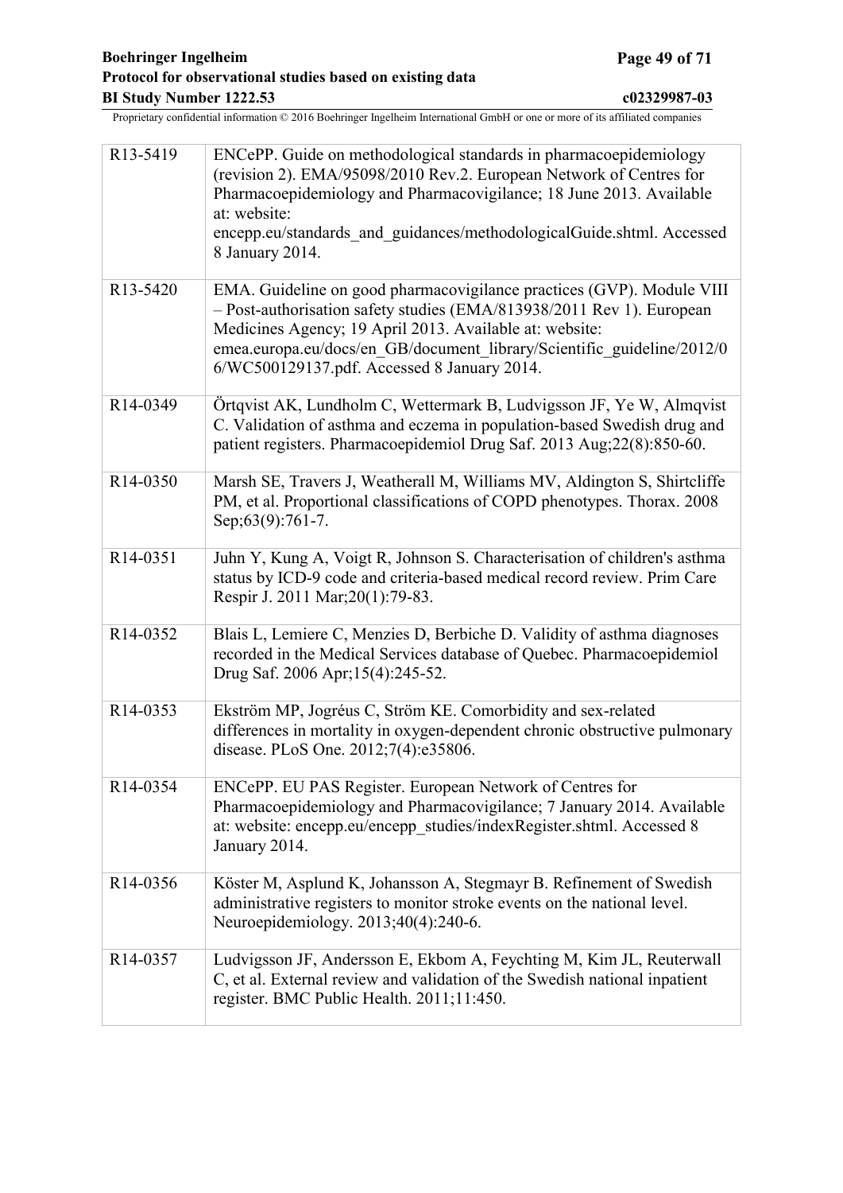| | |
|---|---|
| R13-5419 | ENCePP. Guide on methodological standards in pharmacoepidemiology (revision 2). EMA/95098/2010 Rev.2. European Network of Centres for Pharmacoepidemiology and Pharmacovigilance; 18 June 2013. Available at: website: encepp.eu/standards_and_guidances/methodologicalGuide.shtml. Accessed 8 January 2014. |
| R13-5420 | EMA. Guideline on good pharmacovigilance practices (GVP). Module VIII – Post-authorisation safety studies (EMA/813938/2011 Rev 1). European Medicines Agency; 19 April 2013. Available at: website: emea.europa.eu/docs/en_GB/document_library/Scientific_guideline/2012/06/WC500129137.pdf. Accessed 8 January 2014. |
| R14-0349 | Örtqvist AK, Lundholm C, Wettermark B, Ludvigsson JF, Ye W, Almqvist C. Validation of asthma and eczema in population-based Swedish drug and patient registers. Pharmacoepidemiol Drug Saf. 2013 Aug;22(8):850-60. |
| R14-0350 | Marsh SE, Travers J, Weatherall M, Williams MV, Aldington S, Shirtcliffe PM, et al. Proportional classifications of COPD phenotypes. Thorax. 2008 Sep;63(9):761-7. |
| R14-0351 | Juhn Y, Kung A, Voigt R, Johnson S. Characterisation of children's asthma status by ICD-9 code and criteria-based medical record review. Prim Care Respir J. 2011 Mar;20(1):79-83. |
| R14-0352 | Blais L, Lemiere C, Menzies D, Berbiche D. Validity of asthma diagnoses recorded in the Medical Services database of Quebec. Pharmacoepidemiol Drug Saf. 2006 Apr;15(4):245-52. |
| R14-0353 | Ekström MP, Jogréus C, Ström KE. Comorbidity and sex-related differences in mortality in oxygen-dependent chronic obstructive pulmonary disease. PLoS One. 2012;7(4):e35806. |
| R14-0354 | ENCePP. EU PAS Register. European Network of Centres for Pharmacoepidemiology and Pharmacovigilance; 7 January 2014. Available at: website: encepp.eu/encepp_studies/indexRegister.shtml. Accessed 8 January 2014. |
| R14-0356 | Köster M, Asplund K, Johansson A, Stegmayr B. Refinement of Swedish administrative registers to monitor stroke events on the national level. Neuroepidemiology. 2013;40(4):240-6. |
| R14-0357 | Ludvigsson JF, Andersson E, Ekbom A, Feychting M, Kim JL, Reuterwall C, et al. External review and validation of the Swedish national inpatient register. BMC Public Health. 2011;11:450. |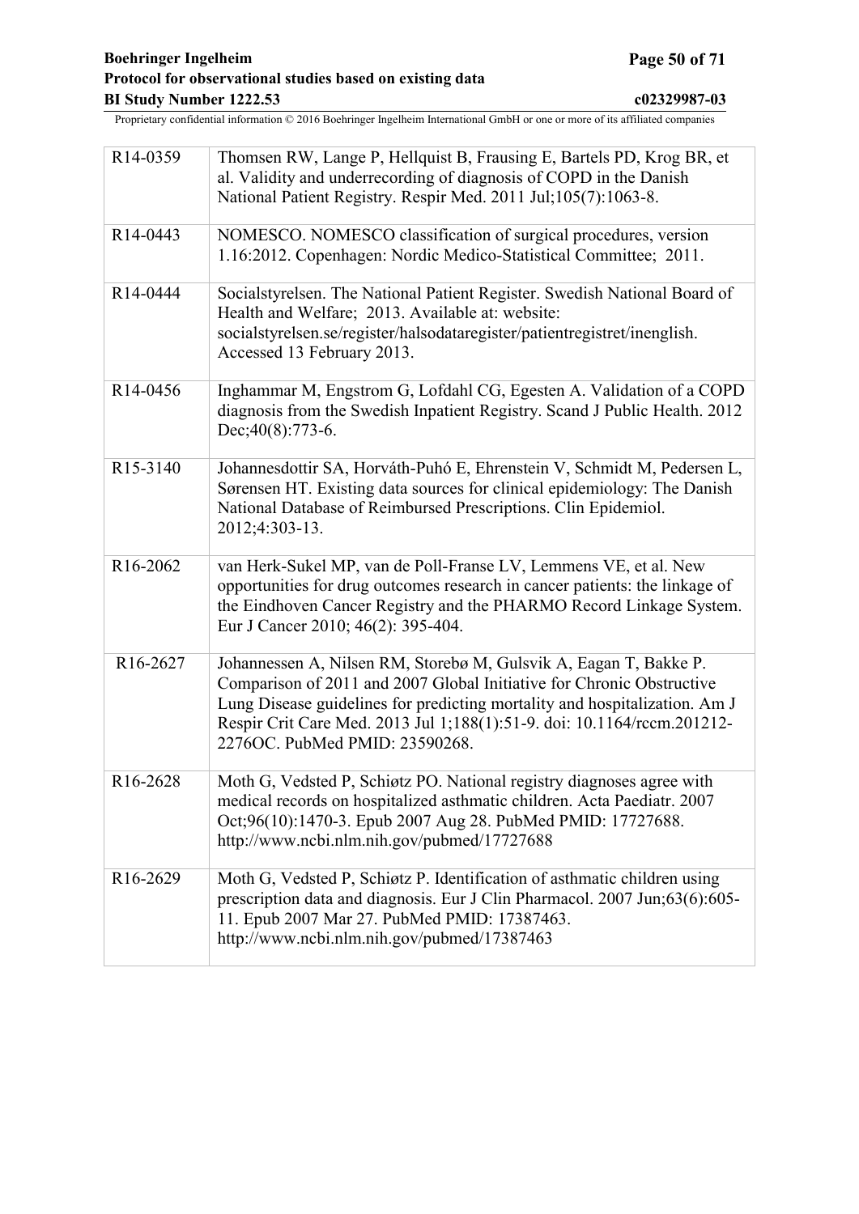| | |
|---|---|
| R14-0359 | Thomsen RW, Lange P, Hellquist B, Frausing E, Bartels PD, Krog BR, et al. Validity and underrecording of diagnosis of COPD in the Danish National Patient Registry. Respir Med. 2011 Jul;105(7):1063-8. |
| R14-0443 | NOMESCO. NOMESCO classification of surgical procedures, version 1.16:2012. Copenhagen: Nordic Medico-Statistical Committee; 2011. |
| R14-0444 | Socialstyrelsen. The National Patient Register. Swedish National Board of Health and Welfare; 2013. Available at: website: socialstyrelsen.se/register/halsodataregister/patientregistret/inenglish. Accessed 13 February 2013. |
| R14-0456 | Inghammar M, Engstrom G, Lofdahl CG, Egesten A. Validation of a COPD diagnosis from the Swedish Inpatient Registry. Scand J Public Health. 2012 Dec;40(8):773-6. |
| R15-3140 | Johannesdottir SA, Horváth-Puhó E, Ehrenstein V, Schmidt M, Pedersen L, Sørensen HT. Existing data sources for clinical epidemiology: The Danish National Database of Reimbursed Prescriptions. Clin Epidemiol. 2012;4:303-13. |
| R16-2062 | van Herk-Sukel MP, van de Poll-Franse LV, Lemmens VE, et al. New opportunities for drug outcomes research in cancer patients: the linkage of the Eindhoven Cancer Registry and the PHARMO Record Linkage System. Eur J Cancer 2010; 46(2): 395-404. |
| R16-2627 | Johannessen A, Nilsen RM, Storebø M, Gulsvik A, Eagan T, Bakke P. Comparison of 2011 and 2007 Global Initiative for Chronic Obstructive Lung Disease guidelines for predicting mortality and hospitalization. Am J Respir Crit Care Med. 2013 Jul 1;188(1):51-9. doi: 10.1164/rccm.201212-2276OC. PubMed PMID: 23590268. |
| R16-2628 | Moth G, Vedsted P, Schiøtz PO. National registry diagnoses agree with medical records on hospitalized asthmatic children. Acta Paediatr. 2007 Oct;96(10):1470-3. Epub 2007 Aug 28. PubMed PMID: 17727688. http://www.ncbi.nlm.nih.gov/pubmed/17727688 |
| R16-2629 | Moth G, Vedsted P, Schiøtz P. Identification of asthmatic children using prescription data and diagnosis. Eur J Clin Pharmacol. 2007 Jun;63(6):605-11. Epub 2007 Mar 27. PubMed PMID: 17387463. http://www.ncbi.nlm.nih.gov/pubmed/17387463 |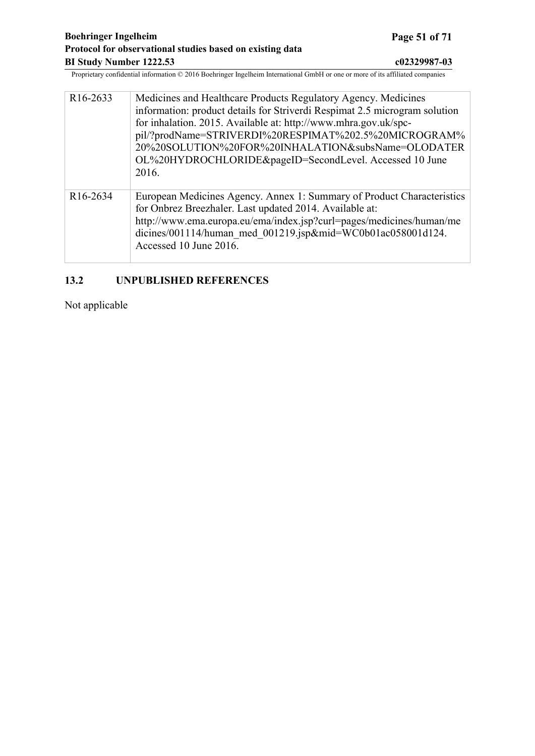| | |
|---|---|
| R16-2633 | Medicines and Healthcare Products Regulatory Agency. Medicines information: product details for Striverdi Respimat 2.5 microgram solution for inhalation. 2015. Available at: http://www.mhra.gov.uk/spc-pil/?prodName=STRIVERDI%20RESPIMAT%202.5%20MICROGRAM%20%20SOLUTION%20FOR%20INHALATION&subsName=OLODATEROL%20HYDROCHLORIDE&pageID=SecondLevel. Accessed 10 June 2016. |
| R16-2634 | European Medicines Agency. Annex 1: Summary of Product Characteristics for Onbrez Breezhaler. Last updated 2014. Available at: http://www.ema.europa.eu/ema/index.jsp?curl=pages/medicines/human/medicines/001114/human_med_001219.jsp&mid=WC0b01ac058001d124. Accessed 10 June 2016. |

## 13.2 UNPUBLISHED REFERENCES

Not applicable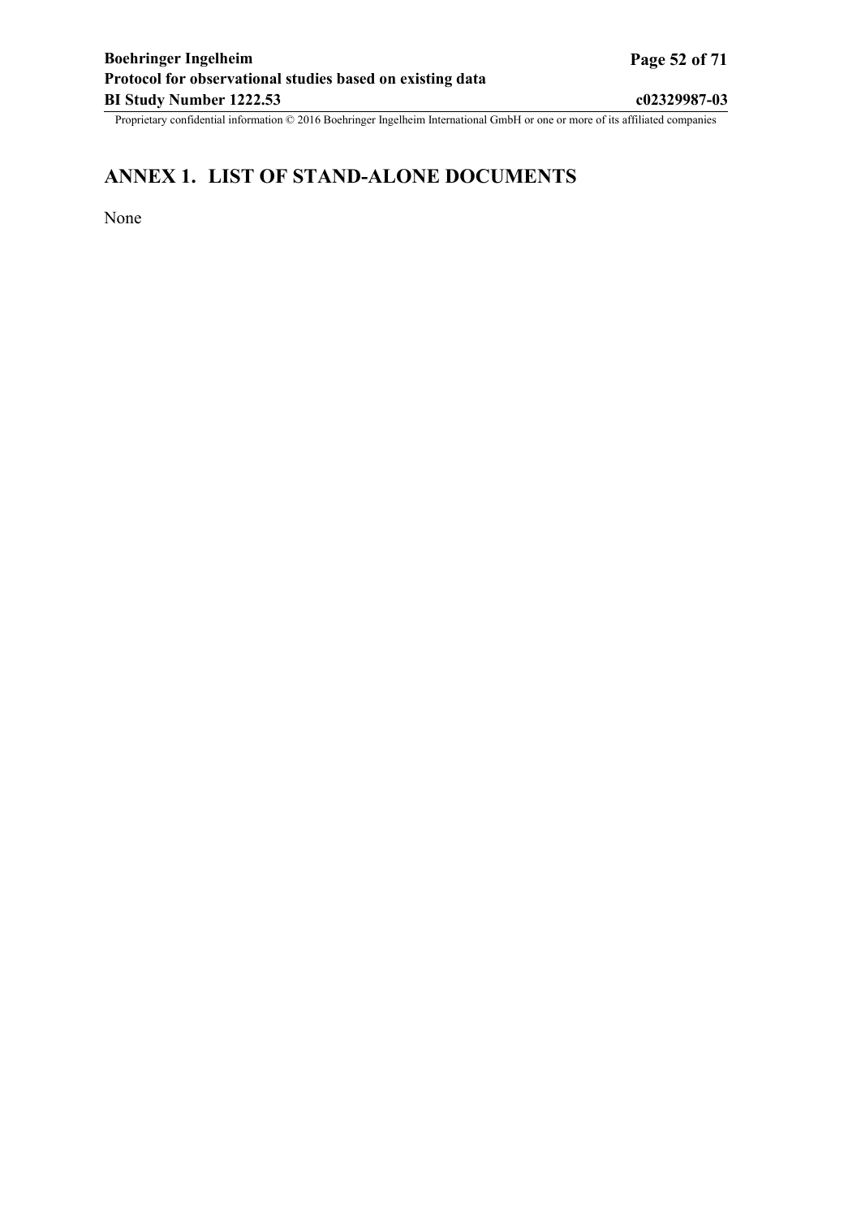# ANNEX 1. LIST OF STAND-ALONE DOCUMENTS

None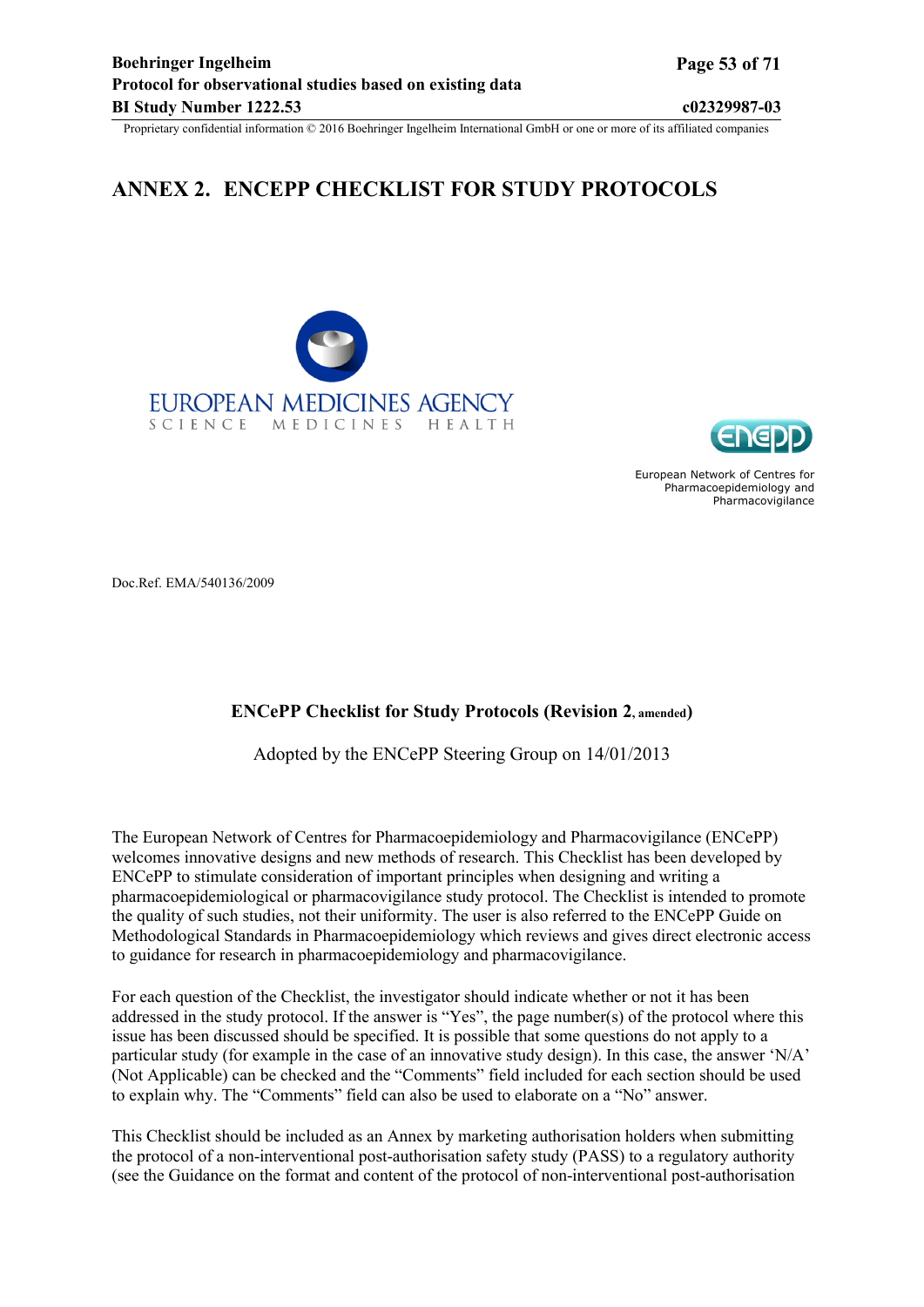# ANNEX 2. ENCEPP CHECKLIST FOR STUDY PROTOCOLS

EUROPEAN MEDICINES AGENCY
SCIENCE MEDICINES HEALTH

European Network of Centres for Pharmacoepidemiology and Pharmacovigilance

Doc.Ref. EMA/540136/2009

**ENCePP Checklist for Study Protocols (Revision 2, amended)**

Adopted by the ENCePP Steering Group on 14/01/2013

The European Network of Centres for Pharmacoepidemiology and Pharmacovigilance (ENCePP) welcomes innovative designs and new methods of research. This Checklist has been developed by ENCePP to stimulate consideration of important principles when designing and writing a pharmacoepidemiological or pharmacovigilance study protocol. The Checklist is intended to promote the quality of such studies, not their uniformity. The user is also referred to the ENCePP Guide on Methodological Standards in Pharmacoepidemiology which reviews and gives direct electronic access to guidance for research in pharmacoepidemiology and pharmacovigilance.

For each question of the Checklist, the investigator should indicate whether or not it has been addressed in the study protocol. If the answer is "Yes", the page number(s) of the protocol where this issue has been discussed should be specified. It is possible that some questions do not apply to a particular study (for example in the case of an innovative study design). In this case, the answer 'N/A' (Not Applicable) can be checked and the "Comments" field included for each section should be used to explain why. The "Comments" field can also be used to elaborate on a "No" answer.

This Checklist should be included as an Annex by marketing authorisation holders when submitting the protocol of a non-interventional post-authorisation safety study (PASS) to a regulatory authority (see the Guidance on the format and content of the protocol of non-interventional post-authorisation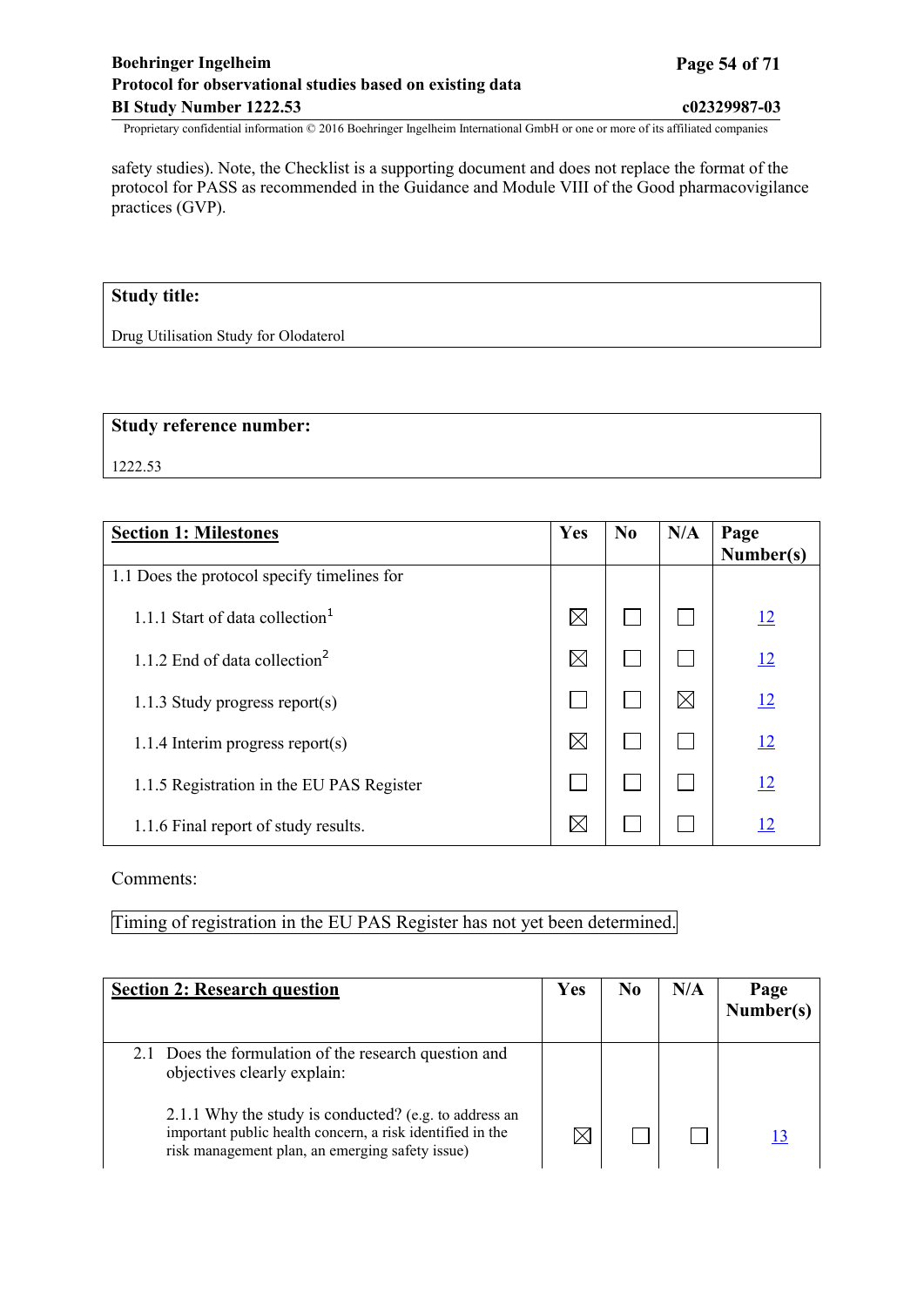safety studies). Note, the Checklist is a supporting document and does not replace the format of the protocol for PASS as recommended in the Guidance and Module VIII of the Good pharmacovigilance practices (GVP).

| **Study title:** |
|---|
| Drug Utilisation Study for Olodaterol |

| **Study reference number:** |
|---|
| 1222.53 |

| **Section 1: Milestones** | **Yes** | **No** | **N/A** | **Page Number(s)** |
|---|---|---|---|---|
| 1.1 Does the protocol specify timelines for | | | | |
| 1.1.1 Start of data collection[1] | ☒ | ☐ | ☐ | 12 |
| 1.1.2 End of data collection[2] | ☒ | ☐ | ☐ | 12 |
| 1.1.3 Study progress report(s) | ☐ | ☐ | ☒ | 12 |
| 1.1.4 Interim progress report(s) | ☒ | ☐ | ☐ | 12 |
| 1.1.5 Registration in the EU PAS Register | ☐ | ☐ | ☐ | 12 |
| 1.1.6 Final report of study results. | ☒ | ☐ | ☐ | 12 |

Comments:

Timing of registration in the EU PAS Register has not yet been determined.

| **Section 2: Research question** | **Yes** | **No** | **N/A** | **Page Number(s)** |
|---|---|---|---|---|
| 2.1 Does the formulation of the research question and objectives clearly explain: | | | | |
| 2.1.1 Why the study is conducted? (e.g. to address an important public health concern, a risk identified in the risk management plan, an emerging safety issue) | ☒ | ☐ | ☐ | 13 |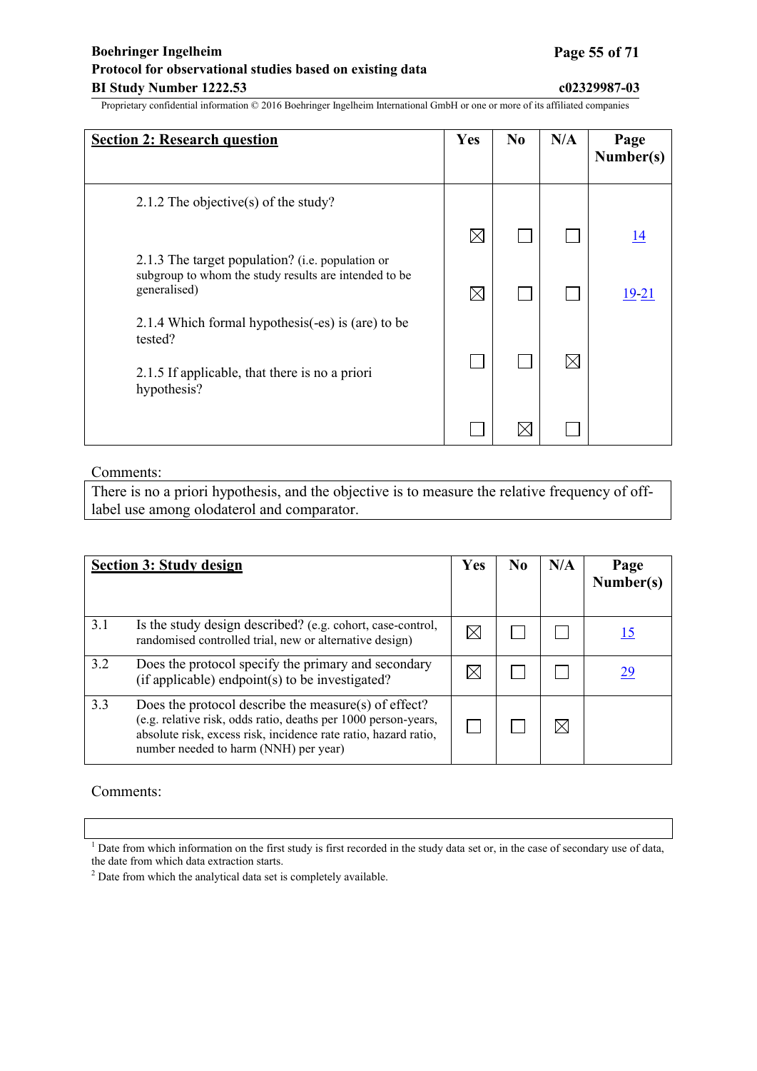| **Section 2: Research question** | **Yes** | **No** | **N/A** | **Page Number(s)** |
|---|---|---|---|---|
| 2.1.2 The objective(s) of the study? | ☒ | ☐ | ☐ | 14 |
| 2.1.3 The target population? (i.e. population or subgroup to whom the study results are intended to be generalised) | ☒ | ☐ | ☐ | 19-21 |
| 2.1.4 Which formal hypothesis(-es) is (are) to be tested? | ☐ | ☐ | ☒ | |
| 2.1.5 If applicable, that there is no a priori hypothesis? | ☐ | ☒ | ☐ | |

Comments:

There is no a priori hypothesis, and the objective is to measure the relative frequency of off-label use among olodaterol and comparator.

| | **Section 3: Study design** | **Yes** | **No** | **N/A** | **Page Number(s)** |
|---|---|---|---|---|---|
| 3.1 | Is the study design described? (e.g. cohort, case-control, randomised controlled trial, new or alternative design) | ☒ | ☐ | ☐ | 15 |
| 3.2 | Does the protocol specify the primary and secondary (if applicable) endpoint(s) to be investigated? | ☒ | ☐ | ☐ | 29 |
| 3.3 | Does the protocol describe the measure(s) of effect? (e.g. relative risk, odds ratio, deaths per 1000 person-years, absolute risk, excess risk, incidence rate ratio, hazard ratio, number needed to harm (NNH) per year) | ☐ | ☐ | ☒ | |

Comments:

[1] Date from which information on the first study is first recorded in the study data set or, in the case of secondary use of data, the date from which data extraction starts.

[2] Date from which the analytical data set is completely available.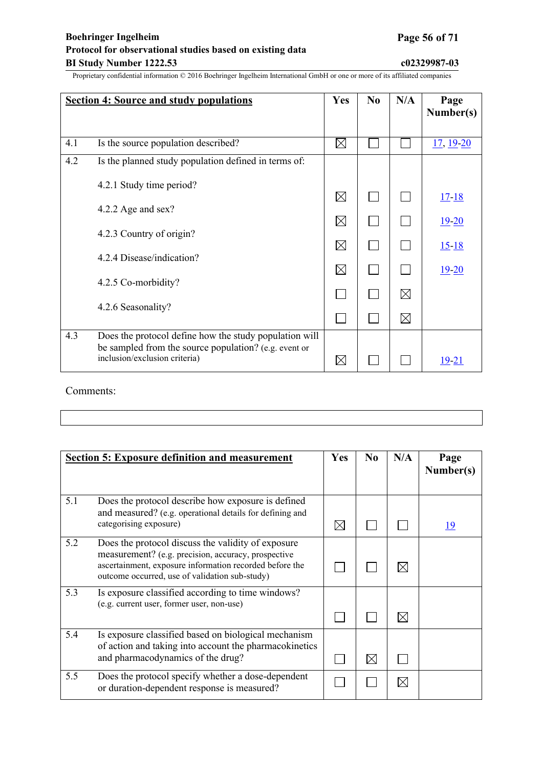| **Section 4: Source and study populations** | | Yes | No | N/A | Page Number(s) |
|---|---|---|---|---|---|
| 4.1 | Is the source population described? | ☒ | ☐ | ☐ | 17, 19-20 |
| 4.2 | Is the planned study population defined in terms of: | | | | |
| | 4.2.1 Study time period? | ☒ | ☐ | ☐ | 17-18 |
| | 4.2.2 Age and sex? | ☒ | ☐ | ☐ | 19-20 |
| | 4.2.3 Country of origin? | ☒ | ☐ | ☐ | 15-18 |
| | 4.2.4 Disease/indication? | ☒ | ☐ | ☐ | 19-20 |
| | 4.2.5 Co-morbidity? | ☐ | ☐ | ☒ | |
| | 4.2.6 Seasonality? | ☐ | ☐ | ☒ | |
| 4.3 | Does the protocol define how the study population will be sampled from the source population? (e.g. event or inclusion/exclusion criteria) | ☒ | ☐ | ☐ | 19-21 |

Comments:

| **Section 5: Exposure definition and measurement** | | Yes | No | N/A | Page Number(s) |
|---|---|---|---|---|---|
| 5.1 | Does the protocol describe how exposure is defined and measured? (e.g. operational details for defining and categorising exposure) | ☒ | ☐ | ☐ | 19 |
| 5.2 | Does the protocol discuss the validity of exposure measurement? (e.g. precision, accuracy, prospective ascertainment, exposure information recorded before the outcome occurred, use of validation sub-study) | ☐ | ☐ | ☒ | |
| 5.3 | Is exposure classified according to time windows? (e.g. current user, former user, non-use) | ☐ | ☐ | ☒ | |
| 5.4 | Is exposure classified based on biological mechanism of action and taking into account the pharmacokinetics and pharmacodynamics of the drug? | ☐ | ☒ | ☐ | |
| 5.5 | Does the protocol specify whether a dose-dependent or duration-dependent response is measured? | ☐ | ☐ | ☒ | |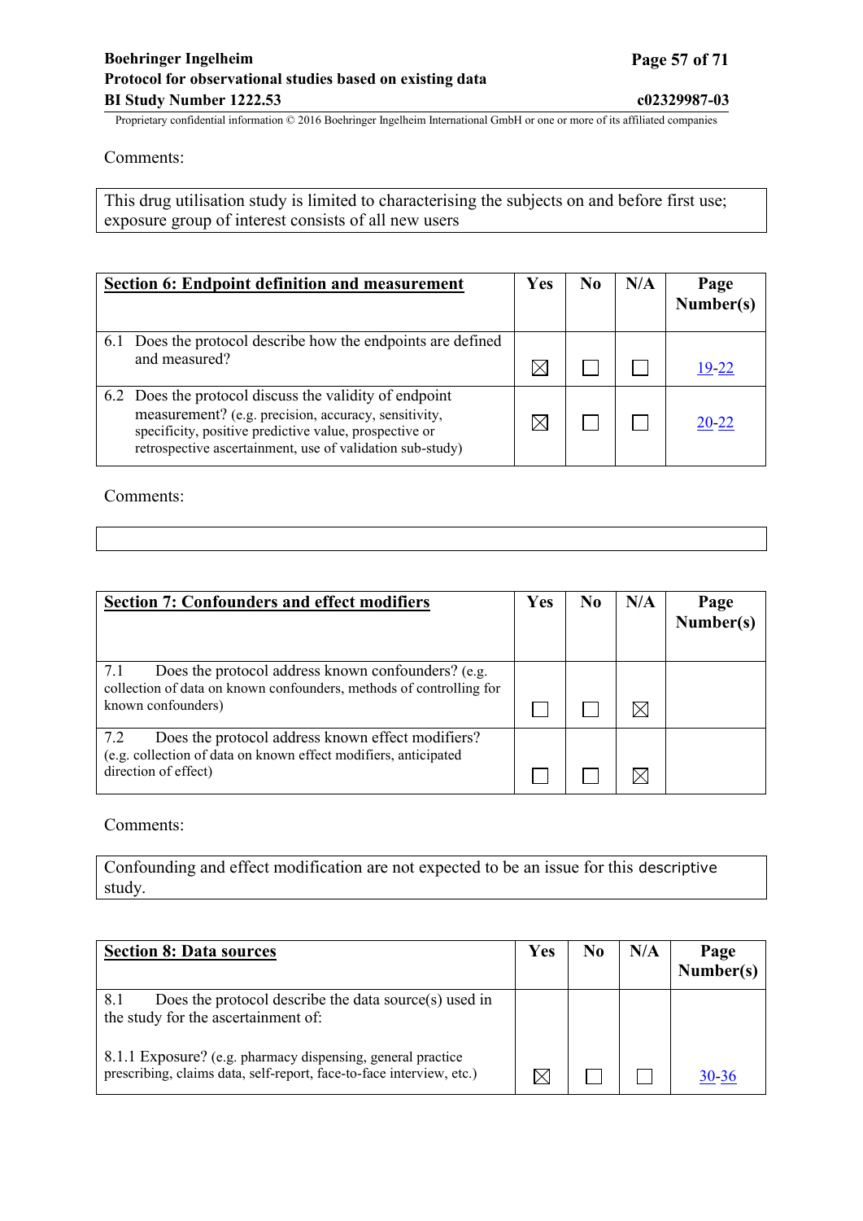Comments:

| This drug utilisation study is limited to characterising the subjects on and before first use; exposure group of interest consists of all new users |
|---|

| **Section 6: Endpoint definition and measurement** | Yes | No | N/A | Page Number(s) |
|---|---|---|---|---|
| 6.1 Does the protocol describe how the endpoints are defined and measured? | ☒ | ☐ | ☐ | 19-22 |
| 6.2 Does the protocol discuss the validity of endpoint measurement? (e.g. precision, accuracy, sensitivity, specificity, positive predictive value, prospective or retrospective ascertainment, use of validation sub-study) | ☒ | ☐ | ☐ | 20-22 |

Comments:

| |
|---|

| **Section 7: Confounders and effect modifiers** | Yes | No | N/A | Page Number(s) |
|---|---|---|---|---|
| 7.1 Does the protocol address known confounders? (e.g. collection of data on known confounders, methods of controlling for known confounders) | ☐ | ☐ | ☒ | |
| 7.2 Does the protocol address known effect modifiers? (e.g. collection of data on known effect modifiers, anticipated direction of effect) | ☐ | ☐ | ☒ | |

Comments:

| Confounding and effect modification are not expected to be an issue for this descriptive study. |
|---|

| **Section 8: Data sources** | Yes | No | N/A | Page Number(s) |
|---|---|---|---|---|
| 8.1 Does the protocol describe the data source(s) used in the study for the ascertainment of: | | | | |
| 8.1.1 Exposure? (e.g. pharmacy dispensing, general practice prescribing, claims data, self-report, face-to-face interview, etc.) | ☒ | ☐ | ☐ | 30-36 |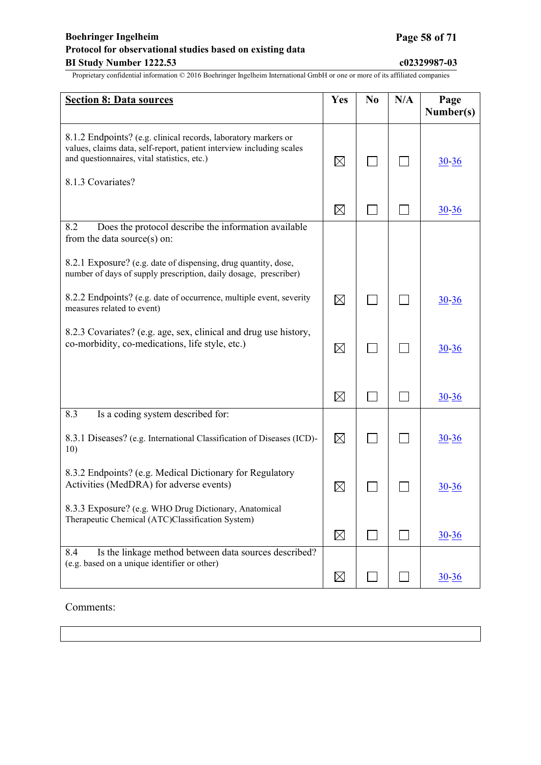| **Section 8: Data sources** | Yes | No | N/A | Page Number(s) |
|---|---|---|---|---|
| 8.1.2 Endpoints? (e.g. clinical records, laboratory markers or values, claims data, self-report, patient interview including scales and questionnaires, vital statistics, etc.) | ☒ | ☐ | ☐ | 30-36 |
| 8.1.3 Covariates? | ☒ | ☐ | ☐ | 30-36 |
| 8.2 Does the protocol describe the information available from the data source(s) on: | | | | |
| 8.2.1 Exposure? (e.g. date of dispensing, drug quantity, dose, number of days of supply prescription, daily dosage, prescriber) | ☒ | ☐ | ☐ | 30-36 |
| 8.2.2 Endpoints? (e.g. date of occurrence, multiple event, severity measures related to event) | ☒ | ☐ | ☐ | 30-36 |
| 8.2.3 Covariates? (e.g. age, sex, clinical and drug use history, co-morbidity, co-medications, life style, etc.) | ☒ | ☐ | ☐ | 30-36 |
| 8.3 Is a coding system described for: | | | | |
| 8.3.1 Diseases? (e.g. International Classification of Diseases (ICD)-10) | ☒ | ☐ | ☐ | 30-36 |
| 8.3.2 Endpoints? (e.g. Medical Dictionary for Regulatory Activities (MedDRA) for adverse events) | ☒ | ☐ | ☐ | 30-36 |
| 8.3.3 Exposure? (e.g. WHO Drug Dictionary, Anatomical Therapeutic Chemical (ATC)Classification System) | ☒ | ☐ | ☐ | 30-36 |
| 8.4 Is the linkage method between data sources described? (e.g. based on a unique identifier or other) | ☒ | ☐ | ☐ | 30-36 |

Comments:

| |
|---|
| |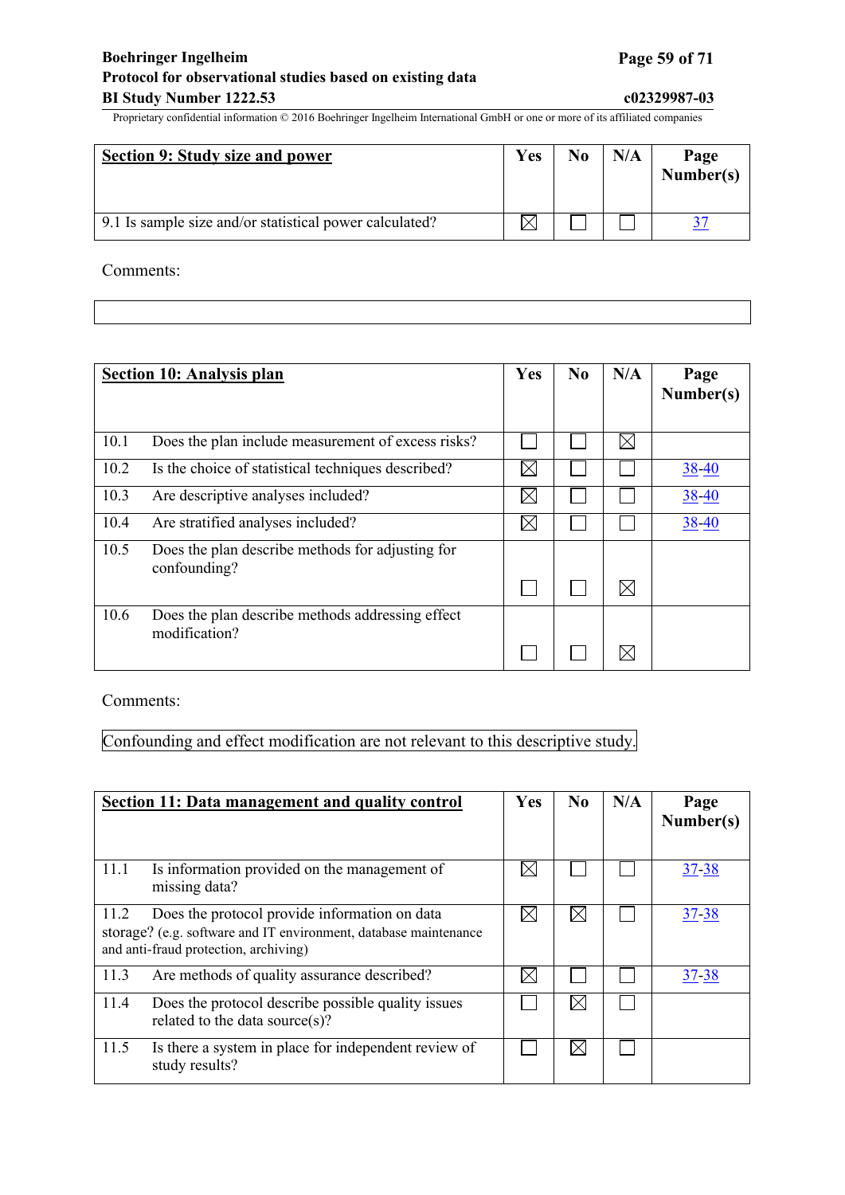| **Section 9: Study size and power** | Yes | No | N/A | Page Number(s) |
|---|---|---|---|---|
| 9.1 Is sample size and/or statistical power calculated? | ☒ | ☐ | ☐ | 37 |

Comments:

| **Section 10: Analysis plan** | | Yes | No | N/A | Page Number(s) |
|---|---|---|---|---|---|
| 10.1 | Does the plan include measurement of excess risks? | ☐ | ☐ | ☒ | |
| 10.2 | Is the choice of statistical techniques described? | ☒ | ☐ | ☐ | 38-40 |
| 10.3 | Are descriptive analyses included? | ☒ | ☐ | ☐ | 38-40 |
| 10.4 | Are stratified analyses included? | ☒ | ☐ | ☐ | 38-40 |
| 10.5 | Does the plan describe methods for adjusting for confounding? | ☐ | ☐ | ☒ | |
| 10.6 | Does the plan describe methods addressing effect modification? | ☐ | ☐ | ☒ | |

Comments:

Confounding and effect modification are not relevant to this descriptive study.

| **Section 11: Data management and quality control** | | Yes | No | N/A | Page Number(s) |
|---|---|---|---|---|---|
| 11.1 | Is information provided on the management of missing data? | ☒ | ☐ | ☐ | 37-38 |
| 11.2 | Does the protocol provide information on data storage? (e.g. software and IT environment, database maintenance and anti-fraud protection, archiving) | ☒ | ☒ | ☐ | 37-38 |
| 11.3 | Are methods of quality assurance described? | ☒ | ☐ | ☐ | 37-38 |
| 11.4 | Does the protocol describe possible quality issues related to the data source(s)? | ☐ | ☒ | ☐ | |
| 11.5 | Is there a system in place for independent review of study results? | ☐ | ☒ | ☐ | |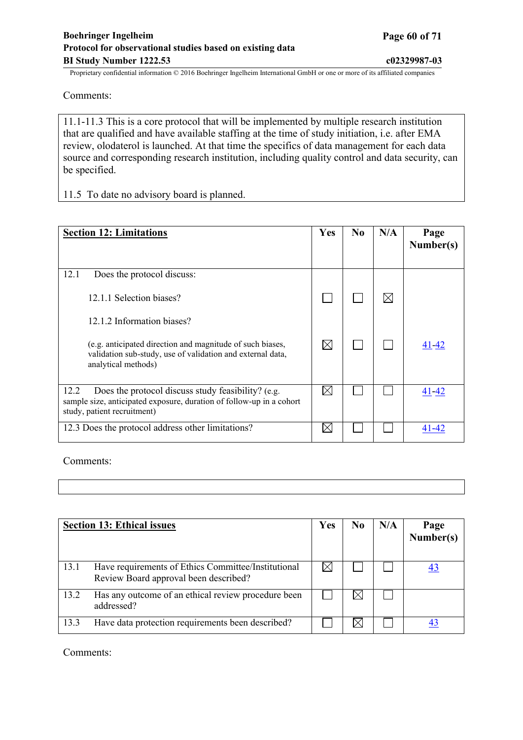Comments:

| 11.1-11.3 This is a core protocol that will be implemented by multiple research institution that are qualified and have available staffing at the time of study initiation, i.e. after EMA review, olodaterol is launched. At that time the specifics of data management for each data source and corresponding research institution, including quality control and data security, can be specified.<br><br>11.5 To date no advisory board is planned. |
|---|

| **Section 12: Limitations** | Yes | No | N/A | Page Number(s) |
|---|---|---|---|---|
| 12.1 Does the protocol discuss: | | | | |
| 12.1.1 Selection biases? | ☐ | ☐ | ☒ | |
| 12.1.2 Information biases?<br><br>(e.g. anticipated direction and magnitude of such biases, validation sub-study, use of validation and external data, analytical methods) | ☒ | ☐ | ☐ | 41-42 |
| 12.2 Does the protocol discuss study feasibility? (e.g. sample size, anticipated exposure, duration of follow-up in a cohort study, patient recruitment) | ☒ | ☐ | ☐ | 41-42 |
| 12.3 Does the protocol address other limitations? | ☒ | ☐ | ☐ | 41-42 |

Comments:

| |
|---|

| **Section 13: Ethical issues** | Yes | No | N/A | Page Number(s) |
|---|---|---|---|---|
| 13.1 Have requirements of Ethics Committee/Institutional Review Board approval been described? | ☒ | ☐ | ☐ | 43 |
| 13.2 Has any outcome of an ethical review procedure been addressed? | ☐ | ☒ | ☐ | |
| 13.3 Have data protection requirements been described? | ☐ | ☒ | ☐ | 43 |

Comments: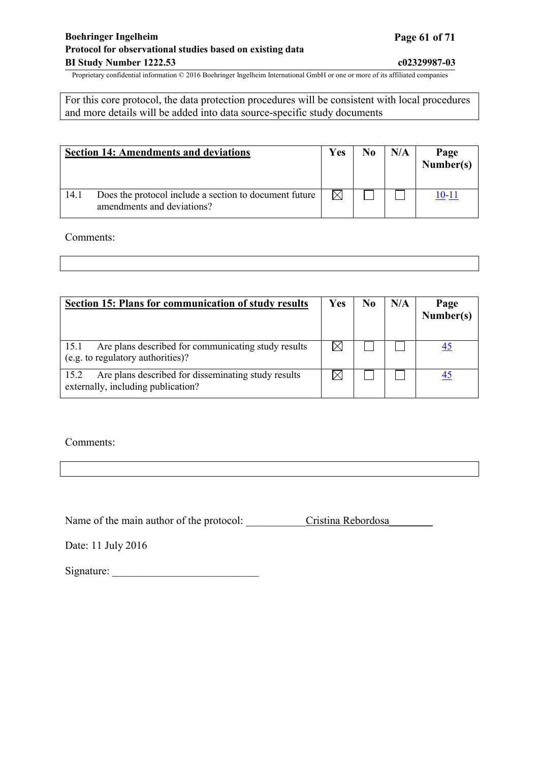| For this core protocol, the data protection procedures will be consistent with local procedures and more details will be added into data source-specific study documents |
|---|

| **Section 14: Amendments and deviations** | Yes | No | N/A | Page Number(s) |
|---|---|---|---|---|
| 14.1 Does the protocol include a section to document future amendments and deviations? | ☒ | ☐ | ☐ | 10-11 |

Comments:

| |
|---|

| **Section 15: Plans for communication of study results** | Yes | No | N/A | Page Number(s) |
|---|---|---|---|---|
| 15.1 Are plans described for communicating study results (e.g. to regulatory authorities)? | ☒ | ☐ | ☐ | 45 |
| 15.2 Are plans described for disseminating study results externally, including publication? | ☒ | ☐ | ☐ | 45 |

Comments:

| |
|---|

Name of the main author of the protocol: ___________Cristina Rebordosa________

Date: 11 July 2016

Signature: ___________________________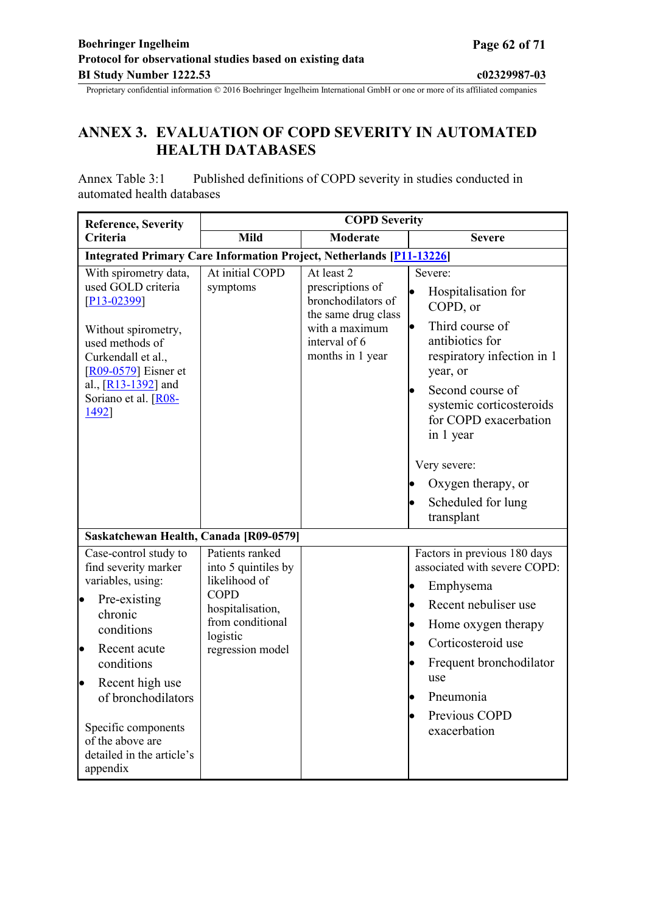# ANNEX 3. EVALUATION OF COPD SEVERITY IN AUTOMATED HEALTH DATABASES

Annex Table 3:1 Published definitions of COPD severity in studies conducted in automated health databases

| Reference, Severity Criteria | COPD Severity | | |
|---|---|---|---|
| | **Mild** | **Moderate** | **Severe** |
| **Integrated Primary Care Information Project, Netherlands [P11-13226]** | | | |
| With spirometry data, used GOLD criteria [P13-02399]<br><br>Without spirometry, used methods of Curkendall et al., [R09-0579] Eisner et al., [R13-1392] and Soriano et al. [R08-1492] | At initial COPD symptoms | At least 2 prescriptions of bronchodilators of the same drug class with a maximum interval of 6 months in 1 year | Severe:<br>• Hospitalisation for COPD, or<br>• Third course of antibiotics for respiratory infection in 1 year, or<br>• Second course of systemic corticosteroids for COPD exacerbation in 1 year<br><br>Very severe:<br>• Oxygen therapy, or<br>• Scheduled for lung transplant |
| **Saskatchewan Health, Canada [R09-0579]** | | | |
| Case-control study to find severity marker variables, using:<br>• Pre-existing chronic conditions<br>• Recent acute conditions<br>• Recent high use of bronchodilators<br><br>Specific components of the above are detailed in the article's appendix | Patients ranked into 5 quintiles by likelihood of COPD hospitalisation, from conditional logistic regression model | | Factors in previous 180 days associated with severe COPD:<br>• Emphysema<br>• Recent nebuliser use<br>• Home oxygen therapy<br>• Corticosteroid use<br>• Frequent bronchodilator use<br>• Pneumonia<br>• Previous COPD exacerbation |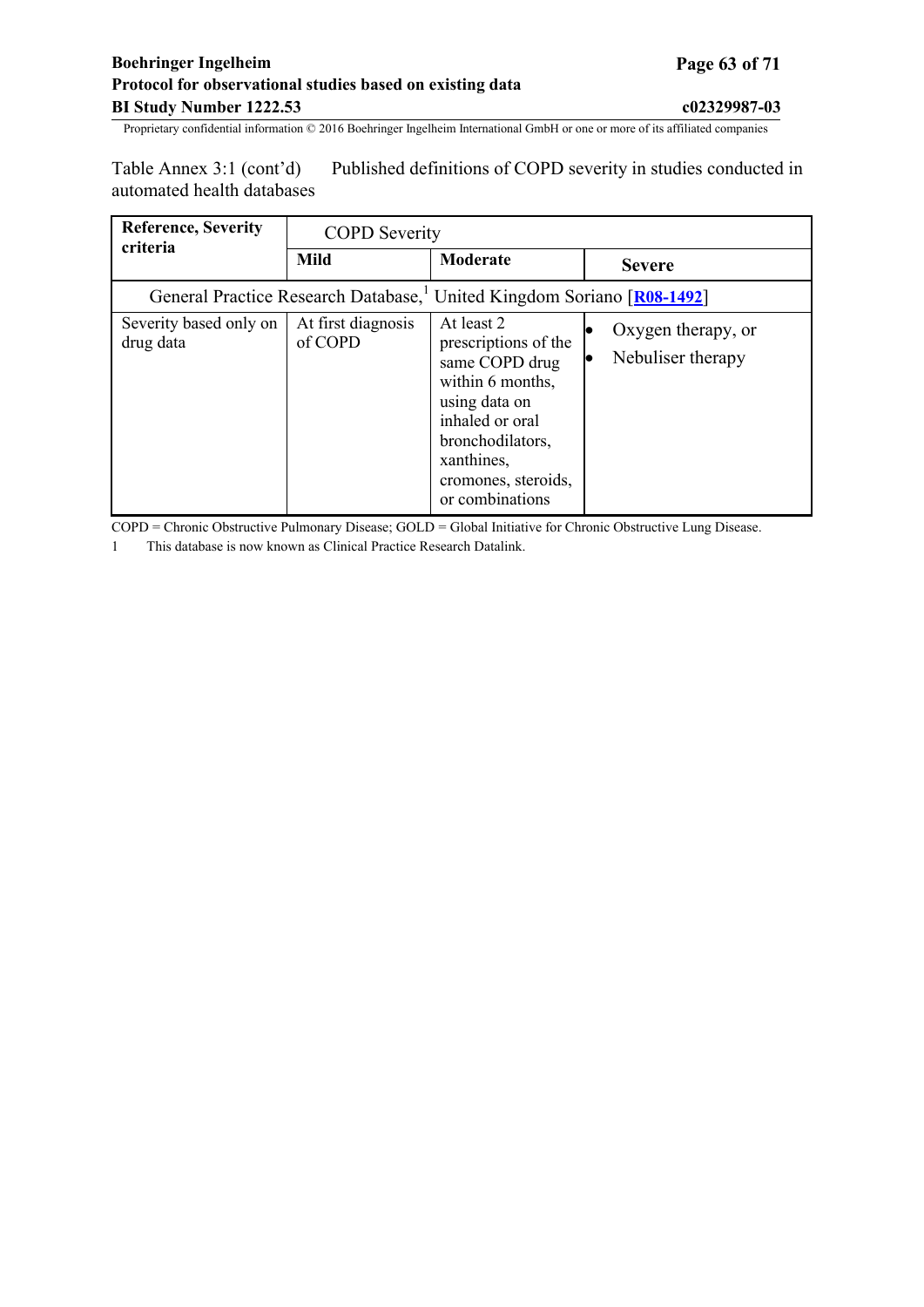Table Annex 3:1 (cont'd) Published definitions of COPD severity in studies conducted in automated health databases

| **Reference, Severity criteria** | COPD Severity | | |
|---|---|---|---|
| | **Mild** | **Moderate** | **Severe** |
| General Practice Research Database,[1] United Kingdom Soriano [R08-1492] | | | |
| Severity based only on drug data | At first diagnosis of COPD | At least 2 prescriptions of the same COPD drug within 6 months, using data on inhaled or oral bronchodilators, xanthines, cromones, steroids, or combinations | • Oxygen therapy, or<br>• Nebuliser therapy |

COPD = Chronic Obstructive Pulmonary Disease; GOLD = Global Initiative for Chronic Obstructive Lung Disease.

1 This database is now known as Clinical Practice Research Datalink.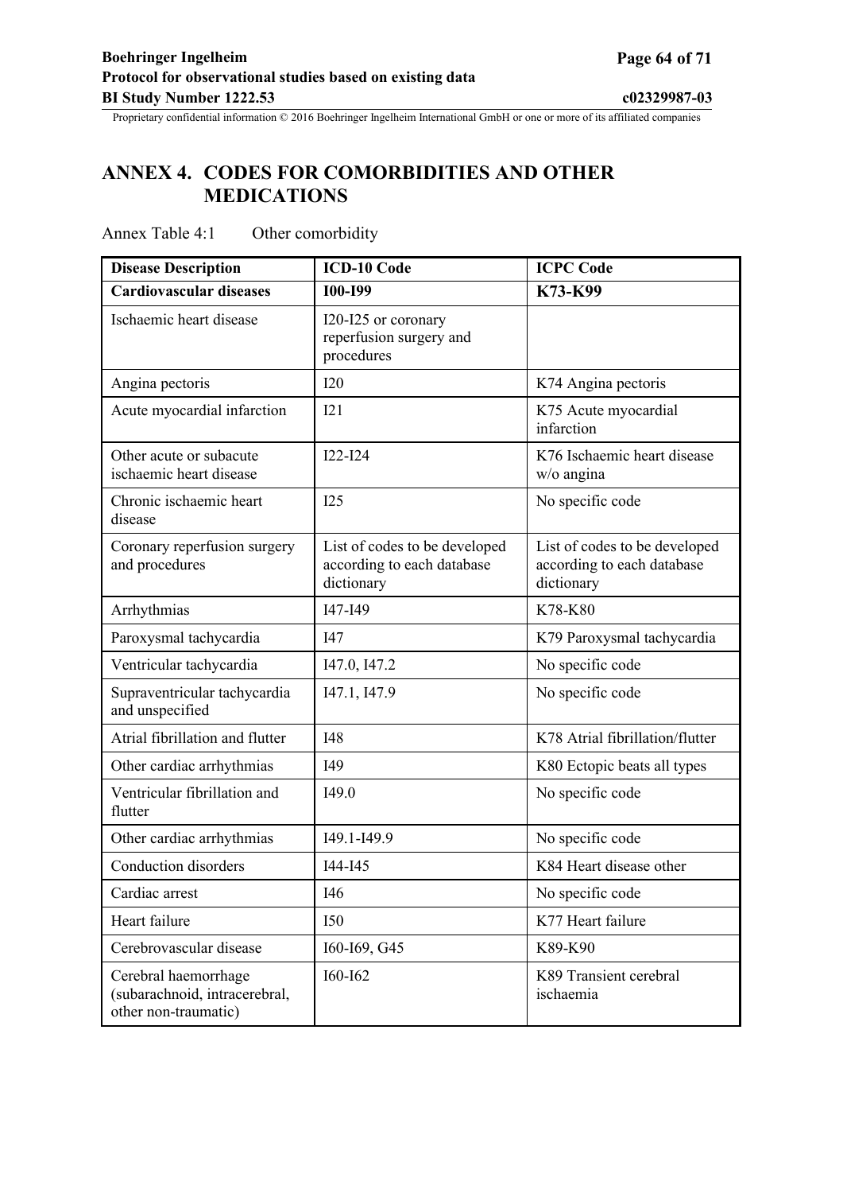# ANNEX 4. CODES FOR COMORBIDITIES AND OTHER MEDICATIONS

Annex Table 4:1 Other comorbidity

| Disease Description | ICD-10 Code | ICPC Code |
|---|---|---|
| **Cardiovascular diseases** | **I00-I99** | **K73-K99** |
| Ischaemic heart disease | I20-I25 or coronary reperfusion surgery and procedures | |
| Angina pectoris | I20 | K74 Angina pectoris |
| Acute myocardial infarction | I21 | K75 Acute myocardial infarction |
| Other acute or subacute ischaemic heart disease | I22-I24 | K76 Ischaemic heart disease w/o angina |
| Chronic ischaemic heart disease | I25 | No specific code |
| Coronary reperfusion surgery and procedures | List of codes to be developed according to each database dictionary | List of codes to be developed according to each database dictionary |
| Arrhythmias | I47-I49 | K78-K80 |
| Paroxysmal tachycardia | I47 | K79 Paroxysmal tachycardia |
| Ventricular tachycardia | I47.0, I47.2 | No specific code |
| Supraventricular tachycardia and unspecified | I47.1, I47.9 | No specific code |
| Atrial fibrillation and flutter | I48 | K78 Atrial fibrillation/flutter |
| Other cardiac arrhythmias | I49 | K80 Ectopic beats all types |
| Ventricular fibrillation and flutter | I49.0 | No specific code |
| Other cardiac arrhythmias | I49.1-I49.9 | No specific code |
| Conduction disorders | I44-I45 | K84 Heart disease other |
| Cardiac arrest | I46 | No specific code |
| Heart failure | I50 | K77 Heart failure |
| Cerebrovascular disease | I60-I69, G45 | K89-K90 |
| Cerebral haemorrhage (subarachnoid, intracerebral, other non-traumatic) | I60-I62 | K89 Transient cerebral ischaemia |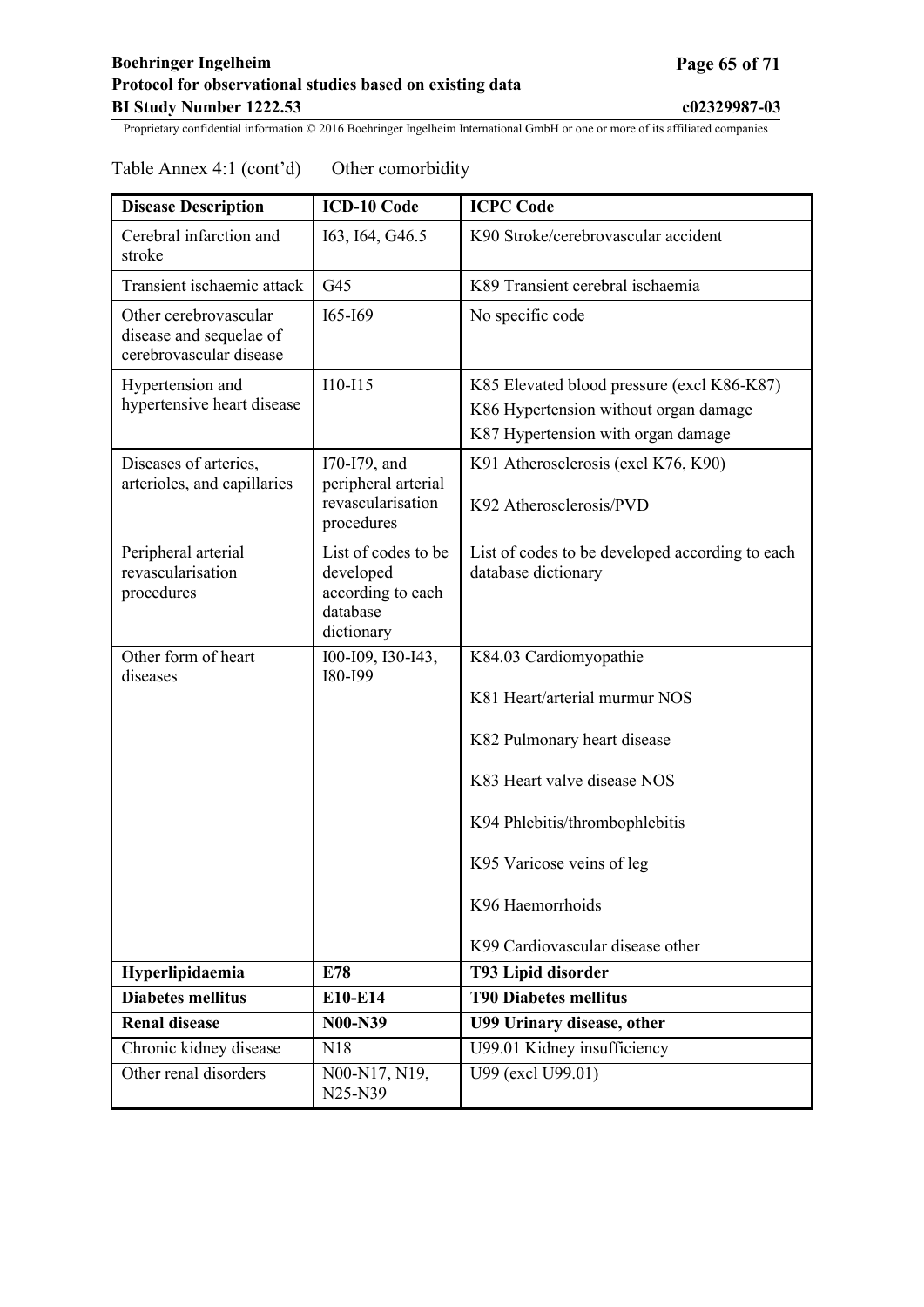Table Annex 4:1 (cont'd) Other comorbidity

| Disease Description | ICD-10 Code | ICPC Code |
|---|---|---|
| Cerebral infarction and stroke | I63, I64, G46.5 | K90 Stroke/cerebrovascular accident |
| Transient ischaemic attack | G45 | K89 Transient cerebral ischaemia |
| Other cerebrovascular disease and sequelae of cerebrovascular disease | I65-I69 | No specific code |
| Hypertension and hypertensive heart disease | I10-I15 | K85 Elevated blood pressure (excl K86-K87)<br>K86 Hypertension without organ damage<br>K87 Hypertension with organ damage |
| Diseases of arteries, arterioles, and capillaries | I70-I79, and peripheral arterial revascularisation procedures | K91 Atherosclerosis (excl K76, K90)<br>K92 Atherosclerosis/PVD |
| Peripheral arterial revascularisation procedures | List of codes to be developed according to each database dictionary | List of codes to be developed according to each database dictionary |
| Other form of heart diseases | I00-I09, I30-I43, I80-I99 | K84.03 Cardiomyopathie<br>K81 Heart/arterial murmur NOS<br>K82 Pulmonary heart disease<br>K83 Heart valve disease NOS<br>K94 Phlebitis/thrombophlebitis<br>K95 Varicose veins of leg<br>K96 Haemorrhoids<br>K99 Cardiovascular disease other |
| **Hyperlipidaemia** | **E78** | **T93 Lipid disorder** |
| **Diabetes mellitus** | **E10-E14** | **T90 Diabetes mellitus** |
| **Renal disease** | **N00-N39** | **U99 Urinary disease, other** |
| Chronic kidney disease | N18 | U99.01 Kidney insufficiency |
| Other renal disorders | N00-N17, N19, N25-N39 | U99 (excl U99.01) |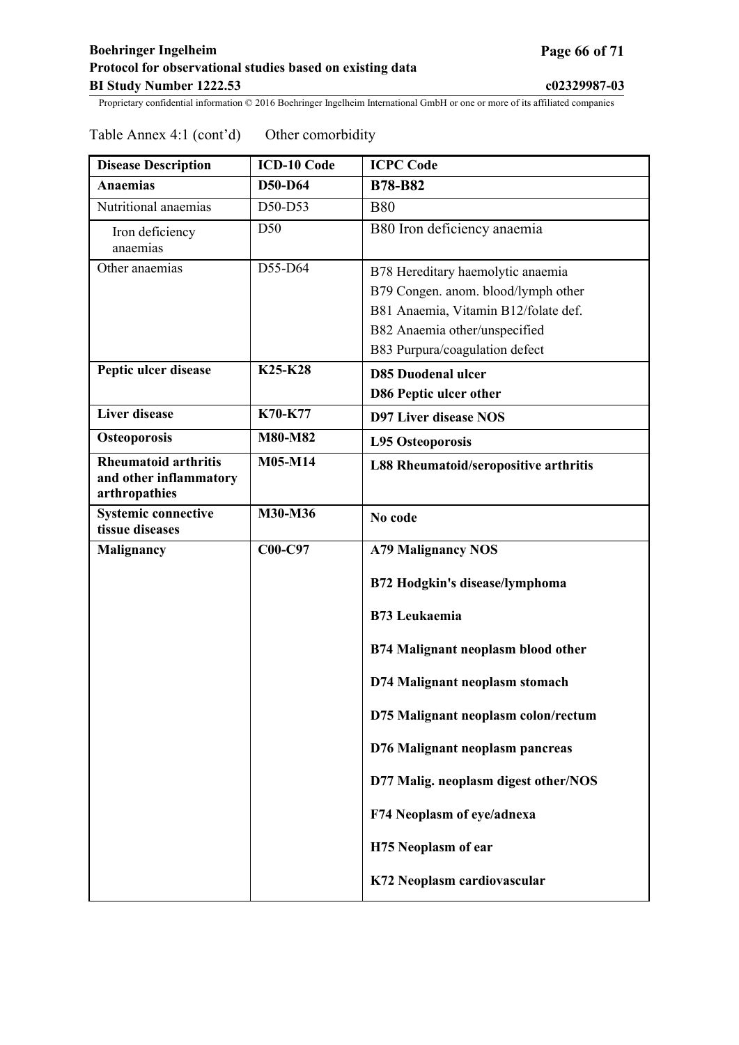Table Annex 4:1 (cont'd) Other comorbidity

| Disease Description | ICD-10 Code | ICPC Code |
|---|---|---|
| **Anaemias** | **D50-D64** | **B78-B82** |
| Nutritional anaemias | D50-D53 | B80 |
| Iron deficiency anaemias | D50 | B80 Iron deficiency anaemia |
| Other anaemias | D55-D64 | B78 Hereditary haemolytic anaemia<br>B79 Congen. anom. blood/lymph other<br>B81 Anaemia, Vitamin B12/folate def.<br>B82 Anaemia other/unspecified<br>B83 Purpura/coagulation defect |
| **Peptic ulcer disease** | **K25-K28** | **D85 Duodenal ulcer**<br>**D86 Peptic ulcer other** |
| **Liver disease** | **K70-K77** | **D97 Liver disease NOS** |
| **Osteoporosis** | **M80-M82** | **L95 Osteoporosis** |
| **Rheumatoid arthritis and other inflammatory arthropathies** | **M05-M14** | **L88 Rheumatoid/seropositive arthritis** |
| **Systemic connective tissue diseases** | **M30-M36** | **No code** |
| **Malignancy** | **C00-C97** | **A79 Malignancy NOS**<br>**B72 Hodgkin's disease/lymphoma**<br>**B73 Leukaemia**<br>**B74 Malignant neoplasm blood other**<br>**D74 Malignant neoplasm stomach**<br>**D75 Malignant neoplasm colon/rectum**<br>**D76 Malignant neoplasm pancreas**<br>**D77 Malig. neoplasm digest other/NOS**<br>**F74 Neoplasm of eye/adnexa**<br>**H75 Neoplasm of ear**<br>**K72 Neoplasm cardiovascular** |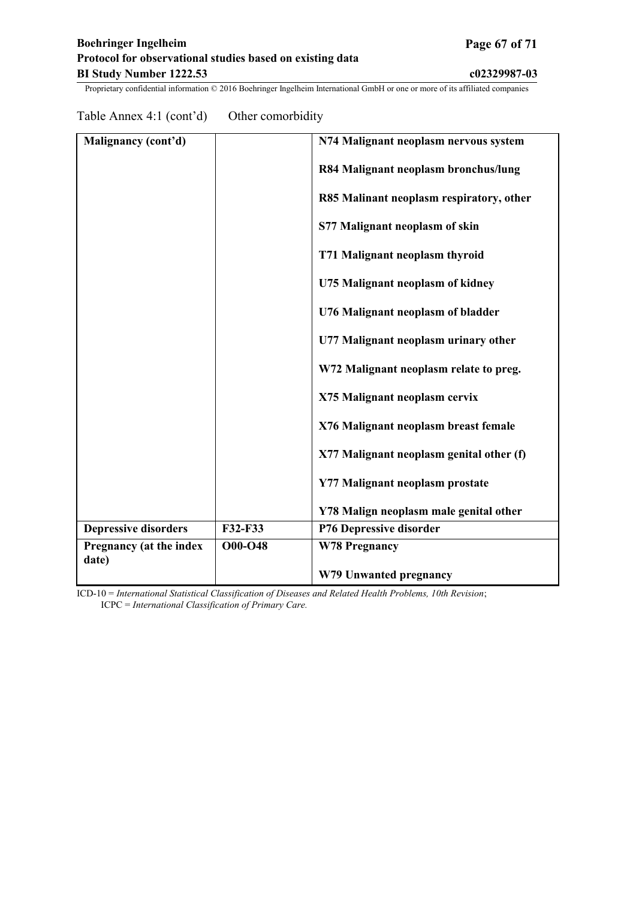Table Annex 4:1 (cont'd) Other comorbidity

| | | |
|---|---|---|
| **Malignancy (cont'd)** | | **N74 Malignant neoplasm nervous system**<br><br>**R84 Malignant neoplasm bronchus/lung**<br><br>**R85 Malinant neoplasm respiratory, other**<br><br>**S77 Malignant neoplasm of skin**<br><br>**T71 Malignant neoplasm thyroid**<br><br>**U75 Malignant neoplasm of kidney**<br><br>**U76 Malignant neoplasm of bladder**<br><br>**U77 Malignant neoplasm urinary other**<br><br>**W72 Malignant neoplasm relate to preg.**<br><br>**X75 Malignant neoplasm cervix**<br><br>**X76 Malignant neoplasm breast female**<br><br>**X77 Malignant neoplasm genital other (f)**<br><br>**Y77 Malignant neoplasm prostate**<br><br>**Y78 Malign neoplasm male genital other** |
| **Depressive disorders** | **F32-F33** | **P76 Depressive disorder** |
| **Pregnancy (at the index date)** | **O00-O48** | **W78 Pregnancy**<br><br>**W79 Unwanted pregnancy** |

ICD-10 = *International Statistical Classification of Diseases and Related Health Problems, 10th Revision*; ICPC = *International Classification of Primary Care.*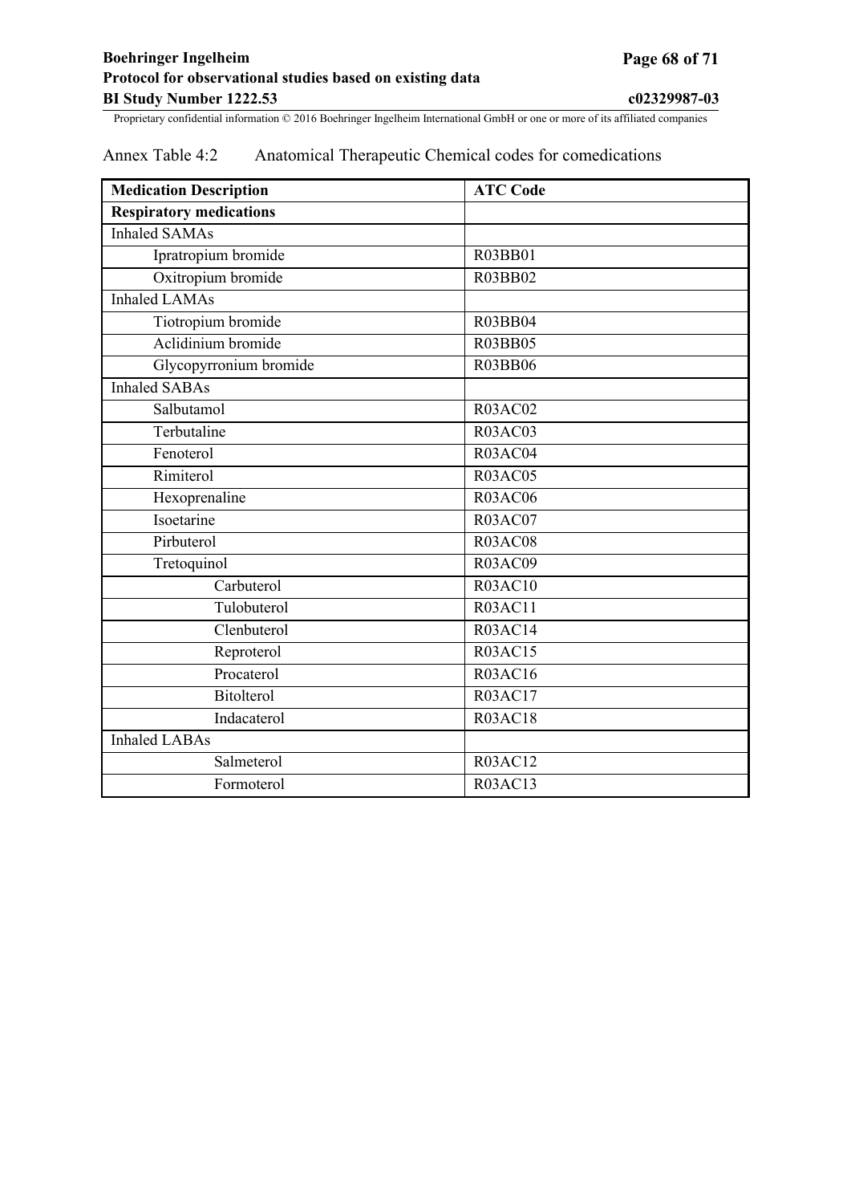Annex Table 4:2 Anatomical Therapeutic Chemical codes for comedications

| Medication Description | ATC Code |
|---|---|
| **Respiratory medications** | |
| Inhaled SAMAs | |
| Ipratropium bromide | R03BB01 |
| Oxitropium bromide | R03BB02 |
| Inhaled LAMAs | |
| Tiotropium bromide | R03BB04 |
| Aclidinium bromide | R03BB05 |
| Glycopyrronium bromide | R03BB06 |
| Inhaled SABAs | |
| Salbutamol | R03AC02 |
| Terbutaline | R03AC03 |
| Fenoterol | R03AC04 |
| Rimiterol | R03AC05 |
| Hexoprenaline | R03AC06 |
| Isoetarine | R03AC07 |
| Pirbuterol | R03AC08 |
| Tretoquinol | R03AC09 |
| Carbuterol | R03AC10 |
| Tulobuterol | R03AC11 |
| Clenbuterol | R03AC14 |
| Reproterol | R03AC15 |
| Procaterol | R03AC16 |
| Bitolterol | R03AC17 |
| Indacaterol | R03AC18 |
| Inhaled LABAs | |
| Salmeterol | R03AC12 |
| Formoterol | R03AC13 |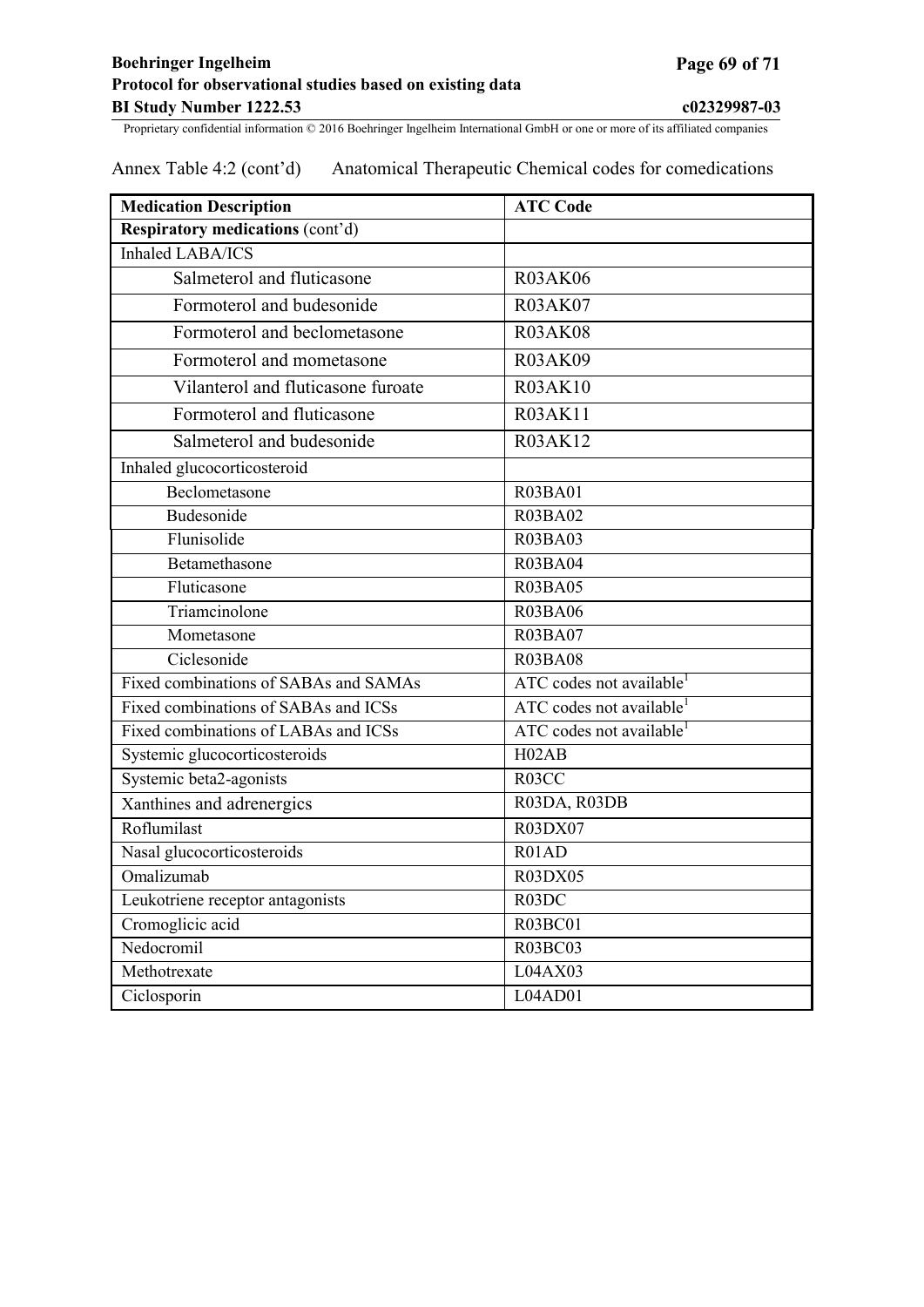Annex Table 4:2 (cont'd) Anatomical Therapeutic Chemical codes for comedications

| Medication Description | ATC Code |
|---|---|
| **Respiratory medications** (cont'd) | |
| Inhaled LABA/ICS | |
| Salmeterol and fluticasone | R03AK06 |
| Formoterol and budesonide | R03AK07 |
| Formoterol and beclometasone | R03AK08 |
| Formoterol and mometasone | R03AK09 |
| Vilanterol and fluticasone furoate | R03AK10 |
| Formoterol and fluticasone | R03AK11 |
| Salmeterol and budesonide | R03AK12 |
| Inhaled glucocorticosteroid | |
| Beclometasone | R03BA01 |
| Budesonide | R03BA02 |
| Flunisolide | R03BA03 |
| Betamethasone | R03BA04 |
| Fluticasone | R03BA05 |
| Triamcinolone | R03BA06 |
| Mometasone | R03BA07 |
| Ciclesonide | R03BA08 |
| Fixed combinations of SABAs and SAMAs | ATC codes not available[1] |
| Fixed combinations of SABAs and ICSs | ATC codes not available[1] |
| Fixed combinations of LABAs and ICSs | ATC codes not available[1] |
| Systemic glucocorticosteroids | H02AB |
| Systemic beta2-agonists | R03CC |
| Xanthines and adrenergics | R03DA, R03DB |
| Roflumilast | R03DX07 |
| Nasal glucocorticosteroids | R01AD |
| Omalizumab | R03DX05 |
| Leukotriene receptor antagonists | R03DC |
| Cromoglicic acid | R03BC01 |
| Nedocromil | R03BC03 |
| Methotrexate | L04AX03 |
| Ciclosporin | L04AD01 |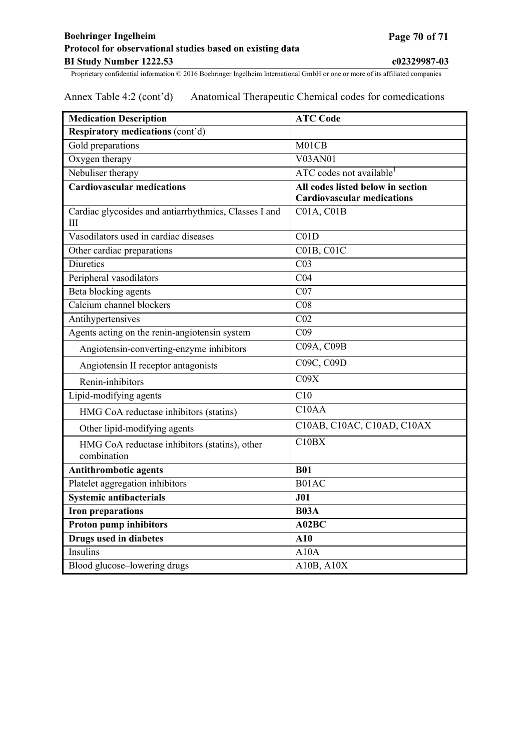Annex Table 4:2 (cont'd) Anatomical Therapeutic Chemical codes for comedications

| **Medication Description** | **ATC Code** |
|---|---|
| **Respiratory medications** (cont'd) | |
| Gold preparations | M01CB |
| Oxygen therapy | V03AN01 |
| Nebuliser therapy | ATC codes not available[1] |
| **Cardiovascular medications** | **All codes listed below in section Cardiovascular medications** |
| Cardiac glycosides and antiarrhythmics, Classes I and III | C01A, C01B |
| Vasodilators used in cardiac diseases | C01D |
| Other cardiac preparations | C01B, C01C |
| Diuretics | C03 |
| Peripheral vasodilators | C04 |
| Beta blocking agents | C07 |
| Calcium channel blockers | C08 |
| Antihypertensives | C02 |
| Agents acting on the renin-angiotensin system | C09 |
| Angiotensin-converting-enzyme inhibitors | C09A, C09B |
| Angiotensin II receptor antagonists | C09C, C09D |
| Renin-inhibitors | C09X |
| Lipid-modifying agents | C10 |
| HMG CoA reductase inhibitors (statins) | C10AA |
| Other lipid-modifying agents | C10AB, C10AC, C10AD, C10AX |
| HMG CoA reductase inhibitors (statins), other combination | C10BX |
| **Antithrombotic agents** | **B01** |
| Platelet aggregation inhibitors | B01AC |
| **Systemic antibacterials** | **J01** |
| **Iron preparations** | **B03A** |
| **Proton pump inhibitors** | **A02BC** |
| **Drugs used in diabetes** | **A10** |
| Insulins | A10A |
| Blood glucose–lowering drugs | A10B, A10X |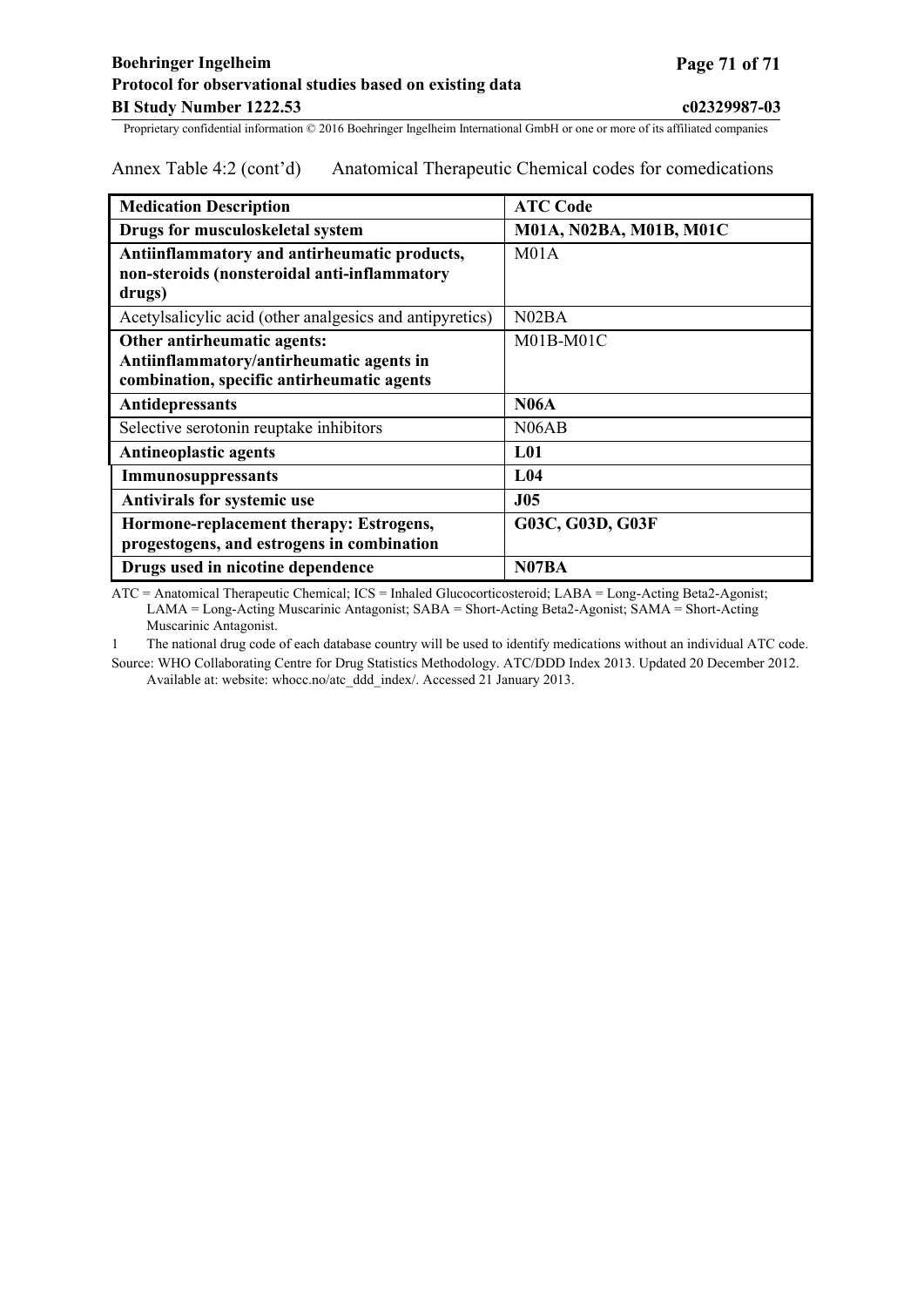Annex Table 4:2 (cont'd) Anatomical Therapeutic Chemical codes for comedications

| Medication Description | ATC Code |
|---|---|
| **Drugs for musculoskeletal system** | **M01A, N02BA, M01B, M01C** |
| **Antiinflammatory and antirheumatic products, non-steroids (nonsteroidal anti-inflammatory drugs)** | M01A |
| Acetylsalicylic acid (other analgesics and antipyretics) | N02BA |
| **Other antirheumatic agents: Antiinflammatory/antirheumatic agents in combination, specific antirheumatic agents** | M01B-M01C |
| **Antidepressants** | **N06A** |
| Selective serotonin reuptake inhibitors | N06AB |
| **Antineoplastic agents** | **L01** |
| **Immunosuppressants** | **L04** |
| **Antivirals for systemic use** | **J05** |
| **Hormone-replacement therapy: Estrogens, progestogens, and estrogens in combination** | **G03C, G03D, G03F** |
| **Drugs used in nicotine dependence** | **N07BA** |

ATC = Anatomical Therapeutic Chemical; ICS = Inhaled Glucocorticosteroid; LABA = Long-Acting Beta2-Agonist; LAMA = Long-Acting Muscarinic Antagonist; SABA = Short-Acting Beta2-Agonist; SAMA = Short-Acting Muscarinic Antagonist.

1 The national drug code of each database country will be used to identify medications without an individual ATC code.

Source: WHO Collaborating Centre for Drug Statistics Methodology. ATC/DDD Index 2013. Updated 20 December 2012. Available at: website: whocc.no/atc_ddd_index/. Accessed 21 January 2013.